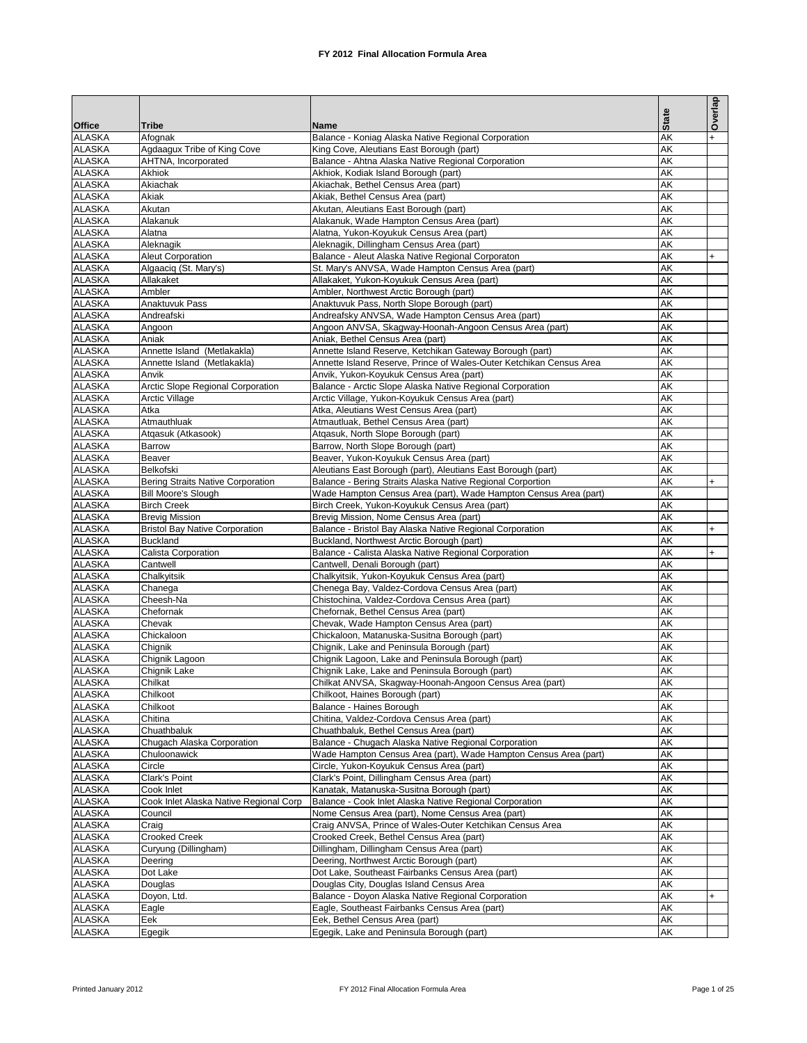# FY 2012 Final Allocation Formula Area

| Office | Tribe | Name | State | Overlap |
|---|---|---|---|---|
| ALASKA | Afognak | Balance - Koniag Alaska Native Regional Corporation | AK | + |
| ALASKA | Agdaagux Tribe of King Cove | King Cove, Aleutians East Borough (part) | AK | |
| ALASKA | AHTNA, Incorporated | Balance - Ahtna Alaska Native Regional Corporation | AK | |
| ALASKA | Akhiok | Akhiok, Kodiak Island Borough (part) | AK | |
| ALASKA | Akiachak | Akiachak, Bethel Census Area (part) | AK | |
| ALASKA | Akiak | Akiak, Bethel Census Area (part) | AK | |
| ALASKA | Akutan | Akutan, Aleutians East Borough (part) | AK | |
| ALASKA | Alakanuk | Alakanuk, Wade Hampton Census Area (part) | AK | |
| ALASKA | Alatna | Alatna, Yukon-Koyukuk Census Area (part) | AK | |
| ALASKA | Aleknagik | Aleknagik, Dillingham Census Area (part) | AK | |
| ALASKA | Aleut Corporation | Balance - Aleut Alaska Native Regional Corporaton | AK | + |
| ALASKA | Algaaciq (St. Mary's) | St. Mary's ANVSA, Wade Hampton Census Area (part) | AK | |
| ALASKA | Allakaket | Allakaket, Yukon-Koyukuk Census Area (part) | AK | |
| ALASKA | Ambler | Ambler, Northwest Arctic Borough (part) | AK | |
| ALASKA | Anaktuvuk Pass | Anaktuvuk Pass, North Slope Borough (part) | AK | |
| ALASKA | Andreafski | Andreafsky ANVSA, Wade Hampton Census Area (part) | AK | |
| ALASKA | Angoon | Angoon ANVSA, Skagway-Hoonah-Angoon Census Area (part) | AK | |
| ALASKA | Aniak | Aniak, Bethel Census Area (part) | AK | |
| ALASKA | Annette Island (Metlakakla) | Annette Island Reserve, Ketchikan Gateway Borough (part) | AK | |
| ALASKA | Annette Island (Metlakakla) | Annette Island Reserve, Prince of Wales-Outer Ketchikan Census Area | AK | |
| ALASKA | Anvik | Anvik, Yukon-Koyukuk Census Area (part) | AK | |
| ALASKA | Arctic Slope Regional Corporation | Balance - Arctic Slope Alaska Native Regional Corporation | AK | |
| ALASKA | Arctic Village | Arctic Village, Yukon-Koyukuk Census Area (part) | AK | |
| ALASKA | Atka | Atka, Aleutians West Census Area (part) | AK | |
| ALASKA | Atmauthluak | Atmautluak, Bethel Census Area (part) | AK | |
| ALASKA | Atqasuk (Atkasook) | Atqasuk, North Slope Borough (part) | AK | |
| ALASKA | Barrow | Barrow, North Slope Borough (part) | AK | |
| ALASKA | Beaver | Beaver, Yukon-Koyukuk Census Area (part) | AK | |
| ALASKA | Belkofski | Aleutians East Borough (part), Aleutians East Borough (part) | AK | |
| ALASKA | Bering Straits Native Corporation | Balance - Bering Straits Alaska Native Regional Corportion | AK | + |
| ALASKA | Bill Moore's Slough | Wade Hampton Census Area (part), Wade Hampton Census Area (part) | AK | |
| ALASKA | Birch Creek | Birch Creek, Yukon-Koyukuk Census Area (part) | AK | |
| ALASKA | Brevig Mission | Brevig Mission, Nome Census Area (part) | AK | |
| ALASKA | Bristol Bay Native Corporation | Balance - Bristol Bay Alaska Native Regional Corporation | AK | + |
| ALASKA | Buckland | Buckland, Northwest Arctic Borough (part) | AK | |
| ALASKA | Calista Corporation | Balance - Calista Alaska Native Regional Corporation | AK | + |
| ALASKA | Cantwell | Cantwell, Denali Borough (part) | AK | |
| ALASKA | Chalkyitsik | Chalkyitsik, Yukon-Koyukuk Census Area (part) | AK | |
| ALASKA | Chanega | Chenega Bay, Valdez-Cordova Census Area (part) | AK | |
| ALASKA | Cheesh-Na | Chistochina, Valdez-Cordova Census Area (part) | AK | |
| ALASKA | Chefornak | Chefornak, Bethel Census Area (part) | AK | |
| ALASKA | Chevak | Chevak, Wade Hampton Census Area (part) | AK | |
| ALASKA | Chickaloon | Chickaloon, Matanuska-Susitna Borough (part) | AK | |
| ALASKA | Chignik | Chignik, Lake and Peninsula Borough (part) | AK | |
| ALASKA | Chignik Lagoon | Chignik Lagoon, Lake and Peninsula Borough (part) | AK | |
| ALASKA | Chignik Lake | Chignik Lake, Lake and Peninsula Borough (part) | AK | |
| ALASKA | Chilkat | Chilkat ANVSA, Skagway-Hoonah-Angoon Census Area (part) | AK | |
| ALASKA | Chilkoot | Chilkoot, Haines Borough (part) | AK | |
| ALASKA | Chilkoot | Balance - Haines Borough | AK | |
| ALASKA | Chitina | Chitina, Valdez-Cordova Census Area (part) | AK | |
| ALASKA | Chuathbaluk | Chuathbaluk, Bethel Census Area (part) | AK | |
| ALASKA | Chugach Alaska Corporation | Balance - Chugach Alaska Native Regional Corporation | AK | |
| ALASKA | Chuloonawick | Wade Hampton Census Area (part), Wade Hampton Census Area (part) | AK | |
| ALASKA | Circle | Circle, Yukon-Koyukuk Census Area (part) | AK | |
| ALASKA | Clark's Point | Clark's Point, Dillingham Census Area (part) | AK | |
| ALASKA | Cook Inlet | Kanatak, Matanuska-Susitna Borough (part) | AK | |
| ALASKA | Cook Inlet Alaska Native Regional Corp | Balance - Cook Inlet Alaska Native Regional Corporation | AK | |
| ALASKA | Council | Nome Census Area (part), Nome Census Area (part) | AK | |
| ALASKA | Craig | Craig ANVSA, Prince of Wales-Outer Ketchikan Census Area | AK | |
| ALASKA | Crooked Creek | Crooked Creek, Bethel Census Area (part) | AK | |
| ALASKA | Curyung (Dillingham) | Dillingham, Dillingham Census Area (part) | AK | |
| ALASKA | Deering | Deering, Northwest Arctic Borough (part) | AK | |
| ALASKA | Dot Lake | Dot Lake, Southeast Fairbanks Census Area (part) | AK | |
| ALASKA | Douglas | Douglas City, Douglas Island Census Area | AK | |
| ALASKA | Doyon, Ltd. | Balance - Doyon Alaska Native Regional Corporation | AK | + |
| ALASKA | Eagle | Eagle, Southeast Fairbanks Census Area (part) | AK | |
| ALASKA | Eek | Eek, Bethel Census Area (part) | AK | |
| ALASKA | Egegik | Egegik, Lake and Peninsula Borough (part) | AK | |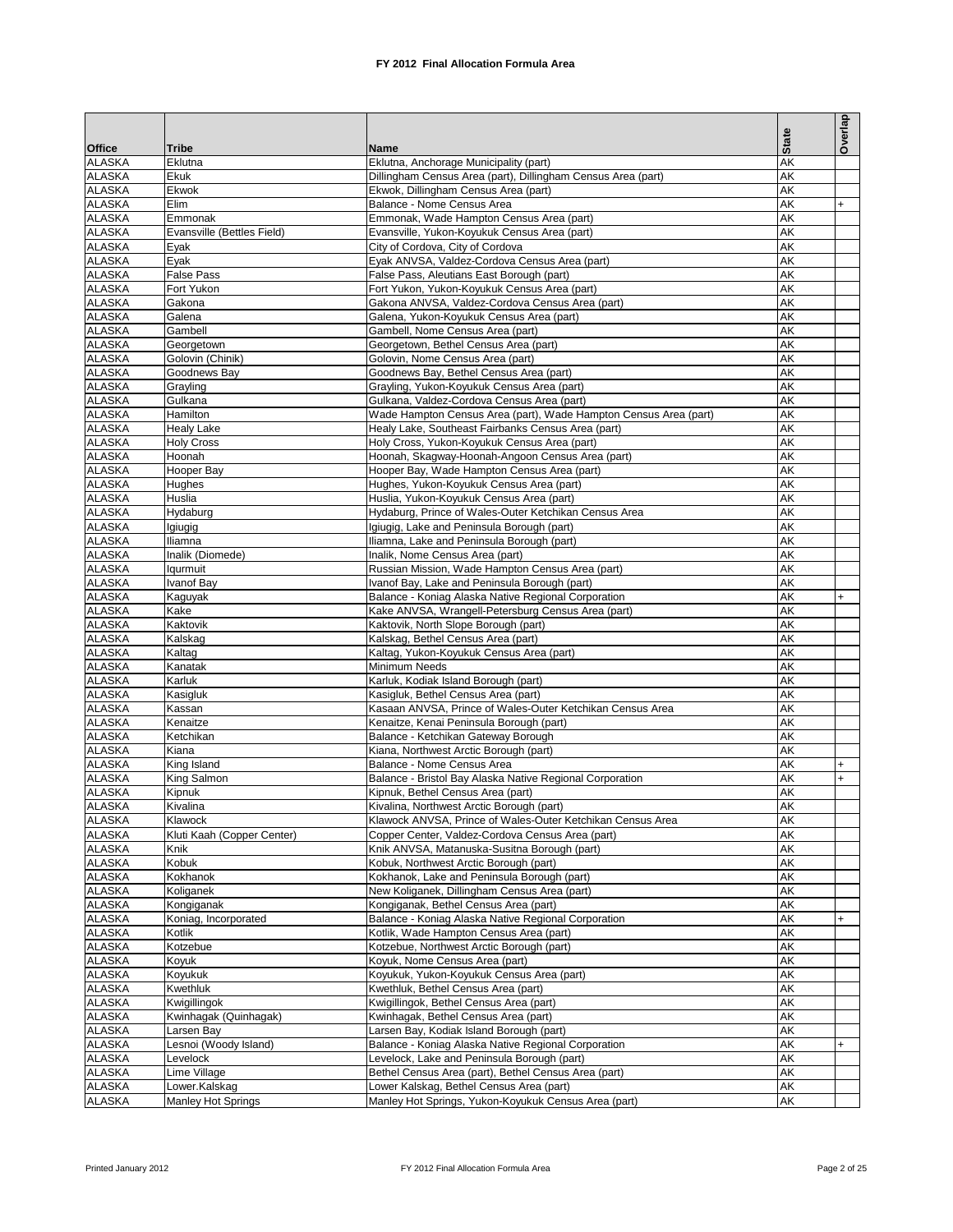# FY 2012 Final Allocation Formula Area

| Office | Tribe | Name | State | Overlap |
|---|---|---|---|---|
| ALASKA | Eklutna | Eklutna, Anchorage Municipality (part) | AK | |
| ALASKA | Ekuk | Dillingham Census Area (part), Dillingham Census Area (part) | AK | |
| ALASKA | Ekwok | Ekwok, Dillingham Census Area (part) | AK | |
| ALASKA | Elim | Balance - Nome Census Area | AK | + |
| ALASKA | Emmonak | Emmonak, Wade Hampton Census Area (part) | AK | |
| ALASKA | Evansville (Bettles Field) | Evansville, Yukon-Koyukuk Census Area (part) | AK | |
| ALASKA | Eyak | City of Cordova, City of Cordova | AK | |
| ALASKA | Eyak | Eyak ANVSA, Valdez-Cordova Census Area (part) | AK | |
| ALASKA | False Pass | False Pass, Aleutians East Borough (part) | AK | |
| ALASKA | Fort Yukon | Fort Yukon, Yukon-Koyukuk Census Area (part) | AK | |
| ALASKA | Gakona | Gakona ANVSA, Valdez-Cordova Census Area (part) | AK | |
| ALASKA | Galena | Galena, Yukon-Koyukuk Census Area (part) | AK | |
| ALASKA | Gambell | Gambell, Nome Census Area (part) | AK | |
| ALASKA | Georgetown | Georgetown, Bethel Census Area (part) | AK | |
| ALASKA | Golovin (Chinik) | Golovin, Nome Census Area (part) | AK | |
| ALASKA | Goodnews Bay | Goodnews Bay, Bethel Census Area (part) | AK | |
| ALASKA | Grayling | Grayling, Yukon-Koyukuk Census Area (part) | AK | |
| ALASKA | Gulkana | Gulkana, Valdez-Cordova Census Area (part) | AK | |
| ALASKA | Hamilton | Wade Hampton Census Area (part), Wade Hampton Census Area (part) | AK | |
| ALASKA | Healy Lake | Healy Lake, Southeast Fairbanks Census Area (part) | AK | |
| ALASKA | Holy Cross | Holy Cross, Yukon-Koyukuk Census Area (part) | AK | |
| ALASKA | Hoonah | Hoonah, Skagway-Hoonah-Angoon Census Area (part) | AK | |
| ALASKA | Hooper Bay | Hooper Bay, Wade Hampton Census Area (part) | AK | |
| ALASKA | Hughes | Hughes, Yukon-Koyukuk Census Area (part) | AK | |
| ALASKA | Huslia | Huslia, Yukon-Koyukuk Census Area (part) | AK | |
| ALASKA | Hydaburg | Hydaburg, Prince of Wales-Outer Ketchikan Census Area | AK | |
| ALASKA | Igiugig | Igiugig, Lake and Peninsula Borough (part) | AK | |
| ALASKA | Iliamna | Iliamna, Lake and Peninsula Borough (part) | AK | |
| ALASKA | Inalik (Diomede) | Inalik, Nome Census Area (part) | AK | |
| ALASKA | Iqurmuit | Russian Mission, Wade Hampton Census Area (part) | AK | |
| ALASKA | Ivanof Bay | Ivanof Bay, Lake and Peninsula Borough (part) | AK | |
| ALASKA | Kaguyak | Balance - Koniag Alaska Native Regional Corporation | AK | + |
| ALASKA | Kake | Kake ANVSA, Wrangell-Petersburg Census Area (part) | AK | |
| ALASKA | Kaktovik | Kaktovik, North Slope Borough (part) | AK | |
| ALASKA | Kalskag | Kalskag, Bethel Census Area (part) | AK | |
| ALASKA | Kaltag | Kaltag, Yukon-Koyukuk Census Area (part) | AK | |
| ALASKA | Kanatak | Minimum Needs | AK | |
| ALASKA | Karluk | Karluk, Kodiak Island Borough (part) | AK | |
| ALASKA | Kasigluk | Kasigluk, Bethel Census Area (part) | AK | |
| ALASKA | Kassan | Kasaan ANVSA, Prince of Wales-Outer Ketchikan Census Area | AK | |
| ALASKA | Kenaitze | Kenaitze, Kenai Peninsula Borough (part) | AK | |
| ALASKA | Ketchikan | Balance - Ketchikan Gateway Borough | AK | |
| ALASKA | Kiana | Kiana, Northwest Arctic Borough (part) | AK | |
| ALASKA | King Island | Balance - Nome Census Area | AK | + |
| ALASKA | King Salmon | Balance - Bristol Bay Alaska Native Regional Corporation | AK | + |
| ALASKA | Kipnuk | Kipnuk, Bethel Census Area (part) | AK | |
| ALASKA | Kivalina | Kivalina, Northwest Arctic Borough (part) | AK | |
| ALASKA | Klawock | Klawock ANVSA, Prince of Wales-Outer Ketchikan Census Area | AK | |
| ALASKA | Kluti Kaah (Copper Center) | Copper Center, Valdez-Cordova Census Area (part) | AK | |
| ALASKA | Knik | Knik ANVSA, Matanuska-Susitna Borough (part) | AK | |
| ALASKA | Kobuk | Kobuk, Northwest Arctic Borough (part) | AK | |
| ALASKA | Kokhanok | Kokhanok, Lake and Peninsula Borough (part) | AK | |
| ALASKA | Koliganek | New Koliganek, Dillingham Census Area (part) | AK | |
| ALASKA | Kongiganak | Kongiganak, Bethel Census Area (part) | AK | |
| ALASKA | Koniag, Incorporated | Balance - Koniag Alaska Native Regional Corporation | AK | + |
| ALASKA | Kotlik | Kotlik, Wade Hampton Census Area (part) | AK | |
| ALASKA | Kotzebue | Kotzebue, Northwest Arctic Borough (part) | AK | |
| ALASKA | Koyuk | Koyuk, Nome Census Area (part) | AK | |
| ALASKA | Koyukuk | Koyukuk, Yukon-Koyukuk Census Area (part) | AK | |
| ALASKA | Kwethluk | Kwethluk, Bethel Census Area (part) | AK | |
| ALASKA | Kwigillingok | Kwigillingok, Bethel Census Area (part) | AK | |
| ALASKA | Kwinhagak (Quinhagak) | Kwinhagak, Bethel Census Area (part) | AK | |
| ALASKA | Larsen Bay | Larsen Bay, Kodiak Island Borough (part) | AK | |
| ALASKA | Lesnoi (Woody Island) | Balance - Koniag Alaska Native Regional Corporation | AK | + |
| ALASKA | Levelock | Levelock, Lake and Peninsula Borough (part) | AK | |
| ALASKA | Lime Village | Bethel Census Area (part), Bethel Census Area (part) | AK | |
| ALASKA | Lower.Kalskag | Lower Kalskag, Bethel Census Area (part) | AK | |
| ALASKA | Manley Hot Springs | Manley Hot Springs, Yukon-Koyukuk Census Area (part) | AK | |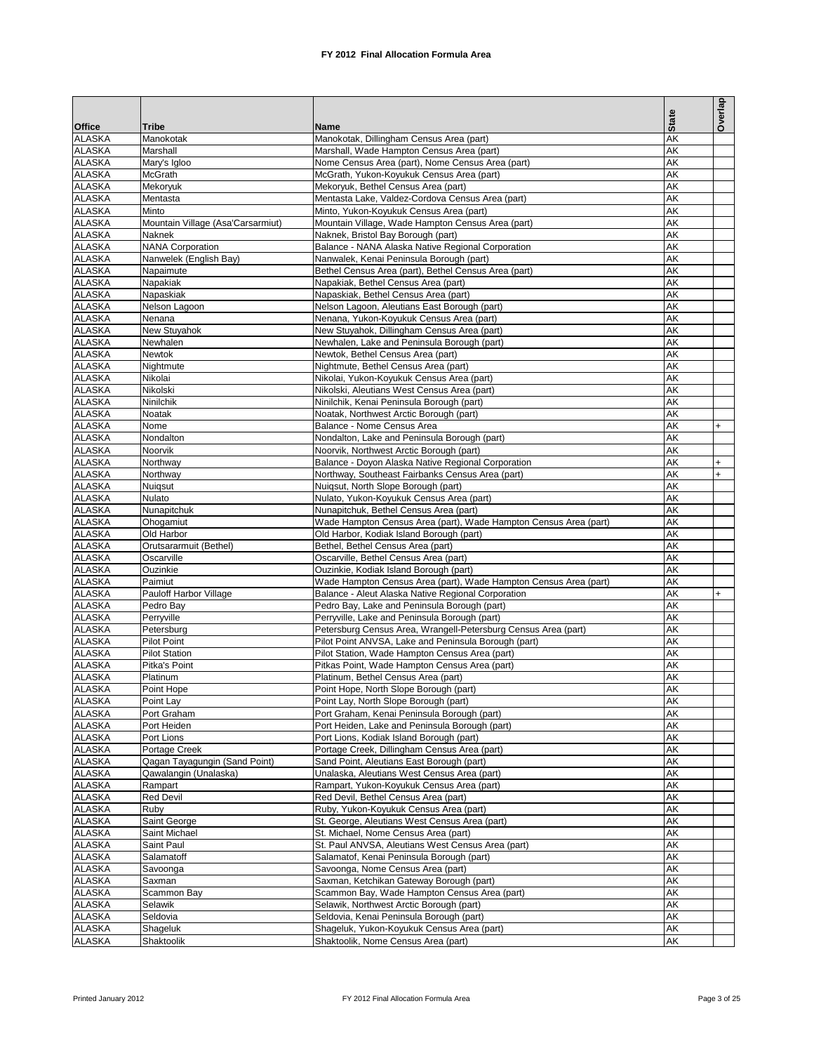# FY 2012 Final Allocation Formula Area

| Office | Tribe | Name | State | Overlap |
|---|---|---|---|---|
| ALASKA | Manokotak | Manokotak, Dillingham Census Area (part) | AK | |
| ALASKA | Marshall | Marshall, Wade Hampton Census Area (part) | AK | |
| ALASKA | Mary's Igloo | Nome Census Area (part), Nome Census Area (part) | AK | |
| ALASKA | McGrath | McGrath, Yukon-Koyukuk Census Area (part) | AK | |
| ALASKA | Mekoryuk | Mekoryuk, Bethel Census Area (part) | AK | |
| ALASKA | Mentasta | Mentasta Lake, Valdez-Cordova Census Area (part) | AK | |
| ALASKA | Minto | Minto, Yukon-Koyukuk Census Area (part) | AK | |
| ALASKA | Mountain Village (Asa'Carsarmiut) | Mountain Village, Wade Hampton Census Area (part) | AK | |
| ALASKA | Naknek | Naknek, Bristol Bay Borough (part) | AK | |
| ALASKA | NANA Corporation | Balance - NANA Alaska Native Regional Corporation | AK | |
| ALASKA | Nanwelek (English Bay) | Nanwalek, Kenai Peninsula Borough (part) | AK | |
| ALASKA | Napaimute | Bethel Census Area (part), Bethel Census Area (part) | AK | |
| ALASKA | Napakiak | Napakiak, Bethel Census Area (part) | AK | |
| ALASKA | Napaskiak | Napaskiak, Bethel Census Area (part) | AK | |
| ALASKA | Nelson Lagoon | Nelson Lagoon, Aleutians East Borough (part) | AK | |
| ALASKA | Nenana | Nenana, Yukon-Koyukuk Census Area (part) | AK | |
| ALASKA | New Stuyahok | New Stuyahok, Dillingham Census Area (part) | AK | |
| ALASKA | Newhalen | Newhalen, Lake and Peninsula Borough (part) | AK | |
| ALASKA | Newtok | Newtok, Bethel Census Area (part) | AK | |
| ALASKA | Nightmute | Nightmute, Bethel Census Area (part) | AK | |
| ALASKA | Nikolai | Nikolai, Yukon-Koyukuk Census Area (part) | AK | |
| ALASKA | Nikolski | Nikolski, Aleutians West Census Area (part) | AK | |
| ALASKA | Ninilchik | Ninilchik, Kenai Peninsula Borough (part) | AK | |
| ALASKA | Noatak | Noatak, Northwest Arctic Borough (part) | AK | |
| ALASKA | Nome | Balance - Nome Census Area | AK | + |
| ALASKA | Nondalton | Nondalton, Lake and Peninsula Borough (part) | AK | |
| ALASKA | Noorvik | Noorvik, Northwest Arctic Borough (part) | AK | |
| ALASKA | Northway | Balance - Doyon Alaska Native Regional Corporation | AK | + |
| ALASKA | Northway | Northway, Southeast Fairbanks Census Area (part) | AK | + |
| ALASKA | Nuiqsut | Nuiqsut, North Slope Borough (part) | AK | |
| ALASKA | Nulato | Nulato, Yukon-Koyukuk Census Area (part) | AK | |
| ALASKA | Nunapitchuk | Nunapitchuk, Bethel Census Area (part) | AK | |
| ALASKA | Ohogamiut | Wade Hampton Census Area (part), Wade Hampton Census Area (part) | AK | |
| ALASKA | Old Harbor | Old Harbor, Kodiak Island Borough (part) | AK | |
| ALASKA | Orutsararmuit (Bethel) | Bethel, Bethel Census Area (part) | AK | |
| ALASKA | Oscarville | Oscarville, Bethel Census Area (part) | AK | |
| ALASKA | Ouzinkie | Ouzinkie, Kodiak Island Borough (part) | AK | |
| ALASKA | Paimiut | Wade Hampton Census Area (part), Wade Hampton Census Area (part) | AK | |
| ALASKA | Pauloff Harbor Village | Balance - Aleut Alaska Native Regional Corporation | AK | + |
| ALASKA | Pedro Bay | Pedro Bay, Lake and Peninsula Borough (part) | AK | |
| ALASKA | Perryville | Perryville, Lake and Peninsula Borough (part) | AK | |
| ALASKA | Petersburg | Petersburg Census Area, Wrangell-Petersburg Census Area (part) | AK | |
| ALASKA | Pilot Point | Pilot Point ANVSA, Lake and Peninsula Borough (part) | AK | |
| ALASKA | Pilot Station | Pilot Station, Wade Hampton Census Area (part) | AK | |
| ALASKA | Pitka's Point | Pitkas Point, Wade Hampton Census Area (part) | AK | |
| ALASKA | Platinum | Platinum, Bethel Census Area (part) | AK | |
| ALASKA | Point Hope | Point Hope, North Slope Borough (part) | AK | |
| ALASKA | Point Lay | Point Lay, North Slope Borough (part) | AK | |
| ALASKA | Port Graham | Port Graham, Kenai Peninsula Borough (part) | AK | |
| ALASKA | Port Heiden | Port Heiden, Lake and Peninsula Borough (part) | AK | |
| ALASKA | Port Lions | Port Lions, Kodiak Island Borough (part) | AK | |
| ALASKA | Portage Creek | Portage Creek, Dillingham Census Area (part) | AK | |
| ALASKA | Qagan Tayagungin (Sand Point) | Sand Point, Aleutians East Borough (part) | AK | |
| ALASKA | Qawalangin (Unalaska) | Unalaska, Aleutians West Census Area (part) | AK | |
| ALASKA | Rampart | Rampart, Yukon-Koyukuk Census Area (part) | AK | |
| ALASKA | Red Devil | Red Devil, Bethel Census Area (part) | AK | |
| ALASKA | Ruby | Ruby, Yukon-Koyukuk Census Area (part) | AK | |
| ALASKA | Saint George | St. George, Aleutians West Census Area (part) | AK | |
| ALASKA | Saint Michael | St. Michael, Nome Census Area (part) | AK | |
| ALASKA | Saint Paul | St. Paul ANVSA, Aleutians West Census Area (part) | AK | |
| ALASKA | Salamatoff | Salamatof, Kenai Peninsula Borough (part) | AK | |
| ALASKA | Savoonga | Savoonga, Nome Census Area (part) | AK | |
| ALASKA | Saxman | Saxman, Ketchikan Gateway Borough (part) | AK | |
| ALASKA | Scammon Bay | Scammon Bay, Wade Hampton Census Area (part) | AK | |
| ALASKA | Selawik | Selawik, Northwest Arctic Borough (part) | AK | |
| ALASKA | Seldovia | Seldovia, Kenai Peninsula Borough (part) | AK | |
| ALASKA | Shageluk | Shageluk, Yukon-Koyukuk Census Area (part) | AK | |
| ALASKA | Shaktoolik | Shaktoolik, Nome Census Area (part) | AK | |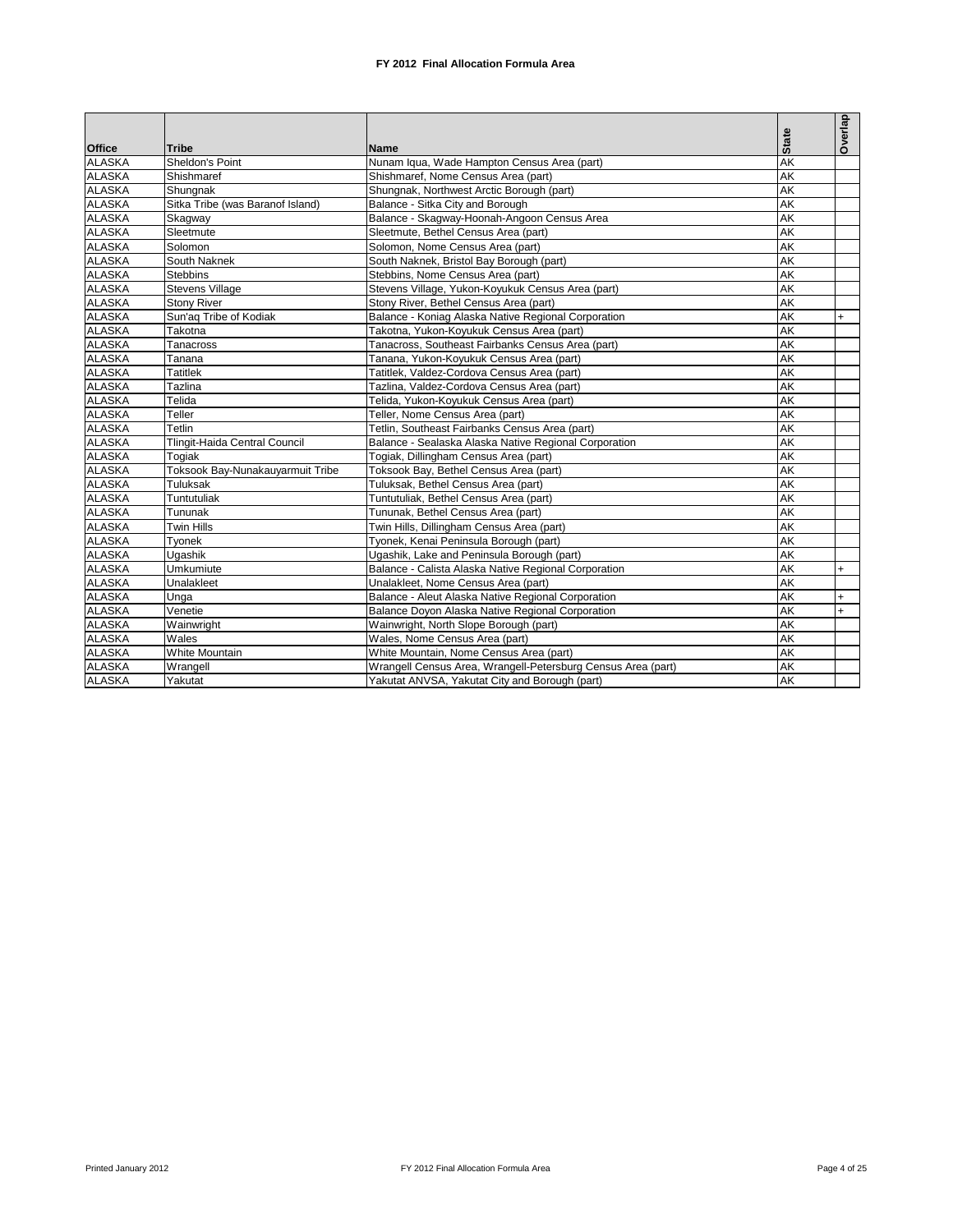# FY 2012 Final Allocation Formula Area

| Office | Tribe | Name | State | Overlap |
|---|---|---|---|---|
| ALASKA | Sheldon's Point | Nunam Iqua, Wade Hampton Census Area (part) | AK | |
| ALASKA | Shishmaref | Shishmaref, Nome Census Area (part) | AK | |
| ALASKA | Shungnak | Shungnak, Northwest Arctic Borough (part) | AK | |
| ALASKA | Sitka Tribe (was Baranof Island) | Balance - Sitka City and Borough | AK | |
| ALASKA | Skagway | Balance - Skagway-Hoonah-Angoon Census Area | AK | |
| ALASKA | Sleetmute | Sleetmute, Bethel Census Area (part) | AK | |
| ALASKA | Solomon | Solomon, Nome Census Area (part) | AK | |
| ALASKA | South Naknek | South Naknek, Bristol Bay Borough (part) | AK | |
| ALASKA | Stebbins | Stebbins, Nome Census Area (part) | AK | |
| ALASKA | Stevens Village | Stevens Village, Yukon-Koyukuk Census Area (part) | AK | |
| ALASKA | Stony River | Stony River, Bethel Census Area (part) | AK | |
| ALASKA | Sun'aq Tribe of Kodiak | Balance - Koniag Alaska Native Regional Corporation | AK | + |
| ALASKA | Takotna | Takotna, Yukon-Koyukuk Census Area (part) | AK | |
| ALASKA | Tanacross | Tanacross, Southeast Fairbanks Census Area (part) | AK | |
| ALASKA | Tanana | Tanana, Yukon-Koyukuk Census Area (part) | AK | |
| ALASKA | Tatitlek | Tatitlek, Valdez-Cordova Census Area (part) | AK | |
| ALASKA | Tazlina | Tazlina, Valdez-Cordova Census Area (part) | AK | |
| ALASKA | Telida | Telida, Yukon-Koyukuk Census Area (part) | AK | |
| ALASKA | Teller | Teller, Nome Census Area (part) | AK | |
| ALASKA | Tetlin | Tetlin, Southeast Fairbanks Census Area (part) | AK | |
| ALASKA | Tlingit-Haida Central Council | Balance - Sealaska Alaska Native Regional Corporation | AK | |
| ALASKA | Togiak | Togiak, Dillingham Census Area (part) | AK | |
| ALASKA | Toksook Bay-Nunakauyarmuit Tribe | Toksook Bay, Bethel Census Area (part) | AK | |
| ALASKA | Tuluksak | Tuluksak, Bethel Census Area (part) | AK | |
| ALASKA | Tuntutuliak | Tuntutuliak, Bethel Census Area (part) | AK | |
| ALASKA | Tununak | Tununak, Bethel Census Area (part) | AK | |
| ALASKA | Twin Hills | Twin Hills, Dillingham Census Area (part) | AK | |
| ALASKA | Tyonek | Tyonek, Kenai Peninsula Borough (part) | AK | |
| ALASKA | Ugashik | Ugashik, Lake and Peninsula Borough (part) | AK | |
| ALASKA | Umkumiute | Balance - Calista Alaska Native Regional Corporation | AK | + |
| ALASKA | Unalakleet | Unalakleet, Nome Census Area (part) | AK | |
| ALASKA | Unga | Balance - Aleut Alaska Native Regional Corporation | AK | + |
| ALASKA | Venetie | Balance Doyon Alaska Native Regional Corporation | AK | + |
| ALASKA | Wainwright | Wainwright, North Slope Borough (part) | AK | |
| ALASKA | Wales | Wales, Nome Census Area (part) | AK | |
| ALASKA | White Mountain | White Mountain, Nome Census Area (part) | AK | |
| ALASKA | Wrangell | Wrangell Census Area, Wrangell-Petersburg Census Area (part) | AK | |
| ALASKA | Yakutat | Yakutat ANVSA, Yakutat City and Borough (part) | AK | |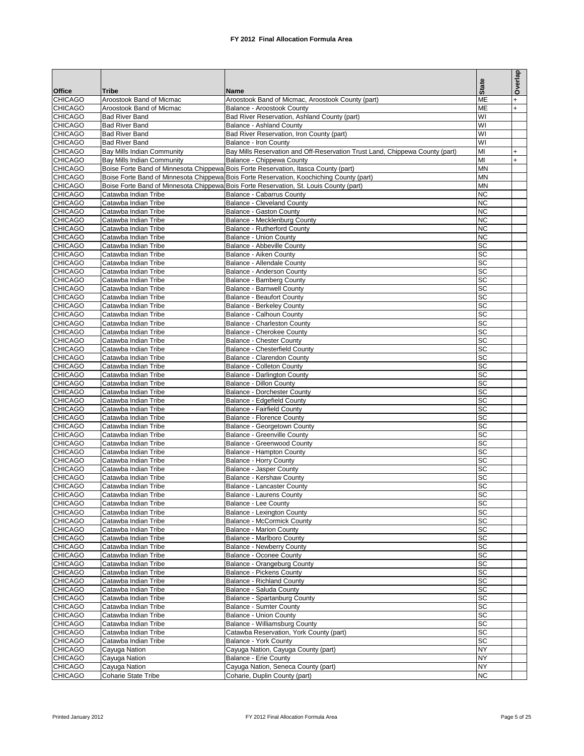# FY 2012 Final Allocation Formula Area

| Office | Tribe | Name | State | Overlap |
|---|---|---|---|---|
| CHICAGO | Aroostook Band of Micmac | Aroostook Band of Micmac, Aroostook County (part) | ME | + |
| CHICAGO | Aroostook Band of Micmac | Balance - Aroostook County | ME | + |
| CHICAGO | Bad River Band | Bad River Reservation, Ashland County (part) | WI | |
| CHICAGO | Bad River Band | Balance - Ashland County | WI | |
| CHICAGO | Bad River Band | Bad River Reservation, Iron County (part) | WI | |
| CHICAGO | Bad River Band | Balance - Iron County | WI | |
| CHICAGO | Bay Mills Indian Community | Bay Mills Reservation and Off-Reservation Trust Land, Chippewa County (part) | MI | + |
| CHICAGO | Bay Mills Indian Community | Balance - Chippewa County | MI | + |
| CHICAGO | Boise Forte Band of Minnesota Chippewa | Bois Forte Reservation, Itasca County (part) | MN | |
| CHICAGO | Boise Forte Band of Minnesota Chippewa | Bois Forte Reservation, Koochiching County (part) | MN | |
| CHICAGO | Boise Forte Band of Minnesota Chippewa | Bois Forte Reservation, St. Louis County (part) | MN | |
| CHICAGO | Catawba Indian Tribe | Balance - Cabarrus County | NC | |
| CHICAGO | Catawba Indian Tribe | Balance - Cleveland County | NC | |
| CHICAGO | Catawba Indian Tribe | Balance - Gaston County | NC | |
| CHICAGO | Catawba Indian Tribe | Balance - Mecklenburg County | NC | |
| CHICAGO | Catawba Indian Tribe | Balance - Rutherford County | NC | |
| CHICAGO | Catawba Indian Tribe | Balance - Union County | NC | |
| CHICAGO | Catawba Indian Tribe | Balance - Abbeville County | SC | |
| CHICAGO | Catawba Indian Tribe | Balance - Aiken County | SC | |
| CHICAGO | Catawba Indian Tribe | Balance - Allendale County | SC | |
| CHICAGO | Catawba Indian Tribe | Balance - Anderson County | SC | |
| CHICAGO | Catawba Indian Tribe | Balance - Bamberg County | SC | |
| CHICAGO | Catawba Indian Tribe | Balance - Barnwell County | SC | |
| CHICAGO | Catawba Indian Tribe | Balance - Beaufort County | SC | |
| CHICAGO | Catawba Indian Tribe | Balance - Berkeley County | SC | |
| CHICAGO | Catawba Indian Tribe | Balance - Calhoun County | SC | |
| CHICAGO | Catawba Indian Tribe | Balance - Charleston County | SC | |
| CHICAGO | Catawba Indian Tribe | Balance - Cherokee County | SC | |
| CHICAGO | Catawba Indian Tribe | Balance - Chester County | SC | |
| CHICAGO | Catawba Indian Tribe | Balance - Chesterfield County | SC | |
| CHICAGO | Catawba Indian Tribe | Balance - Clarendon County | SC | |
| CHICAGO | Catawba Indian Tribe | Balance - Colleton County | SC | |
| CHICAGO | Catawba Indian Tribe | Balance - Darlington County | SC | |
| CHICAGO | Catawba Indian Tribe | Balance - Dillon County | SC | |
| CHICAGO | Catawba Indian Tribe | Balance - Dorchester County | SC | |
| CHICAGO | Catawba Indian Tribe | Balance - Edgefield County | SC | |
| CHICAGO | Catawba Indian Tribe | Balance - Fairfield County | SC | |
| CHICAGO | Catawba Indian Tribe | Balance - Florence County | SC | |
| CHICAGO | Catawba Indian Tribe | Balance - Georgetown County | SC | |
| CHICAGO | Catawba Indian Tribe | Balance - Greenville County | SC | |
| CHICAGO | Catawba Indian Tribe | Balance - Greenwood County | SC | |
| CHICAGO | Catawba Indian Tribe | Balance - Hampton County | SC | |
| CHICAGO | Catawba Indian Tribe | Balance - Horry County | SC | |
| CHICAGO | Catawba Indian Tribe | Balance - Jasper County | SC | |
| CHICAGO | Catawba Indian Tribe | Balance - Kershaw County | SC | |
| CHICAGO | Catawba Indian Tribe | Balance - Lancaster County | SC | |
| CHICAGO | Catawba Indian Tribe | Balance - Laurens County | SC | |
| CHICAGO | Catawba Indian Tribe | Balance - Lee County | SC | |
| CHICAGO | Catawba Indian Tribe | Balance - Lexington County | SC | |
| CHICAGO | Catawba Indian Tribe | Balance - McCormick County | SC | |
| CHICAGO | Catawba Indian Tribe | Balance - Marion County | SC | |
| CHICAGO | Catawba Indian Tribe | Balance - Marlboro County | SC | |
| CHICAGO | Catawba Indian Tribe | Balance - Newberry County | SC | |
| CHICAGO | Catawba Indian Tribe | Balance - Oconee County | SC | |
| CHICAGO | Catawba Indian Tribe | Balance - Orangeburg County | SC | |
| CHICAGO | Catawba Indian Tribe | Balance - Pickens County | SC | |
| CHICAGO | Catawba Indian Tribe | Balance - Richland County | SC | |
| CHICAGO | Catawba Indian Tribe | Balance - Saluda County | SC | |
| CHICAGO | Catawba Indian Tribe | Balance - Spartanburg County | SC | |
| CHICAGO | Catawba Indian Tribe | Balance - Sumter County | SC | |
| CHICAGO | Catawba Indian Tribe | Balance - Union County | SC | |
| CHICAGO | Catawba Indian Tribe | Balance - Williamsburg County | SC | |
| CHICAGO | Catawba Indian Tribe | Catawba Reservation, York County (part) | SC | |
| CHICAGO | Catawba Indian Tribe | Balance - York County | SC | |
| CHICAGO | Cayuga Nation | Cayuga Nation, Cayuga County (part) | NY | |
| CHICAGO | Cayuga Nation | Balance - Erie County | NY | |
| CHICAGO | Cayuga Nation | Cayuga Nation, Seneca County (part) | NY | |
| CHICAGO | Coharie State Tribe | Coharie, Duplin County (part) | NC | |

Printed January 2012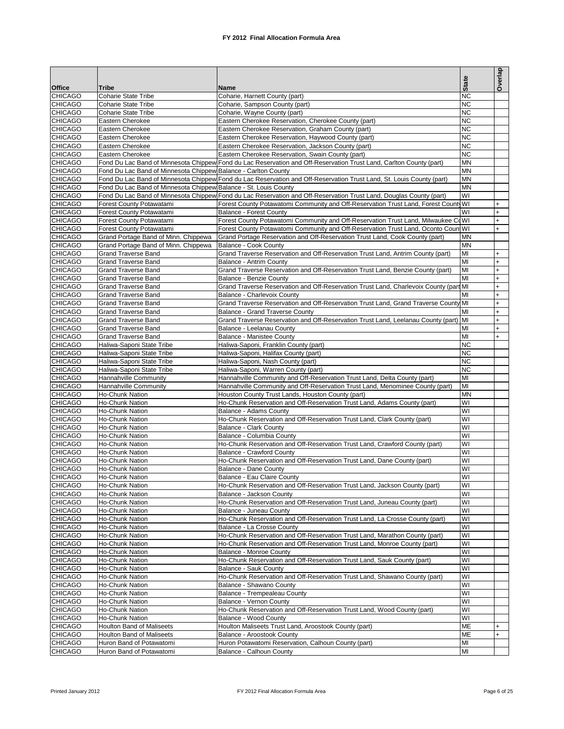# FY 2012 Final Allocation Formula Area

| Office | Tribe | Name | State | Overlap |
|---|---|---|---|---|
| CHICAGO | Coharie State Tribe | Coharie, Harnett County (part) | NC | |
| CHICAGO | Coharie State Tribe | Coharie, Sampson County (part) | NC | |
| CHICAGO | Coharie State Tribe | Coharie, Wayne County (part) | NC | |
| CHICAGO | Eastern Cherokee | Eastern Cherokee Reservation, Cherokee County (part) | NC | |
| CHICAGO | Eastern Cherokee | Eastern Cherokee Reservation, Graham County (part) | NC | |
| CHICAGO | Eastern Cherokee | Eastern Cherokee Reservation, Haywood County (part) | NC | |
| CHICAGO | Eastern Cherokee | Eastern Cherokee Reservation, Jackson County (part) | NC | |
| CHICAGO | Eastern Cherokee | Eastern Cherokee Reservation, Swain County (part) | NC | |
| CHICAGO | Fond Du Lac Band of Minnesota Chippew | Fond du Lac Reservation and Off-Reservation Trust Land, Carlton County (part) | MN | |
| CHICAGO | Fond Du Lac Band of Minnesota Chippew | Balance - Carlton County | MN | |
| CHICAGO | Fond Du Lac Band of Minnesota Chippew | Fond du Lac Reservation and Off-Reservation Trust Land, St. Louis County (part) | MN | |
| CHICAGO | Fond Du Lac Band of Minnesota Chippew | Balance - St. Louis County | MN | |
| CHICAGO | Fond Du Lac Band of Minnesota Chippew | Fond du Lac Reservation and Off-Reservation Trust Land, Douglas County (part) | WI | |
| CHICAGO | Forest County Potawatami | Forest County Potawatomi Community and Off-Reservation Trust Land, Forest County | WI | + |
| CHICAGO | Forest County Potawatami | Balance - Forest County | WI | + |
| CHICAGO | Forest County Potawatami | Forest County Potawatomi Community and Off-Reservation Trust Land, Milwaukee Co | WI | + |
| CHICAGO | Forest County Potawatami | Forest County Potawatomi Community and Off-Reservation Trust Land, Oconto Coun | WI | + |
| CHICAGO | Grand Portage Band of Minn. Chippewa | Grand Portage Reservation and Off-Reservation Trust Land, Cook County (part) | MN | |
| CHICAGO | Grand Portage Band of Minn. Chippewa | Balance - Cook County | MN | |
| CHICAGO | Grand Traverse Band | Grand Traverse Reservation and Off-Reservation Trust Land, Antrim County (part) | MI | + |
| CHICAGO | Grand Traverse Band | Balance - Antrim County | MI | + |
| CHICAGO | Grand Traverse Band | Grand Traverse Reservation and Off-Reservation Trust Land, Benzie County (part) | MI | + |
| CHICAGO | Grand Traverse Band | Balance - Benzie County | MI | + |
| CHICAGO | Grand Traverse Band | Grand Traverse Reservation and Off-Reservation Trust Land, Charlevoix County (part | MI | + |
| CHICAGO | Grand Traverse Band | Balance - Charlevoix County | MI | + |
| CHICAGO | Grand Traverse Band | Grand Traverse Reservation and Off-Reservation Trust Land, Grand Traverse County | MI | + |
| CHICAGO | Grand Traverse Band | Balance - Grand Traverse County | MI | + |
| CHICAGO | Grand Traverse Band | Grand Traverse Reservation and Off-Reservation Trust Land, Leelanau County (part) | MI | + |
| CHICAGO | Grand Traverse Band | Balance - Leelanau County | MI | + |
| CHICAGO | Grand Traverse Band | Balance - Manistee County | MI | + |
| CHICAGO | Haliwa-Saponi State Tribe | Haliwa-Saponi, Franklin County (part) | NC | |
| CHICAGO | Haliwa-Saponi State Tribe | Haliwa-Saponi, Halifax County (part) | NC | |
| CHICAGO | Haliwa-Saponi State Tribe | Haliwa-Saponi, Nash County (part) | NC | |
| CHICAGO | Haliwa-Saponi State Tribe | Haliwa-Saponi, Warren County (part) | NC | |
| CHICAGO | Hannahville Community | Hannahville Community and Off-Reservation Trust Land, Delta County (part) | MI | |
| CHICAGO | Hannahville Community | Hannahville Community and Off-Reservation Trust Land, Menominee County (part) | MI | |
| CHICAGO | Ho-Chunk Nation | Houston County Trust Lands, Houston County (part) | MN | |
| CHICAGO | Ho-Chunk Nation | Ho-Chunk Reservation and Off-Reservation Trust Land, Adams County (part) | WI | |
| CHICAGO | Ho-Chunk Nation | Balance - Adams County | WI | |
| CHICAGO | Ho-Chunk Nation | Ho-Chunk Reservation and Off-Reservation Trust Land, Clark County (part) | WI | |
| CHICAGO | Ho-Chunk Nation | Balance - Clark County | WI | |
| CHICAGO | Ho-Chunk Nation | Balance - Columbia County | WI | |
| CHICAGO | Ho-Chunk Nation | Ho-Chunk Reservation and Off-Reservation Trust Land, Crawford County (part) | WI | |
| CHICAGO | Ho-Chunk Nation | Balance - Crawford County | WI | |
| CHICAGO | Ho-Chunk Nation | Ho-Chunk Reservation and Off-Reservation Trust Land, Dane County (part) | WI | |
| CHICAGO | Ho-Chunk Nation | Balance - Dane County | WI | |
| CHICAGO | Ho-Chunk Nation | Balance - Eau Claire County | WI | |
| CHICAGO | Ho-Chunk Nation | Ho-Chunk Reservation and Off-Reservation Trust Land, Jackson County (part) | WI | |
| CHICAGO | Ho-Chunk Nation | Balance - Jackson County | WI | |
| CHICAGO | Ho-Chunk Nation | Ho-Chunk Reservation and Off-Reservation Trust Land, Juneau County (part) | WI | |
| CHICAGO | Ho-Chunk Nation | Balance - Juneau County | WI | |
| CHICAGO | Ho-Chunk Nation | Ho-Chunk Reservation and Off-Reservation Trust Land, La Crosse County (part) | WI | |
| CHICAGO | Ho-Chunk Nation | Balance - La Crosse County | WI | |
| CHICAGO | Ho-Chunk Nation | Ho-Chunk Reservation and Off-Reservation Trust Land, Marathon County (part) | WI | |
| CHICAGO | Ho-Chunk Nation | Ho-Chunk Reservation and Off-Reservation Trust Land, Monroe County (part) | WI | |
| CHICAGO | Ho-Chunk Nation | Balance - Monroe County | WI | |
| CHICAGO | Ho-Chunk Nation | Ho-Chunk Reservation and Off-Reservation Trust Land, Sauk County (part) | WI | |
| CHICAGO | Ho-Chunk Nation | Balance - Sauk County | WI | |
| CHICAGO | Ho-Chunk Nation | Ho-Chunk Reservation and Off-Reservation Trust Land, Shawano County (part) | WI | |
| CHICAGO | Ho-Chunk Nation | Balance - Shawano County | WI | |
| CHICAGO | Ho-Chunk Nation | Balance - Trempealeau County | WI | |
| CHICAGO | Ho-Chunk Nation | Balance - Vernon County | WI | |
| CHICAGO | Ho-Chunk Nation | Ho-Chunk Reservation and Off-Reservation Trust Land, Wood County (part) | WI | |
| CHICAGO | Ho-Chunk Nation | Balance - Wood County | WI | |
| CHICAGO | Houlton Band of Maliseets | Houlton Maliseets Trust Land, Aroostook County (part) | ME | + |
| CHICAGO | Houlton Band of Maliseets | Balance - Aroostook County | ME | + |
| CHICAGO | Huron Band of Potawatomi | Huron Potawatomi Reservation, Calhoun County (part) | MI | |
| CHICAGO | Huron Band of Potawatomi | Balance - Calhoun County | MI | |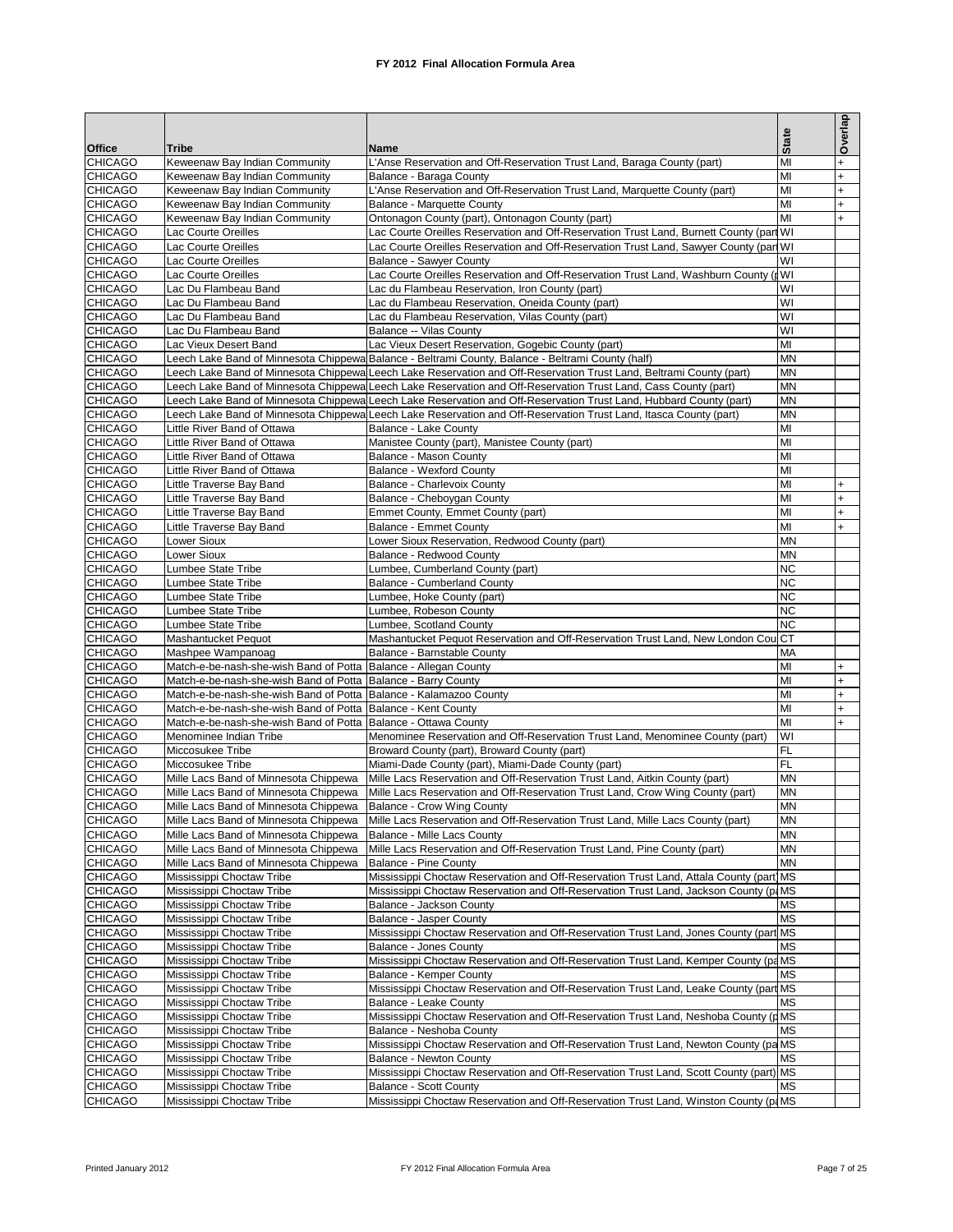# FY 2012 Final Allocation Formula Area

| Office | Tribe | Name | State | Overlap |
|---|---|---|---|---|
| CHICAGO | Keweenaw Bay Indian Community | L'Anse Reservation and Off-Reservation Trust Land, Baraga County (part) | MI | + |
| CHICAGO | Keweenaw Bay Indian Community | Balance - Baraga County | MI | + |
| CHICAGO | Keweenaw Bay Indian Community | L'Anse Reservation and Off-Reservation Trust Land, Marquette County (part) | MI | + |
| CHICAGO | Keweenaw Bay Indian Community | Balance - Marquette County | MI | + |
| CHICAGO | Keweenaw Bay Indian Community | Ontonagon County (part), Ontonagon County (part) | MI | + |
| CHICAGO | Lac Courte Oreilles | Lac Courte Oreilles Reservation and Off-Reservation Trust Land, Burnett County (part | WI | |
| CHICAGO | Lac Courte Oreilles | Lac Courte Oreilles Reservation and Off-Reservation Trust Land, Sawyer County (part | WI | |
| CHICAGO | Lac Courte Oreilles | Balance - Sawyer County | WI | |
| CHICAGO | Lac Courte Oreilles | Lac Courte Oreilles Reservation and Off-Reservation Trust Land, Washburn County (p | WI | |
| CHICAGO | Lac Du Flambeau Band | Lac du Flambeau Reservation, Iron County (part) | WI | |
| CHICAGO | Lac Du Flambeau Band | Lac du Flambeau Reservation, Oneida County (part) | WI | |
| CHICAGO | Lac Du Flambeau Band | Lac du Flambeau Reservation, Vilas County (part) | WI | |
| CHICAGO | Lac Du Flambeau Band | Balance -- Vilas County | WI | |
| CHICAGO | Lac Vieux Desert Band | Lac Vieux Desert Reservation, Gogebic County (part) | MI | |
| CHICAGO | Leech Lake Band of Minnesota Chippewa | Balance - Beltrami County, Balance - Beltrami County (half) | MN | |
| CHICAGO | Leech Lake Band of Minnesota Chippewa | Leech Lake Reservation and Off-Reservation Trust Land, Beltrami County (part) | MN | |
| CHICAGO | Leech Lake Band of Minnesota Chippewa | Leech Lake Reservation and Off-Reservation Trust Land, Cass County (part) | MN | |
| CHICAGO | Leech Lake Band of Minnesota Chippewa | Leech Lake Reservation and Off-Reservation Trust Land, Hubbard County (part) | MN | |
| CHICAGO | Leech Lake Band of Minnesota Chippewa | Leech Lake Reservation and Off-Reservation Trust Land, Itasca County (part) | MN | |
| CHICAGO | Little River Band of Ottawa | Balance - Lake County | MI | |
| CHICAGO | Little River Band of Ottawa | Manistee County (part), Manistee County (part) | MI | |
| CHICAGO | Little River Band of Ottawa | Balance - Mason County | MI | |
| CHICAGO | Little River Band of Ottawa | Balance - Wexford County | MI | |
| CHICAGO | Little Traverse Bay Band | Balance - Charlevoix County | MI | + |
| CHICAGO | Little Traverse Bay Band | Balance - Cheboygan County | MI | + |
| CHICAGO | Little Traverse Bay Band | Emmet County, Emmet County (part) | MI | + |
| CHICAGO | Little Traverse Bay Band | Balance - Emmet County | MI | + |
| CHICAGO | Lower Sioux | Lower Sioux Reservation, Redwood County (part) | MN | |
| CHICAGO | Lower Sioux | Balance - Redwood County | MN | |
| CHICAGO | Lumbee State Tribe | Lumbee, Cumberland County (part) | NC | |
| CHICAGO | Lumbee State Tribe | Balance - Cumberland County | NC | |
| CHICAGO | Lumbee State Tribe | Lumbee, Hoke County (part) | NC | |
| CHICAGO | Lumbee State Tribe | Lumbee, Robeson County | NC | |
| CHICAGO | Lumbee State Tribe | Lumbee, Scotland County | NC | |
| CHICAGO | Mashantucket Pequot | Mashantucket Pequot Reservation and Off-Reservation Trust Land, New London Cou | CT | |
| CHICAGO | Mashpee Wampanoag | Balance - Barnstable County | MA | |
| CHICAGO | Match-e-be-nash-she-wish Band of Potta | Balance - Allegan County | MI | + |
| CHICAGO | Match-e-be-nash-she-wish Band of Potta | Balance - Barry County | MI | + |
| CHICAGO | Match-e-be-nash-she-wish Band of Potta | Balance - Kalamazoo County | MI | + |
| CHICAGO | Match-e-be-nash-she-wish Band of Potta | Balance - Kent County | MI | + |
| CHICAGO | Match-e-be-nash-she-wish Band of Potta | Balance - Ottawa County | MI | + |
| CHICAGO | Menominee Indian Tribe | Menominee Reservation and Off-Reservation Trust Land, Menominee County (part) | WI | |
| CHICAGO | Miccosukee Tribe | Broward County (part), Broward County (part) | FL | |
| CHICAGO | Miccosukee Tribe | Miami-Dade County (part), Miami-Dade County (part) | FL | |
| CHICAGO | Mille Lacs Band of Minnesota Chippewa | Mille Lacs Reservation and Off-Reservation Trust Land, Aitkin County (part) | MN | |
| CHICAGO | Mille Lacs Band of Minnesota Chippewa | Mille Lacs Reservation and Off-Reservation Trust Land, Crow Wing County (part) | MN | |
| CHICAGO | Mille Lacs Band of Minnesota Chippewa | Balance - Crow Wing County | MN | |
| CHICAGO | Mille Lacs Band of Minnesota Chippewa | Mille Lacs Reservation and Off-Reservation Trust Land, Mille Lacs County (part) | MN | |
| CHICAGO | Mille Lacs Band of Minnesota Chippewa | Balance - Mille Lacs County | MN | |
| CHICAGO | Mille Lacs Band of Minnesota Chippewa | Mille Lacs Reservation and Off-Reservation Trust Land, Pine County (part) | MN | |
| CHICAGO | Mille Lacs Band of Minnesota Chippewa | Balance - Pine County | MN | |
| CHICAGO | Mississippi Choctaw Tribe | Mississippi Choctaw Reservation and Off-Reservation Trust Land, Attala County (part) | MS | |
| CHICAGO | Mississippi Choctaw Tribe | Mississippi Choctaw Reservation and Off-Reservation Trust Land, Jackson County (pa | MS | |
| CHICAGO | Mississippi Choctaw Tribe | Balance - Jackson County | MS | |
| CHICAGO | Mississippi Choctaw Tribe | Balance - Jasper County | MS | |
| CHICAGO | Mississippi Choctaw Tribe | Mississippi Choctaw Reservation and Off-Reservation Trust Land, Jones County (part | MS | |
| CHICAGO | Mississippi Choctaw Tribe | Balance - Jones County | MS | |
| CHICAGO | Mississippi Choctaw Tribe | Mississippi Choctaw Reservation and Off-Reservation Trust Land, Kemper County (pa | MS | |
| CHICAGO | Mississippi Choctaw Tribe | Balance - Kemper County | MS | |
| CHICAGO | Mississippi Choctaw Tribe | Mississippi Choctaw Reservation and Off-Reservation Trust Land, Leake County (part | MS | |
| CHICAGO | Mississippi Choctaw Tribe | Balance - Leake County | MS | |
| CHICAGO | Mississippi Choctaw Tribe | Mississippi Choctaw Reservation and Off-Reservation Trust Land, Neshoba County (p | MS | |
| CHICAGO | Mississippi Choctaw Tribe | Balance - Neshoba County | MS | |
| CHICAGO | Mississippi Choctaw Tribe | Mississippi Choctaw Reservation and Off-Reservation Trust Land, Newton County (pa | MS | |
| CHICAGO | Mississippi Choctaw Tribe | Balance - Newton County | MS | |
| CHICAGO | Mississippi Choctaw Tribe | Mississippi Choctaw Reservation and Off-Reservation Trust Land, Scott County (part) | MS | |
| CHICAGO | Mississippi Choctaw Tribe | Balance - Scott County | MS | |
| CHICAGO | Mississippi Choctaw Tribe | Mississippi Choctaw Reservation and Off-Reservation Trust Land, Winston County (pa | MS | |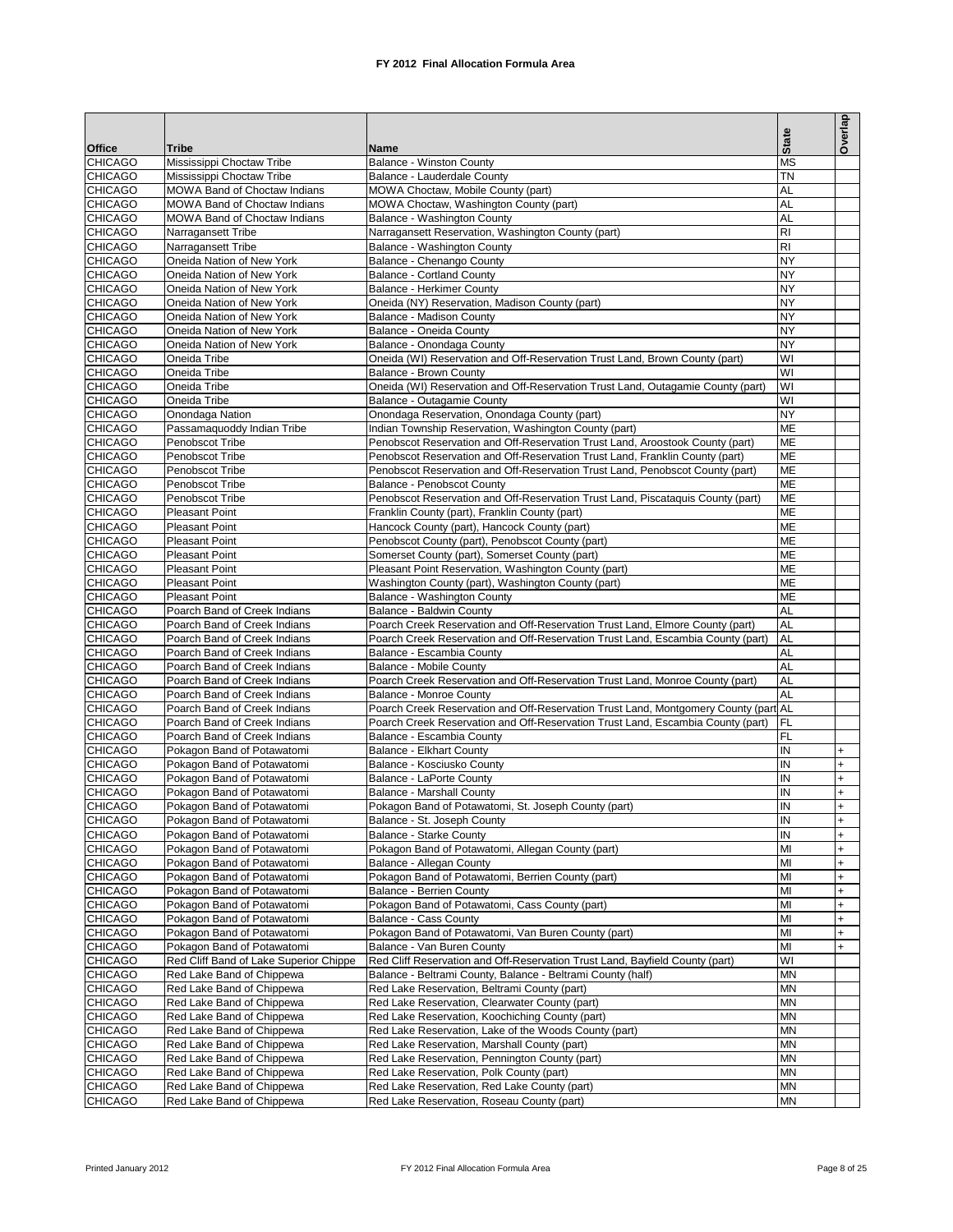# FY 2012 Final Allocation Formula Area

| Office | Tribe | Name | State | Overlap |
|---|---|---|---|---|
| CHICAGO | Mississippi Choctaw Tribe | Balance - Winston County | MS | |
| CHICAGO | Mississippi Choctaw Tribe | Balance - Lauderdale County | TN | |
| CHICAGO | MOWA Band of Choctaw Indians | MOWA Choctaw, Mobile County (part) | AL | |
| CHICAGO | MOWA Band of Choctaw Indians | MOWA Choctaw, Washington County (part) | AL | |
| CHICAGO | MOWA Band of Choctaw Indians | Balance - Washington County | AL | |
| CHICAGO | Narragansett Tribe | Narragansett Reservation, Washington County (part) | RI | |
| CHICAGO | Narragansett Tribe | Balance - Washington County | RI | |
| CHICAGO | Oneida Nation of New York | Balance - Chenango County | NY | |
| CHICAGO | Oneida Nation of New York | Balance - Cortland County | NY | |
| CHICAGO | Oneida Nation of New York | Balance - Herkimer County | NY | |
| CHICAGO | Oneida Nation of New York | Oneida (NY) Reservation, Madison County (part) | NY | |
| CHICAGO | Oneida Nation of New York | Balance - Madison County | NY | |
| CHICAGO | Oneida Nation of New York | Balance - Oneida County | NY | |
| CHICAGO | Oneida Nation of New York | Balance - Onondaga County | NY | |
| CHICAGO | Oneida Tribe | Oneida (WI) Reservation and Off-Reservation Trust Land, Brown County (part) | WI | |
| CHICAGO | Oneida Tribe | Balance - Brown County | WI | |
| CHICAGO | Oneida Tribe | Oneida (WI) Reservation and Off-Reservation Trust Land, Outagamie County (part) | WI | |
| CHICAGO | Oneida Tribe | Balance - Outagamie County | WI | |
| CHICAGO | Onondaga Nation | Onondaga Reservation, Onondaga County (part) | NY | |
| CHICAGO | Passamaquoddy Indian Tribe | Indian Township Reservation, Washington County (part) | ME | |
| CHICAGO | Penobscot Tribe | Penobscot Reservation and Off-Reservation Trust Land, Aroostook County (part) | ME | |
| CHICAGO | Penobscot Tribe | Penobscot Reservation and Off-Reservation Trust Land, Franklin County (part) | ME | |
| CHICAGO | Penobscot Tribe | Penobscot Reservation and Off-Reservation Trust Land, Penobscot County (part) | ME | |
| CHICAGO | Penobscot Tribe | Balance - Penobscot County | ME | |
| CHICAGO | Penobscot Tribe | Penobscot Reservation and Off-Reservation Trust Land, Piscataquis County (part) | ME | |
| CHICAGO | Pleasant Point | Franklin County (part), Franklin County (part) | ME | |
| CHICAGO | Pleasant Point | Hancock County (part), Hancock County (part) | ME | |
| CHICAGO | Pleasant Point | Penobscot County (part), Penobscot County (part) | ME | |
| CHICAGO | Pleasant Point | Somerset County (part), Somerset County (part) | ME | |
| CHICAGO | Pleasant Point | Pleasant Point Reservation, Washington County (part) | ME | |
| CHICAGO | Pleasant Point | Washington County (part), Washington County (part) | ME | |
| CHICAGO | Pleasant Point | Balance - Washington County | ME | |
| CHICAGO | Poarch Band of Creek Indians | Balance - Baldwin County | AL | |
| CHICAGO | Poarch Band of Creek Indians | Poarch Creek Reservation and Off-Reservation Trust Land, Elmore County (part) | AL | |
| CHICAGO | Poarch Band of Creek Indians | Poarch Creek Reservation and Off-Reservation Trust Land, Escambia County (part) | AL | |
| CHICAGO | Poarch Band of Creek Indians | Balance - Escambia County | AL | |
| CHICAGO | Poarch Band of Creek Indians | Balance - Mobile County | AL | |
| CHICAGO | Poarch Band of Creek Indians | Poarch Creek Reservation and Off-Reservation Trust Land, Monroe County (part) | AL | |
| CHICAGO | Poarch Band of Creek Indians | Balance - Monroe County | AL | |
| CHICAGO | Poarch Band of Creek Indians | Poarch Creek Reservation and Off-Reservation Trust Land, Montgomery County (part | AL | |
| CHICAGO | Poarch Band of Creek Indians | Poarch Creek Reservation and Off-Reservation Trust Land, Escambia County (part) | FL | |
| CHICAGO | Poarch Band of Creek Indians | Balance - Escambia County | FL | |
| CHICAGO | Pokagon Band of Potawatomi | Balance - Elkhart County | IN | + |
| CHICAGO | Pokagon Band of Potawatomi | Balance - Kosciusko County | IN | + |
| CHICAGO | Pokagon Band of Potawatomi | Balance - LaPorte County | IN | + |
| CHICAGO | Pokagon Band of Potawatomi | Balance - Marshall County | IN | + |
| CHICAGO | Pokagon Band of Potawatomi | Pokagon Band of Potawatomi, St. Joseph County (part) | IN | + |
| CHICAGO | Pokagon Band of Potawatomi | Balance - St. Joseph County | IN | + |
| CHICAGO | Pokagon Band of Potawatomi | Balance - Starke County | IN | + |
| CHICAGO | Pokagon Band of Potawatomi | Pokagon Band of Potawatomi, Allegan County (part) | MI | + |
| CHICAGO | Pokagon Band of Potawatomi | Balance - Allegan County | MI | + |
| CHICAGO | Pokagon Band of Potawatomi | Pokagon Band of Potawatomi, Berrien County (part) | MI | + |
| CHICAGO | Pokagon Band of Potawatomi | Balance - Berrien County | MI | + |
| CHICAGO | Pokagon Band of Potawatomi | Pokagon Band of Potawatomi, Cass County (part) | MI | + |
| CHICAGO | Pokagon Band of Potawatomi | Balance - Cass County | MI | + |
| CHICAGO | Pokagon Band of Potawatomi | Pokagon Band of Potawatomi, Van Buren County (part) | MI | + |
| CHICAGO | Pokagon Band of Potawatomi | Balance - Van Buren County | MI | + |
| CHICAGO | Red Cliff Band of Lake Superior Chippe | Red Cliff Reservation and Off-Reservation Trust Land, Bayfield County (part) | WI | |
| CHICAGO | Red Lake Band of Chippewa | Balance - Beltrami County, Balance - Beltrami County (half) | MN | |
| CHICAGO | Red Lake Band of Chippewa | Red Lake Reservation, Beltrami County (part) | MN | |
| CHICAGO | Red Lake Band of Chippewa | Red Lake Reservation, Clearwater County (part) | MN | |
| CHICAGO | Red Lake Band of Chippewa | Red Lake Reservation, Koochiching County (part) | MN | |
| CHICAGO | Red Lake Band of Chippewa | Red Lake Reservation, Lake of the Woods County (part) | MN | |
| CHICAGO | Red Lake Band of Chippewa | Red Lake Reservation, Marshall County (part) | MN | |
| CHICAGO | Red Lake Band of Chippewa | Red Lake Reservation, Pennington County (part) | MN | |
| CHICAGO | Red Lake Band of Chippewa | Red Lake Reservation, Polk County (part) | MN | |
| CHICAGO | Red Lake Band of Chippewa | Red Lake Reservation, Red Lake County (part) | MN | |
| CHICAGO | Red Lake Band of Chippewa | Red Lake Reservation, Roseau County (part) | MN | |

Printed January 2012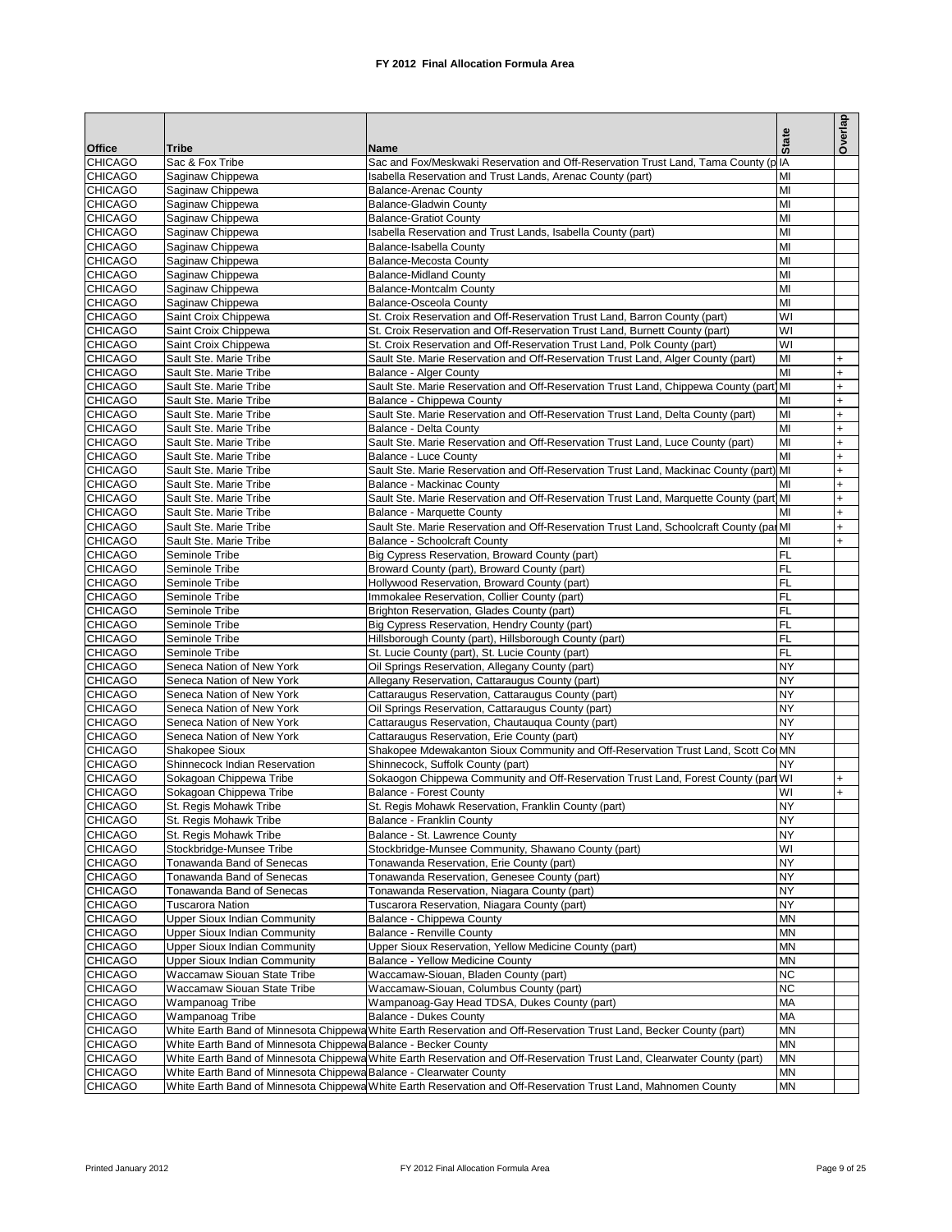# FY 2012 Final Allocation Formula Area

| Office | Tribe | Name | State | Overlap |
|---|---|---|---|---|
| CHICAGO | Sac & Fox Tribe | Sac and Fox/Meskwaki Reservation and Off-Reservation Trust Land, Tama County (p | IA | |
| CHICAGO | Saginaw Chippewa | Isabella Reservation and Trust Lands, Arenac County (part) | MI | |
| CHICAGO | Saginaw Chippewa | Balance-Arenac County | MI | |
| CHICAGO | Saginaw Chippewa | Balance-Gladwin County | MI | |
| CHICAGO | Saginaw Chippewa | Balance-Gratiot County | MI | |
| CHICAGO | Saginaw Chippewa | Isabella Reservation and Trust Lands, Isabella County (part) | MI | |
| CHICAGO | Saginaw Chippewa | Balance-Isabella County | MI | |
| CHICAGO | Saginaw Chippewa | Balance-Mecosta County | MI | |
| CHICAGO | Saginaw Chippewa | Balance-Midland County | MI | |
| CHICAGO | Saginaw Chippewa | Balance-Montcalm County | MI | |
| CHICAGO | Saginaw Chippewa | Balance-Osceola County | MI | |
| CHICAGO | Saint Croix Chippewa | St. Croix Reservation and Off-Reservation Trust Land, Barron County (part) | WI | |
| CHICAGO | Saint Croix Chippewa | St. Croix Reservation and Off-Reservation Trust Land, Burnett County (part) | WI | |
| CHICAGO | Saint Croix Chippewa | St. Croix Reservation and Off-Reservation Trust Land, Polk County (part) | WI | |
| CHICAGO | Sault Ste. Marie Tribe | Sault Ste. Marie Reservation and Off-Reservation Trust Land, Alger County (part) | MI | + |
| CHICAGO | Sault Ste. Marie Tribe | Balance - Alger County | MI | + |
| CHICAGO | Sault Ste. Marie Tribe | Sault Ste. Marie Reservation and Off-Reservation Trust Land, Chippewa County (part) | MI | + |
| CHICAGO | Sault Ste. Marie Tribe | Balance - Chippewa County | MI | + |
| CHICAGO | Sault Ste. Marie Tribe | Sault Ste. Marie Reservation and Off-Reservation Trust Land, Delta County (part) | MI | + |
| CHICAGO | Sault Ste. Marie Tribe | Balance - Delta County | MI | + |
| CHICAGO | Sault Ste. Marie Tribe | Sault Ste. Marie Reservation and Off-Reservation Trust Land, Luce County (part) | MI | + |
| CHICAGO | Sault Ste. Marie Tribe | Balance - Luce County | MI | + |
| CHICAGO | Sault Ste. Marie Tribe | Sault Ste. Marie Reservation and Off-Reservation Trust Land, Mackinac County (part) | MI | + |
| CHICAGO | Sault Ste. Marie Tribe | Balance - Mackinac County | MI | + |
| CHICAGO | Sault Ste. Marie Tribe | Sault Ste. Marie Reservation and Off-Reservation Trust Land, Marquette County (part | MI | + |
| CHICAGO | Sault Ste. Marie Tribe | Balance - Marquette County | MI | + |
| CHICAGO | Sault Ste. Marie Tribe | Sault Ste. Marie Reservation and Off-Reservation Trust Land, Schoolcraft County (par | MI | + |
| CHICAGO | Sault Ste. Marie Tribe | Balance - Schoolcraft County | MI | + |
| CHICAGO | Seminole Tribe | Big Cypress Reservation, Broward County (part) | FL | |
| CHICAGO | Seminole Tribe | Broward County (part), Broward County (part) | FL | |
| CHICAGO | Seminole Tribe | Hollywood Reservation, Broward County (part) | FL | |
| CHICAGO | Seminole Tribe | Immokalee Reservation, Collier County (part) | FL | |
| CHICAGO | Seminole Tribe | Brighton Reservation, Glades County (part) | FL | |
| CHICAGO | Seminole Tribe | Big Cypress Reservation, Hendry County (part) | FL | |
| CHICAGO | Seminole Tribe | Hillsborough County (part), Hillsborough County (part) | FL | |
| CHICAGO | Seminole Tribe | St. Lucie County (part), St. Lucie County (part) | FL | |
| CHICAGO | Seneca Nation of New York | Oil Springs Reservation, Allegany County (part) | NY | |
| CHICAGO | Seneca Nation of New York | Allegany Reservation, Cattaraugus County (part) | NY | |
| CHICAGO | Seneca Nation of New York | Cattaraugus Reservation, Cattaraugus County (part) | NY | |
| CHICAGO | Seneca Nation of New York | Oil Springs Reservation, Cattaraugus County (part) | NY | |
| CHICAGO | Seneca Nation of New York | Cattaraugus Reservation, Chautauqua County (part) | NY | |
| CHICAGO | Seneca Nation of New York | Cattaraugus Reservation, Erie County (part) | NY | |
| CHICAGO | Shakopee Sioux | Shakopee Mdewakanton Sioux Community and Off-Reservation Trust Land, Scott Co | MN | |
| CHICAGO | Shinnecock Indian Reservation | Shinnecock, Suffolk County (part) | NY | |
| CHICAGO | Sokagoan Chippewa Tribe | Sokaogon Chippewa Community and Off-Reservation Trust Land, Forest County (part | WI | + |
| CHICAGO | Sokagoan Chippewa Tribe | Balance - Forest County | WI | + |
| CHICAGO | St. Regis Mohawk Tribe | St. Regis Mohawk Reservation, Franklin County (part) | NY | |
| CHICAGO | St. Regis Mohawk Tribe | Balance - Franklin County | NY | |
| CHICAGO | St. Regis Mohawk Tribe | Balance - St. Lawrence County | NY | |
| CHICAGO | Stockbridge-Munsee Tribe | Stockbridge-Munsee Community, Shawano County (part) | WI | |
| CHICAGO | Tonawanda Band of Senecas | Tonawanda Reservation, Erie County (part) | NY | |
| CHICAGO | Tonawanda Band of Senecas | Tonawanda Reservation, Genesee County (part) | NY | |
| CHICAGO | Tonawanda Band of Senecas | Tonawanda Reservation, Niagara County (part) | NY | |
| CHICAGO | Tuscarora Nation | Tuscarora Reservation, Niagara County (part) | NY | |
| CHICAGO | Upper Sioux Indian Community | Balance - Chippewa County | MN | |
| CHICAGO | Upper Sioux Indian Community | Balance - Renville County | MN | |
| CHICAGO | Upper Sioux Indian Community | Upper Sioux Reservation, Yellow Medicine County (part) | MN | |
| CHICAGO | Upper Sioux Indian Community | Balance - Yellow Medicine County | MN | |
| CHICAGO | Waccamaw Siouan State Tribe | Waccamaw-Siouan, Bladen County (part) | NC | |
| CHICAGO | Waccamaw Siouan State Tribe | Waccamaw-Siouan, Columbus County (part) | NC | |
| CHICAGO | Wampanoag Tribe | Wampanoag-Gay Head TDSA, Dukes County (part) | MA | |
| CHICAGO | Wampanoag Tribe | Balance - Dukes County | MA | |
| CHICAGO | White Earth Band of Minnesota Chippewa | White Earth Reservation and Off-Reservation Trust Land, Becker County (part) | MN | |
| CHICAGO | White Earth Band of Minnesota Chippewa | Balance - Becker County | MN | |
| CHICAGO | White Earth Band of Minnesota Chippewa | White Earth Reservation and Off-Reservation Trust Land, Clearwater County (part) | MN | |
| CHICAGO | White Earth Band of Minnesota Chippewa | Balance - Clearwater County | MN | |
| CHICAGO | White Earth Band of Minnesota Chippewa | White Earth Reservation and Off-Reservation Trust Land, Mahnomen County | MN | |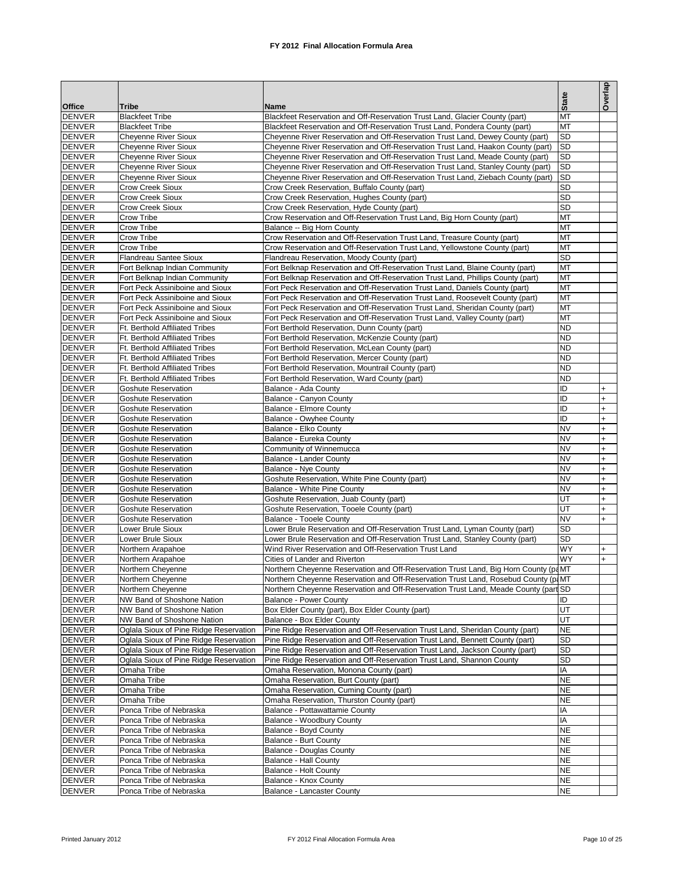# FY 2012 Final Allocation Formula Area

| Office | Tribe | Name | State | Overlap |
|---|---|---|---|---|
| DENVER | Blackfeet Tribe | Blackfeet Reservation and Off-Reservation Trust Land, Glacier County (part) | MT | |
| DENVER | Blackfeet Tribe | Blackfeet Reservation and Off-Reservation Trust Land, Pondera County (part) | MT | |
| DENVER | Cheyenne River Sioux | Cheyenne River Reservation and Off-Reservation Trust Land, Dewey County (part) | SD | |
| DENVER | Cheyenne River Sioux | Cheyenne River Reservation and Off-Reservation Trust Land, Haakon County (part) | SD | |
| DENVER | Cheyenne River Sioux | Cheyenne River Reservation and Off-Reservation Trust Land, Meade County (part) | SD | |
| DENVER | Cheyenne River Sioux | Cheyenne River Reservation and Off-Reservation Trust Land, Stanley County (part) | SD | |
| DENVER | Cheyenne River Sioux | Cheyenne River Reservation and Off-Reservation Trust Land, Ziebach County (part) | SD | |
| DENVER | Crow Creek Sioux | Crow Creek Reservation, Buffalo County (part) | SD | |
| DENVER | Crow Creek Sioux | Crow Creek Reservation, Hughes County (part) | SD | |
| DENVER | Crow Creek Sioux | Crow Creek Reservation, Hyde County (part) | SD | |
| DENVER | Crow Tribe | Crow Reservation and Off-Reservation Trust Land, Big Horn County (part) | MT | |
| DENVER | Crow Tribe | Balance -- Big Horn County | MT | |
| DENVER | Crow Tribe | Crow Reservation and Off-Reservation Trust Land, Treasure County (part) | MT | |
| DENVER | Crow Tribe | Crow Reservation and Off-Reservation Trust Land, Yellowstone County (part) | MT | |
| DENVER | Flandreau Santee Sioux | Flandreau Reservation, Moody County (part) | SD | |
| DENVER | Fort Belknap Indian Community | Fort Belknap Reservation and Off-Reservation Trust Land, Blaine County (part) | MT | |
| DENVER | Fort Belknap Indian Community | Fort Belknap Reservation and Off-Reservation Trust Land, Phillips County (part) | MT | |
| DENVER | Fort Peck Assiniboine and Sioux | Fort Peck Reservation and Off-Reservation Trust Land, Daniels County (part) | MT | |
| DENVER | Fort Peck Assiniboine and Sioux | Fort Peck Reservation and Off-Reservation Trust Land, Roosevelt County (part) | MT | |
| DENVER | Fort Peck Assiniboine and Sioux | Fort Peck Reservation and Off-Reservation Trust Land, Sheridan County (part) | MT | |
| DENVER | Fort Peck Assiniboine and Sioux | Fort Peck Reservation and Off-Reservation Trust Land, Valley County (part) | MT | |
| DENVER | Ft. Berthold Affiliated Tribes | Fort Berthold Reservation, Dunn County (part) | ND | |
| DENVER | Ft. Berthold Affiliated Tribes | Fort Berthold Reservation, McKenzie County (part) | ND | |
| DENVER | Ft. Berthold Affiliated Tribes | Fort Berthold Reservation, McLean County (part) | ND | |
| DENVER | Ft. Berthold Affiliated Tribes | Fort Berthold Reservation, Mercer County (part) | ND | |
| DENVER | Ft. Berthold Affiliated Tribes | Fort Berthold Reservation, Mountrail County (part) | ND | |
| DENVER | Ft. Berthold Affiliated Tribes | Fort Berthold Reservation, Ward County (part) | ND | |
| DENVER | Goshute Reservation | Balance - Ada County | ID | + |
| DENVER | Goshute Reservation | Balance - Canyon County | ID | + |
| DENVER | Goshute Reservation | Balance - Elmore County | ID | + |
| DENVER | Goshute Reservation | Balance - Owyhee County | ID | + |
| DENVER | Goshute Reservation | Balance - Elko County | NV | + |
| DENVER | Goshute Reservation | Balance - Eureka County | NV | + |
| DENVER | Goshute Reservation | Community of Winnemucca | NV | + |
| DENVER | Goshute Reservation | Balance - Lander County | NV | + |
| DENVER | Goshute Reservation | Balance - Nye County | NV | + |
| DENVER | Goshute Reservation | Goshute Reservation, White Pine County (part) | NV | + |
| DENVER | Goshute Reservation | Balance - White Pine County | NV | + |
| DENVER | Goshute Reservation | Goshute Reservation, Juab County (part) | UT | + |
| DENVER | Goshute Reservation | Goshute Reservation, Tooele County (part) | UT | + |
| DENVER | Goshute Reservation | Balance - Tooele County | NV | + |
| DENVER | Lower Brule Sioux | Lower Brule Reservation and Off-Reservation Trust Land, Lyman County (part) | SD | |
| DENVER | Lower Brule Sioux | Lower Brule Reservation and Off-Reservation Trust Land, Stanley County (part) | SD | |
| DENVER | Northern Arapahoe | Wind River Reservation and Off-Reservation Trust Land | WY | + |
| DENVER | Northern Arapahoe | Cities of Lander and Riverton | WY | + |
| DENVER | Northern Cheyenne | Northern Cheyenne Reservation and Off-Reservation Trust Land, Big Horn County (pa | MT | |
| DENVER | Northern Cheyenne | Northern Cheyenne Reservation and Off-Reservation Trust Land, Rosebud County (pa | MT | |
| DENVER | Northern Cheyenne | Northern Cheyenne Reservation and Off-Reservation Trust Land, Meade County (part | SD | |
| DENVER | NW Band of Shoshone Nation | Balance - Power County | ID | |
| DENVER | NW Band of Shoshone Nation | Box Elder County (part), Box Elder County (part) | UT | |
| DENVER | NW Band of Shoshone Nation | Balance - Box Elder County | UT | |
| DENVER | Oglala Sioux of Pine Ridge Reservation | Pine Ridge Reservation and Off-Reservation Trust Land, Sheridan County (part) | NE | |
| DENVER | Oglala Sioux of Pine Ridge Reservation | Pine Ridge Reservation and Off-Reservation Trust Land, Bennett County (part) | SD | |
| DENVER | Oglala Sioux of Pine Ridge Reservation | Pine Ridge Reservation and Off-Reservation Trust Land, Jackson County (part) | SD | |
| DENVER | Oglala Sioux of Pine Ridge Reservation | Pine Ridge Reservation and Off-Reservation Trust Land, Shannon County | SD | |
| DENVER | Omaha Tribe | Omaha Reservation, Monona County (part) | IA | |
| DENVER | Omaha Tribe | Omaha Reservation, Burt County (part) | NE | |
| DENVER | Omaha Tribe | Omaha Reservation, Cuming County (part) | NE | |
| DENVER | Omaha Tribe | Omaha Reservation, Thurston County (part) | NE | |
| DENVER | Ponca Tribe of Nebraska | Balance - Pottawattamie County | IA | |
| DENVER | Ponca Tribe of Nebraska | Balance - Woodbury County | IA | |
| DENVER | Ponca Tribe of Nebraska | Balance - Boyd County | NE | |
| DENVER | Ponca Tribe of Nebraska | Balance - Burt County | NE | |
| DENVER | Ponca Tribe of Nebraska | Balance - Douglas County | NE | |
| DENVER | Ponca Tribe of Nebraska | Balance - Hall County | NE | |
| DENVER | Ponca Tribe of Nebraska | Balance - Holt County | NE | |
| DENVER | Ponca Tribe of Nebraska | Balance - Knox County | NE | |
| DENVER | Ponca Tribe of Nebraska | Balance - Lancaster County | NE | |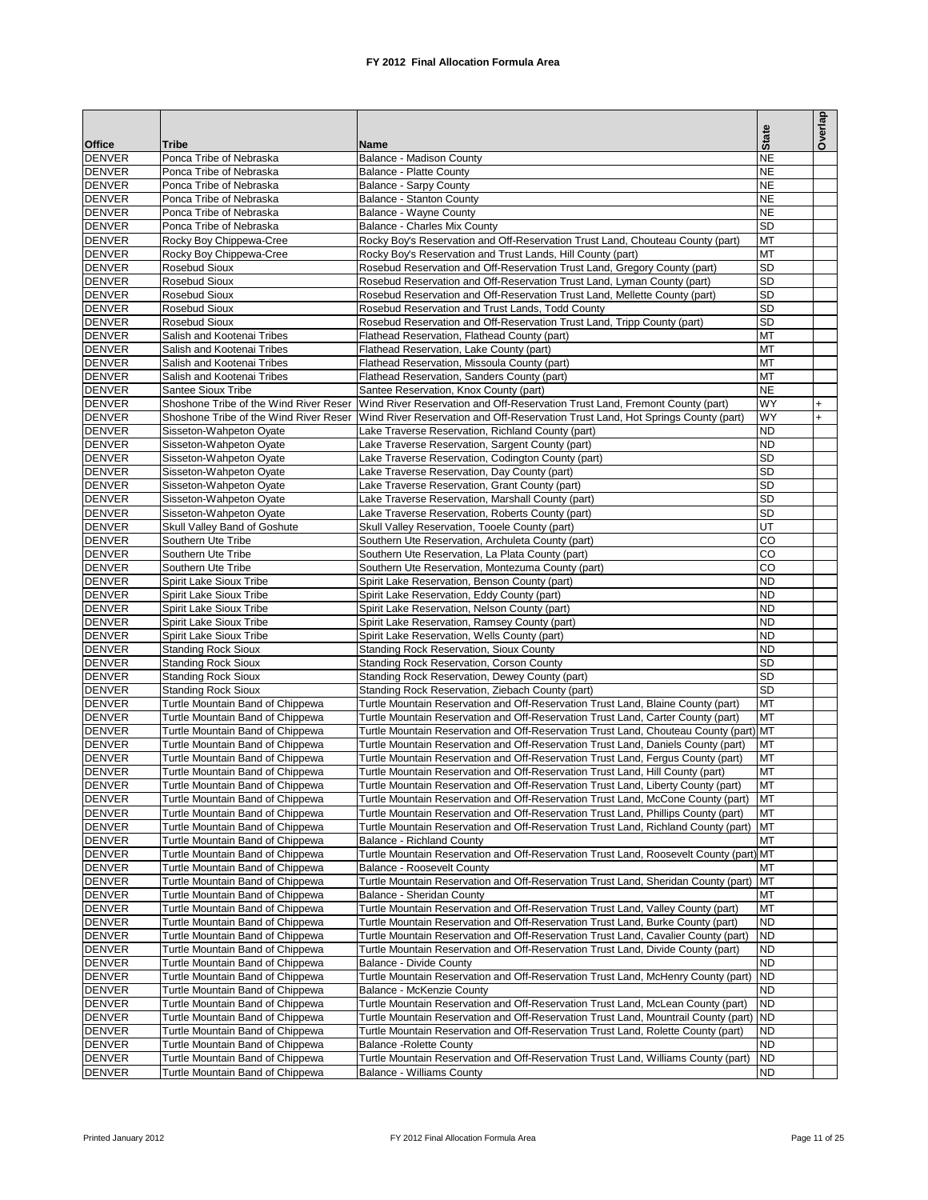# FY 2012 Final Allocation Formula Area

| Office | Tribe | Name | State | Overlap |
|---|---|---|---|---|
| DENVER | Ponca Tribe of Nebraska | Balance - Madison County | NE | |
| DENVER | Ponca Tribe of Nebraska | Balance - Platte County | NE | |
| DENVER | Ponca Tribe of Nebraska | Balance - Sarpy County | NE | |
| DENVER | Ponca Tribe of Nebraska | Balance - Stanton County | NE | |
| DENVER | Ponca Tribe of Nebraska | Balance - Wayne County | NE | |
| DENVER | Ponca Tribe of Nebraska | Balance - Charles Mix County | SD | |
| DENVER | Rocky Boy Chippewa-Cree | Rocky Boy's Reservation and Off-Reservation Trust Land, Chouteau County (part) | MT | |
| DENVER | Rocky Boy Chippewa-Cree | Rocky Boy's Reservation and Trust Lands, Hill County (part) | MT | |
| DENVER | Rosebud Sioux | Rosebud Reservation and Off-Reservation Trust Land, Gregory County (part) | SD | |
| DENVER | Rosebud Sioux | Rosebud Reservation and Off-Reservation Trust Land, Lyman County (part) | SD | |
| DENVER | Rosebud Sioux | Rosebud Reservation and Off-Reservation Trust Land, Mellette County (part) | SD | |
| DENVER | Rosebud Sioux | Rosebud Reservation and Trust Lands, Todd County | SD | |
| DENVER | Rosebud Sioux | Rosebud Reservation and Off-Reservation Trust Land, Tripp County (part) | SD | |
| DENVER | Salish and Kootenai Tribes | Flathead Reservation, Flathead County (part) | MT | |
| DENVER | Salish and Kootenai Tribes | Flathead Reservation, Lake County (part) | MT | |
| DENVER | Salish and Kootenai Tribes | Flathead Reservation, Missoula County (part) | MT | |
| DENVER | Salish and Kootenai Tribes | Flathead Reservation, Sanders County (part) | MT | |
| DENVER | Santee Sioux Tribe | Santee Reservation, Knox County (part) | NE | |
| DENVER | Shoshone Tribe of the Wind River Reser | Wind River Reservation and Off-Reservation Trust Land, Fremont County (part) | WY | + |
| DENVER | Shoshone Tribe of the Wind River Reser | Wind River Reservation and Off-Reservation Trust Land, Hot Springs County (part) | WY | + |
| DENVER | Sisseton-Wahpeton Oyate | Lake Traverse Reservation, Richland County (part) | ND | |
| DENVER | Sisseton-Wahpeton Oyate | Lake Traverse Reservation, Sargent County (part) | ND | |
| DENVER | Sisseton-Wahpeton Oyate | Lake Traverse Reservation, Codington County (part) | SD | |
| DENVER | Sisseton-Wahpeton Oyate | Lake Traverse Reservation, Day County (part) | SD | |
| DENVER | Sisseton-Wahpeton Oyate | Lake Traverse Reservation, Grant County (part) | SD | |
| DENVER | Sisseton-Wahpeton Oyate | Lake Traverse Reservation, Marshall County (part) | SD | |
| DENVER | Sisseton-Wahpeton Oyate | Lake Traverse Reservation, Roberts County (part) | SD | |
| DENVER | Skull Valley Band of Goshute | Skull Valley Reservation, Tooele County (part) | UT | |
| DENVER | Southern Ute Tribe | Southern Ute Reservation, Archuleta County (part) | CO | |
| DENVER | Southern Ute Tribe | Southern Ute Reservation, La Plata County (part) | CO | |
| DENVER | Southern Ute Tribe | Southern Ute Reservation, Montezuma County (part) | CO | |
| DENVER | Spirit Lake Sioux Tribe | Spirit Lake Reservation, Benson County (part) | ND | |
| DENVER | Spirit Lake Sioux Tribe | Spirit Lake Reservation, Eddy County (part) | ND | |
| DENVER | Spirit Lake Sioux Tribe | Spirit Lake Reservation, Nelson County (part) | ND | |
| DENVER | Spirit Lake Sioux Tribe | Spirit Lake Reservation, Ramsey County (part) | ND | |
| DENVER | Spirit Lake Sioux Tribe | Spirit Lake Reservation, Wells County (part) | ND | |
| DENVER | Standing Rock Sioux | Standing Rock Reservation, Sioux County | ND | |
| DENVER | Standing Rock Sioux | Standing Rock Reservation, Corson County | SD | |
| DENVER | Standing Rock Sioux | Standing Rock Reservation, Dewey County (part) | SD | |
| DENVER | Standing Rock Sioux | Standing Rock Reservation, Ziebach County (part) | SD | |
| DENVER | Turtle Mountain Band of Chippewa | Turtle Mountain Reservation and Off-Reservation Trust Land, Blaine County (part) | MT | |
| DENVER | Turtle Mountain Band of Chippewa | Turtle Mountain Reservation and Off-Reservation Trust Land, Carter County (part) | MT | |
| DENVER | Turtle Mountain Band of Chippewa | Turtle Mountain Reservation and Off-Reservation Trust Land, Chouteau County (part) | MT | |
| DENVER | Turtle Mountain Band of Chippewa | Turtle Mountain Reservation and Off-Reservation Trust Land, Daniels County (part) | MT | |
| DENVER | Turtle Mountain Band of Chippewa | Turtle Mountain Reservation and Off-Reservation Trust Land, Fergus County (part) | MT | |
| DENVER | Turtle Mountain Band of Chippewa | Turtle Mountain Reservation and Off-Reservation Trust Land, Hill County (part) | MT | |
| DENVER | Turtle Mountain Band of Chippewa | Turtle Mountain Reservation and Off-Reservation Trust Land, Liberty County (part) | MT | |
| DENVER | Turtle Mountain Band of Chippewa | Turtle Mountain Reservation and Off-Reservation Trust Land, McCone County (part) | MT | |
| DENVER | Turtle Mountain Band of Chippewa | Turtle Mountain Reservation and Off-Reservation Trust Land, Phillips County (part) | MT | |
| DENVER | Turtle Mountain Band of Chippewa | Turtle Mountain Reservation and Off-Reservation Trust Land, Richland County (part) | MT | |
| DENVER | Turtle Mountain Band of Chippewa | Balance - Richland County | MT | |
| DENVER | Turtle Mountain Band of Chippewa | Turtle Mountain Reservation and Off-Reservation Trust Land, Roosevelt County (part) | MT | |
| DENVER | Turtle Mountain Band of Chippewa | Balance - Roosevelt County | MT | |
| DENVER | Turtle Mountain Band of Chippewa | Turtle Mountain Reservation and Off-Reservation Trust Land, Sheridan County (part) | MT | |
| DENVER | Turtle Mountain Band of Chippewa | Balance - Sheridan County | MT | |
| DENVER | Turtle Mountain Band of Chippewa | Turtle Mountain Reservation and Off-Reservation Trust Land, Valley County (part) | MT | |
| DENVER | Turtle Mountain Band of Chippewa | Turtle Mountain Reservation and Off-Reservation Trust Land, Burke County (part) | ND | |
| DENVER | Turtle Mountain Band of Chippewa | Turtle Mountain Reservation and Off-Reservation Trust Land, Cavalier County (part) | ND | |
| DENVER | Turtle Mountain Band of Chippewa | Turtle Mountain Reservation and Off-Reservation Trust Land, Divide County (part) | ND | |
| DENVER | Turtle Mountain Band of Chippewa | Balance - Divide County | ND | |
| DENVER | Turtle Mountain Band of Chippewa | Turtle Mountain Reservation and Off-Reservation Trust Land, McHenry County (part) | ND | |
| DENVER | Turtle Mountain Band of Chippewa | Balance - McKenzie County | ND | |
| DENVER | Turtle Mountain Band of Chippewa | Turtle Mountain Reservation and Off-Reservation Trust Land, McLean County (part) | ND | |
| DENVER | Turtle Mountain Band of Chippewa | Turtle Mountain Reservation and Off-Reservation Trust Land, Mountrail County (part) | ND | |
| DENVER | Turtle Mountain Band of Chippewa | Turtle Mountain Reservation and Off-Reservation Trust Land, Rolette County (part) | ND | |
| DENVER | Turtle Mountain Band of Chippewa | Balance -Rolette County | ND | |
| DENVER | Turtle Mountain Band of Chippewa | Turtle Mountain Reservation and Off-Reservation Trust Land, Williams County (part) | ND | |
| DENVER | Turtle Mountain Band of Chippewa | Balance - Williams County | ND | |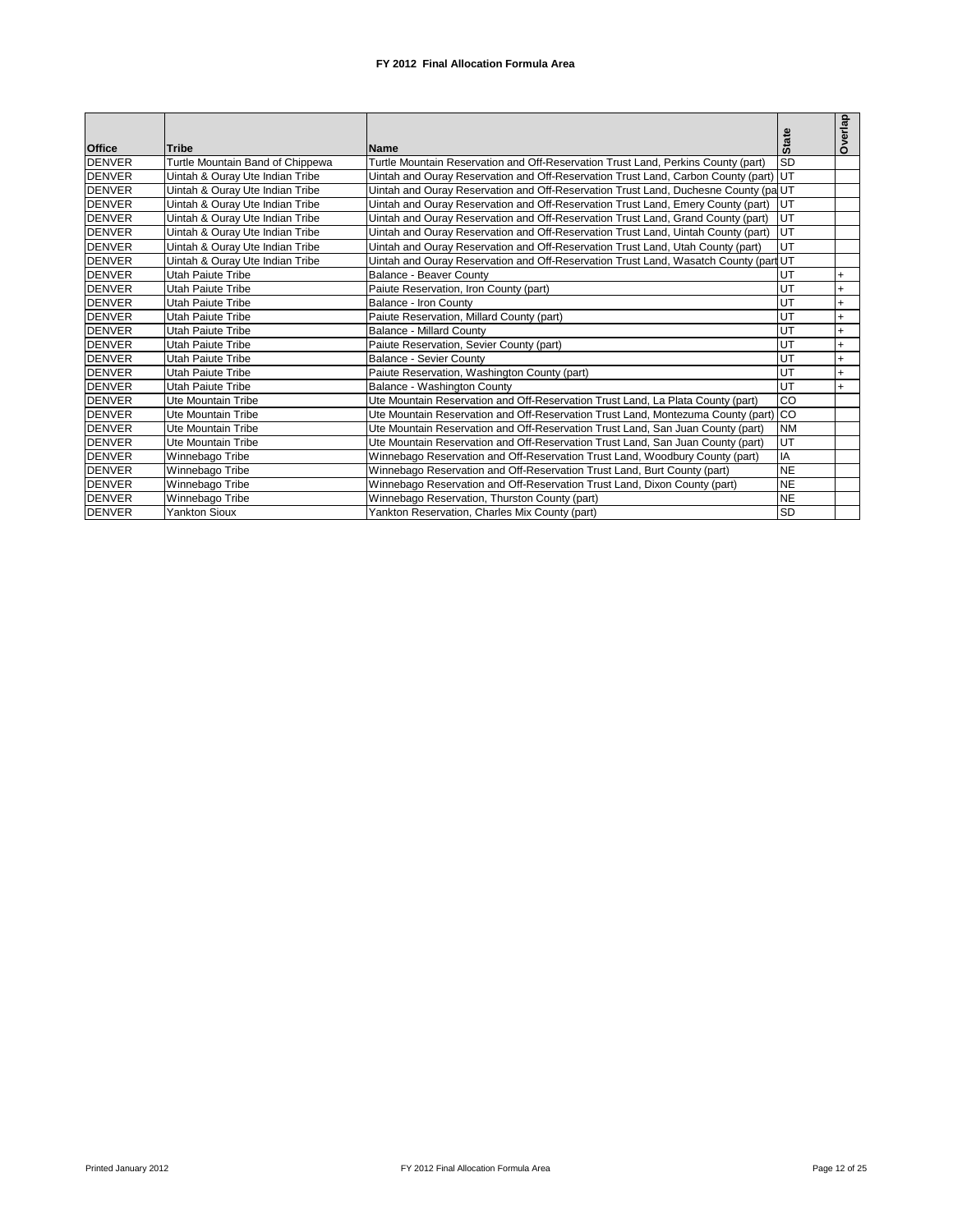# FY 2012 Final Allocation Formula Area

| Office | Tribe | Name | State | Overlap |
|---|---|---|---|---|
| DENVER | Turtle Mountain Band of Chippewa | Turtle Mountain Reservation and Off-Reservation Trust Land, Perkins County (part) | SD | |
| DENVER | Uintah & Ouray Ute Indian Tribe | Uintah and Ouray Reservation and Off-Reservation Trust Land, Carbon County (part) | UT | |
| DENVER | Uintah & Ouray Ute Indian Tribe | Uintah and Ouray Reservation and Off-Reservation Trust Land, Duchesne County (pa | UT | |
| DENVER | Uintah & Ouray Ute Indian Tribe | Uintah and Ouray Reservation and Off-Reservation Trust Land, Emery County (part) | UT | |
| DENVER | Uintah & Ouray Ute Indian Tribe | Uintah and Ouray Reservation and Off-Reservation Trust Land, Grand County (part) | UT | |
| DENVER | Uintah & Ouray Ute Indian Tribe | Uintah and Ouray Reservation and Off-Reservation Trust Land, Uintah County (part) | UT | |
| DENVER | Uintah & Ouray Ute Indian Tribe | Uintah and Ouray Reservation and Off-Reservation Trust Land, Utah County (part) | UT | |
| DENVER | Uintah & Ouray Ute Indian Tribe | Uintah and Ouray Reservation and Off-Reservation Trust Land, Wasatch County (part | UT | |
| DENVER | Utah Paiute Tribe | Balance - Beaver County | UT | + |
| DENVER | Utah Paiute Tribe | Paiute Reservation, Iron County (part) | UT | + |
| DENVER | Utah Paiute Tribe | Balance - Iron County | UT | + |
| DENVER | Utah Paiute Tribe | Paiute Reservation, Millard County (part) | UT | + |
| DENVER | Utah Paiute Tribe | Balance - Millard County | UT | + |
| DENVER | Utah Paiute Tribe | Paiute Reservation, Sevier County (part) | UT | + |
| DENVER | Utah Paiute Tribe | Balance - Sevier County | UT | + |
| DENVER | Utah Paiute Tribe | Paiute Reservation, Washington County (part) | UT | + |
| DENVER | Utah Paiute Tribe | Balance - Washington County | UT | + |
| DENVER | Ute Mountain Tribe | Ute Mountain Reservation and Off-Reservation Trust Land, La Plata County (part) | CO | |
| DENVER | Ute Mountain Tribe | Ute Mountain Reservation and Off-Reservation Trust Land, Montezuma County (part) | CO | |
| DENVER | Ute Mountain Tribe | Ute Mountain Reservation and Off-Reservation Trust Land, San Juan County (part) | NM | |
| DENVER | Ute Mountain Tribe | Ute Mountain Reservation and Off-Reservation Trust Land, San Juan County (part) | UT | |
| DENVER | Winnebago Tribe | Winnebago Reservation and Off-Reservation Trust Land, Woodbury County (part) | IA | |
| DENVER | Winnebago Tribe | Winnebago Reservation and Off-Reservation Trust Land, Burt County (part) | NE | |
| DENVER | Winnebago Tribe | Winnebago Reservation and Off-Reservation Trust Land, Dixon County (part) | NE | |
| DENVER | Winnebago Tribe | Winnebago Reservation, Thurston County (part) | NE | |
| DENVER | Yankton Sioux | Yankton Reservation, Charles Mix County (part) | SD | |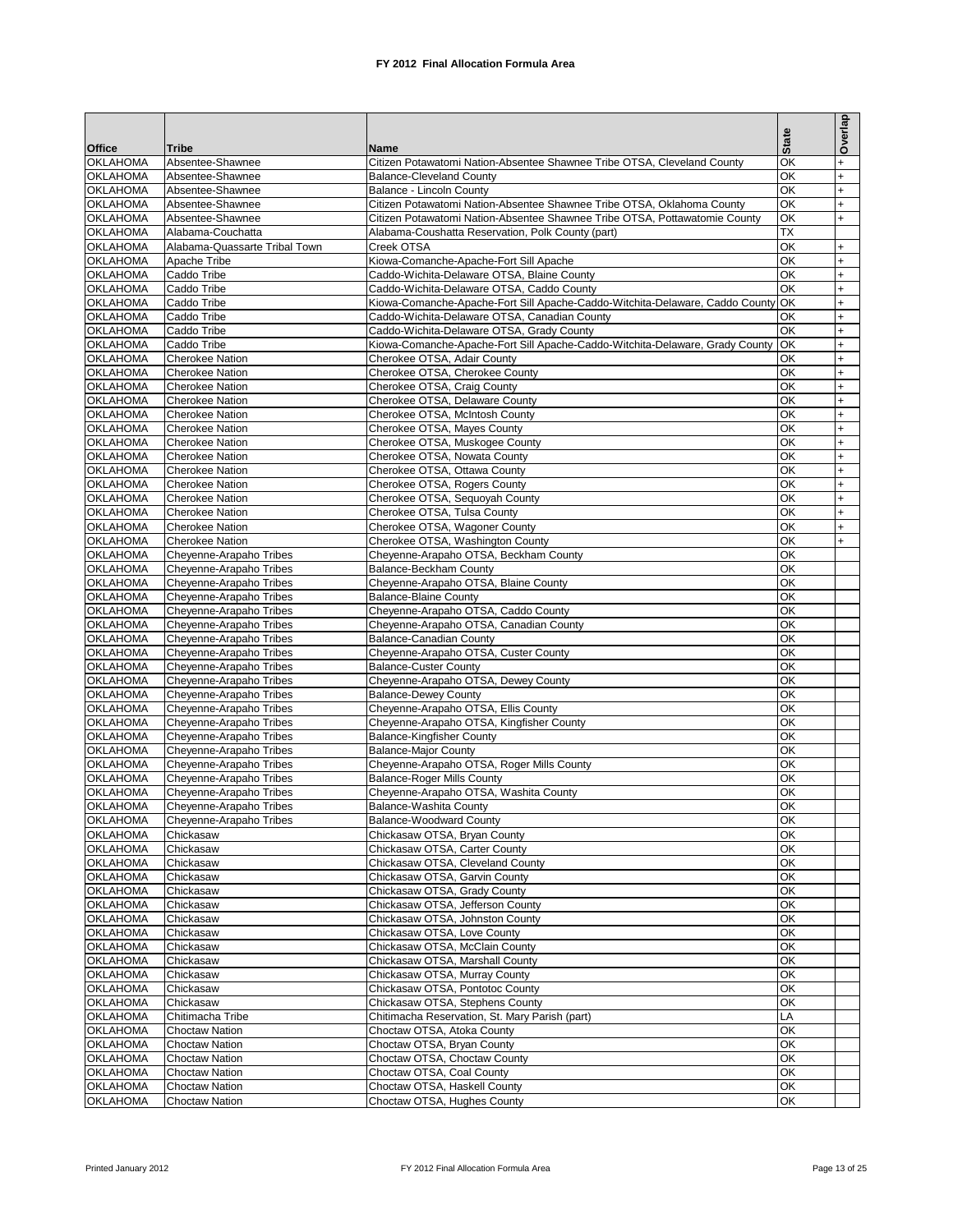# FY 2012 Final Allocation Formula Area

| Office | Tribe | Name | State | Overlap |
|---|---|---|---|---|
| OKLAHOMA | Absentee-Shawnee | Citizen Potawatomi Nation-Absentee Shawnee Tribe OTSA, Cleveland County | OK | + |
| OKLAHOMA | Absentee-Shawnee | Balance-Cleveland County | OK | + |
| OKLAHOMA | Absentee-Shawnee | Balance - Lincoln County | OK | + |
| OKLAHOMA | Absentee-Shawnee | Citizen Potawatomi Nation-Absentee Shawnee Tribe OTSA, Oklahoma County | OK | + |
| OKLAHOMA | Absentee-Shawnee | Citizen Potawatomi Nation-Absentee Shawnee Tribe OTSA, Pottawatomie County | OK | + |
| OKLAHOMA | Alabama-Couchatta | Alabama-Coushatta Reservation, Polk County (part) | TX | |
| OKLAHOMA | Alabama-Quassarte Tribal Town | Creek OTSA | OK | + |
| OKLAHOMA | Apache Tribe | Kiowa-Comanche-Apache-Fort Sill Apache | OK | + |
| OKLAHOMA | Caddo Tribe | Caddo-Wichita-Delaware OTSA, Blaine County | OK | + |
| OKLAHOMA | Caddo Tribe | Caddo-Wichita-Delaware OTSA, Caddo County | OK | + |
| OKLAHOMA | Caddo Tribe | Kiowa-Comanche-Apache-Fort Sill Apache-Caddo-Witchita-Delaware, Caddo County | OK | + |
| OKLAHOMA | Caddo Tribe | Caddo-Wichita-Delaware OTSA, Canadian County | OK | + |
| OKLAHOMA | Caddo Tribe | Caddo-Wichita-Delaware OTSA, Grady County | OK | + |
| OKLAHOMA | Caddo Tribe | Kiowa-Comanche-Apache-Fort Sill Apache-Caddo-Witchita-Delaware, Grady County | OK | + |
| OKLAHOMA | Cherokee Nation | Cherokee OTSA, Adair County | OK | + |
| OKLAHOMA | Cherokee Nation | Cherokee OTSA, Cherokee County | OK | + |
| OKLAHOMA | Cherokee Nation | Cherokee OTSA, Craig County | OK | + |
| OKLAHOMA | Cherokee Nation | Cherokee OTSA, Delaware County | OK | + |
| OKLAHOMA | Cherokee Nation | Cherokee OTSA, McIntosh County | OK | + |
| OKLAHOMA | Cherokee Nation | Cherokee OTSA, Mayes County | OK | + |
| OKLAHOMA | Cherokee Nation | Cherokee OTSA, Muskogee County | OK | + |
| OKLAHOMA | Cherokee Nation | Cherokee OTSA, Nowata County | OK | + |
| OKLAHOMA | Cherokee Nation | Cherokee OTSA, Ottawa County | OK | + |
| OKLAHOMA | Cherokee Nation | Cherokee OTSA, Rogers County | OK | + |
| OKLAHOMA | Cherokee Nation | Cherokee OTSA, Sequoyah County | OK | + |
| OKLAHOMA | Cherokee Nation | Cherokee OTSA, Tulsa County | OK | + |
| OKLAHOMA | Cherokee Nation | Cherokee OTSA, Wagoner County | OK | + |
| OKLAHOMA | Cherokee Nation | Cherokee OTSA, Washington County | OK | + |
| OKLAHOMA | Cheyenne-Arapaho Tribes | Cheyenne-Arapaho OTSA, Beckham County | OK | |
| OKLAHOMA | Cheyenne-Arapaho Tribes | Balance-Beckham County | OK | |
| OKLAHOMA | Cheyenne-Arapaho Tribes | Cheyenne-Arapaho OTSA, Blaine County | OK | |
| OKLAHOMA | Cheyenne-Arapaho Tribes | Balance-Blaine County | OK | |
| OKLAHOMA | Cheyenne-Arapaho Tribes | Cheyenne-Arapaho OTSA, Caddo County | OK | |
| OKLAHOMA | Cheyenne-Arapaho Tribes | Cheyenne-Arapaho OTSA, Canadian County | OK | |
| OKLAHOMA | Cheyenne-Arapaho Tribes | Balance-Canadian County | OK | |
| OKLAHOMA | Cheyenne-Arapaho Tribes | Cheyenne-Arapaho OTSA, Custer County | OK | |
| OKLAHOMA | Cheyenne-Arapaho Tribes | Balance-Custer County | OK | |
| OKLAHOMA | Cheyenne-Arapaho Tribes | Cheyenne-Arapaho OTSA, Dewey County | OK | |
| OKLAHOMA | Cheyenne-Arapaho Tribes | Balance-Dewey County | OK | |
| OKLAHOMA | Cheyenne-Arapaho Tribes | Cheyenne-Arapaho OTSA, Ellis County | OK | |
| OKLAHOMA | Cheyenne-Arapaho Tribes | Cheyenne-Arapaho OTSA, Kingfisher County | OK | |
| OKLAHOMA | Cheyenne-Arapaho Tribes | Balance-Kingfisher County | OK | |
| OKLAHOMA | Cheyenne-Arapaho Tribes | Balance-Major County | OK | |
| OKLAHOMA | Cheyenne-Arapaho Tribes | Cheyenne-Arapaho OTSA, Roger Mills County | OK | |
| OKLAHOMA | Cheyenne-Arapaho Tribes | Balance-Roger Mills County | OK | |
| OKLAHOMA | Cheyenne-Arapaho Tribes | Cheyenne-Arapaho OTSA, Washita County | OK | |
| OKLAHOMA | Cheyenne-Arapaho Tribes | Balance-Washita County | OK | |
| OKLAHOMA | Cheyenne-Arapaho Tribes | Balance-Woodward County | OK | |
| OKLAHOMA | Chickasaw | Chickasaw OTSA, Bryan County | OK | |
| OKLAHOMA | Chickasaw | Chickasaw OTSA, Carter County | OK | |
| OKLAHOMA | Chickasaw | Chickasaw OTSA, Cleveland County | OK | |
| OKLAHOMA | Chickasaw | Chickasaw OTSA, Garvin County | OK | |
| OKLAHOMA | Chickasaw | Chickasaw OTSA, Grady County | OK | |
| OKLAHOMA | Chickasaw | Chickasaw OTSA, Jefferson County | OK | |
| OKLAHOMA | Chickasaw | Chickasaw OTSA, Johnston County | OK | |
| OKLAHOMA | Chickasaw | Chickasaw OTSA, Love County | OK | |
| OKLAHOMA | Chickasaw | Chickasaw OTSA, McClain County | OK | |
| OKLAHOMA | Chickasaw | Chickasaw OTSA, Marshall County | OK | |
| OKLAHOMA | Chickasaw | Chickasaw OTSA, Murray County | OK | |
| OKLAHOMA | Chickasaw | Chickasaw OTSA, Pontotoc County | OK | |
| OKLAHOMA | Chickasaw | Chickasaw OTSA, Stephens County | OK | |
| OKLAHOMA | Chitimacha Tribe | Chitimacha Reservation, St. Mary Parish (part) | LA | |
| OKLAHOMA | Choctaw Nation | Choctaw OTSA, Atoka County | OK | |
| OKLAHOMA | Choctaw Nation | Choctaw OTSA, Bryan County | OK | |
| OKLAHOMA | Choctaw Nation | Choctaw OTSA, Choctaw County | OK | |
| OKLAHOMA | Choctaw Nation | Choctaw OTSA, Coal County | OK | |
| OKLAHOMA | Choctaw Nation | Choctaw OTSA, Haskell County | OK | |
| OKLAHOMA | Choctaw Nation | Choctaw OTSA, Hughes County | OK | |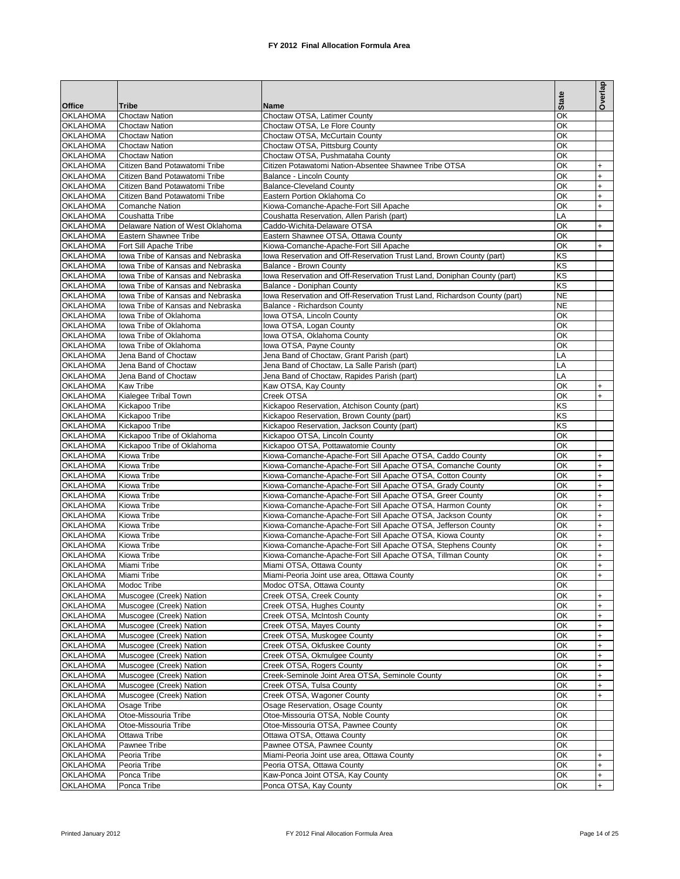# FY 2012 Final Allocation Formula Area

| Office | Tribe | Name | State | Overlap |
|---|---|---|---|---|
| OKLAHOMA | Choctaw Nation | Choctaw OTSA, Latimer County | OK | |
| OKLAHOMA | Choctaw Nation | Choctaw OTSA, Le Flore County | OK | |
| OKLAHOMA | Choctaw Nation | Choctaw OTSA, McCurtain County | OK | |
| OKLAHOMA | Choctaw Nation | Choctaw OTSA, Pittsburg County | OK | |
| OKLAHOMA | Choctaw Nation | Choctaw OTSA, Pushmataha County | OK | |
| OKLAHOMA | Citizen Band Potawatomi Tribe | Citizen Potawatomi Nation-Absentee Shawnee Tribe OTSA | OK | + |
| OKLAHOMA | Citizen Band Potawatomi Tribe | Balance - Lincoln County | OK | + |
| OKLAHOMA | Citizen Band Potawatomi Tribe | Balance-Cleveland County | OK | + |
| OKLAHOMA | Citizen Band Potawatomi Tribe | Eastern Portion Oklahoma Co | OK | + |
| OKLAHOMA | Comanche Nation | Kiowa-Comanche-Apache-Fort Sill Apache | OK | + |
| OKLAHOMA | Coushatta Tribe | Coushatta Reservation, Allen Parish (part) | LA | |
| OKLAHOMA | Delaware Nation of West Oklahoma | Caddo-Wichita-Delaware OTSA | OK | + |
| OKLAHOMA | Eastern Shawnee Tribe | Eastern Shawnee OTSA, Ottawa County | OK | |
| OKLAHOMA | Fort Sill Apache Tribe | Kiowa-Comanche-Apache-Fort Sill Apache | OK | + |
| OKLAHOMA | Iowa Tribe of Kansas and Nebraska | Iowa Reservation and Off-Reservation Trust Land, Brown County (part) | KS | |
| OKLAHOMA | Iowa Tribe of Kansas and Nebraska | Balance - Brown County | KS | |
| OKLAHOMA | Iowa Tribe of Kansas and Nebraska | Iowa Reservation and Off-Reservation Trust Land, Doniphan County (part) | KS | |
| OKLAHOMA | Iowa Tribe of Kansas and Nebraska | Balance - Doniphan County | KS | |
| OKLAHOMA | Iowa Tribe of Kansas and Nebraska | Iowa Reservation and Off-Reservation Trust Land, Richardson County (part) | NE | |
| OKLAHOMA | Iowa Tribe of Kansas and Nebraska | Balance - Richardson County | NE | |
| OKLAHOMA | Iowa Tribe of Oklahoma | Iowa OTSA, Lincoln County | OK | |
| OKLAHOMA | Iowa Tribe of Oklahoma | Iowa OTSA, Logan County | OK | |
| OKLAHOMA | Iowa Tribe of Oklahoma | Iowa OTSA, Oklahoma County | OK | |
| OKLAHOMA | Iowa Tribe of Oklahoma | Iowa OTSA, Payne County | OK | |
| OKLAHOMA | Jena Band of Choctaw | Jena Band of Choctaw, Grant Parish (part) | LA | |
| OKLAHOMA | Jena Band of Choctaw | Jena Band of Choctaw, La Salle Parish (part) | LA | |
| OKLAHOMA | Jena Band of Choctaw | Jena Band of Choctaw, Rapides Parish (part) | LA | |
| OKLAHOMA | Kaw Tribe | Kaw OTSA, Kay County | OK | + |
| OKLAHOMA | Kialegee Tribal Town | Creek OTSA | OK | + |
| OKLAHOMA | Kickapoo Tribe | Kickapoo Reservation, Atchison County (part) | KS | |
| OKLAHOMA | Kickapoo Tribe | Kickapoo Reservation, Brown County (part) | KS | |
| OKLAHOMA | Kickapoo Tribe | Kickapoo Reservation, Jackson County (part) | KS | |
| OKLAHOMA | Kickapoo Tribe of Oklahoma | Kickapoo OTSA, Lincoln County | OK | |
| OKLAHOMA | Kickapoo Tribe of Oklahoma | Kickapoo OTSA, Pottawatomie County | OK | |
| OKLAHOMA | Kiowa Tribe | Kiowa-Comanche-Apache-Fort Sill Apache OTSA, Caddo County | OK | + |
| OKLAHOMA | Kiowa Tribe | Kiowa-Comanche-Apache-Fort Sill Apache OTSA, Comanche County | OK | + |
| OKLAHOMA | Kiowa Tribe | Kiowa-Comanche-Apache-Fort Sill Apache OTSA, Cotton County | OK | + |
| OKLAHOMA | Kiowa Tribe | Kiowa-Comanche-Apache-Fort Sill Apache OTSA, Grady County | OK | + |
| OKLAHOMA | Kiowa Tribe | Kiowa-Comanche-Apache-Fort Sill Apache OTSA, Greer County | OK | + |
| OKLAHOMA | Kiowa Tribe | Kiowa-Comanche-Apache-Fort Sill Apache OTSA, Harmon County | OK | + |
| OKLAHOMA | Kiowa Tribe | Kiowa-Comanche-Apache-Fort Sill Apache OTSA, Jackson County | OK | + |
| OKLAHOMA | Kiowa Tribe | Kiowa-Comanche-Apache-Fort Sill Apache OTSA, Jefferson County | OK | + |
| OKLAHOMA | Kiowa Tribe | Kiowa-Comanche-Apache-Fort Sill Apache OTSA, Kiowa County | OK | + |
| OKLAHOMA | Kiowa Tribe | Kiowa-Comanche-Apache-Fort Sill Apache OTSA, Stephens County | OK | + |
| OKLAHOMA | Kiowa Tribe | Kiowa-Comanche-Apache-Fort Sill Apache OTSA, Tillman County | OK | + |
| OKLAHOMA | Miami Tribe | Miami OTSA, Ottawa County | OK | + |
| OKLAHOMA | Miami Tribe | Miami-Peoria Joint use area, Ottawa County | OK | + |
| OKLAHOMA | Modoc Tribe | Modoc OTSA, Ottawa County | OK | |
| OKLAHOMA | Muscogee (Creek) Nation | Creek OTSA, Creek County | OK | + |
| OKLAHOMA | Muscogee (Creek) Nation | Creek OTSA, Hughes County | OK | + |
| OKLAHOMA | Muscogee (Creek) Nation | Creek OTSA, McIntosh County | OK | + |
| OKLAHOMA | Muscogee (Creek) Nation | Creek OTSA, Mayes County | OK | + |
| OKLAHOMA | Muscogee (Creek) Nation | Creek OTSA, Muskogee County | OK | + |
| OKLAHOMA | Muscogee (Creek) Nation | Creek OTSA, Okfuskee County | OK | + |
| OKLAHOMA | Muscogee (Creek) Nation | Creek OTSA, Okmulgee County | OK | + |
| OKLAHOMA | Muscogee (Creek) Nation | Creek OTSA, Rogers County | OK | + |
| OKLAHOMA | Muscogee (Creek) Nation | Creek-Seminole Joint Area OTSA, Seminole County | OK | + |
| OKLAHOMA | Muscogee (Creek) Nation | Creek OTSA, Tulsa County | OK | + |
| OKLAHOMA | Muscogee (Creek) Nation | Creek OTSA, Wagoner County | OK | + |
| OKLAHOMA | Osage Tribe | Osage Reservation, Osage County | OK | |
| OKLAHOMA | Otoe-Missouria Tribe | Otoe-Missouria OTSA, Noble County | OK | |
| OKLAHOMA | Otoe-Missouria Tribe | Otoe-Missouria OTSA, Pawnee County | OK | |
| OKLAHOMA | Ottawa Tribe | Ottawa OTSA, Ottawa County | OK | |
| OKLAHOMA | Pawnee Tribe | Pawnee OTSA, Pawnee County | OK | |
| OKLAHOMA | Peoria Tribe | Miami-Peoria Joint use area, Ottawa County | OK | + |
| OKLAHOMA | Peoria Tribe | Peoria OTSA, Ottawa County | OK | + |
| OKLAHOMA | Ponca Tribe | Kaw-Ponca Joint OTSA, Kay County | OK | + |
| OKLAHOMA | Ponca Tribe | Ponca OTSA, Kay County | OK | + |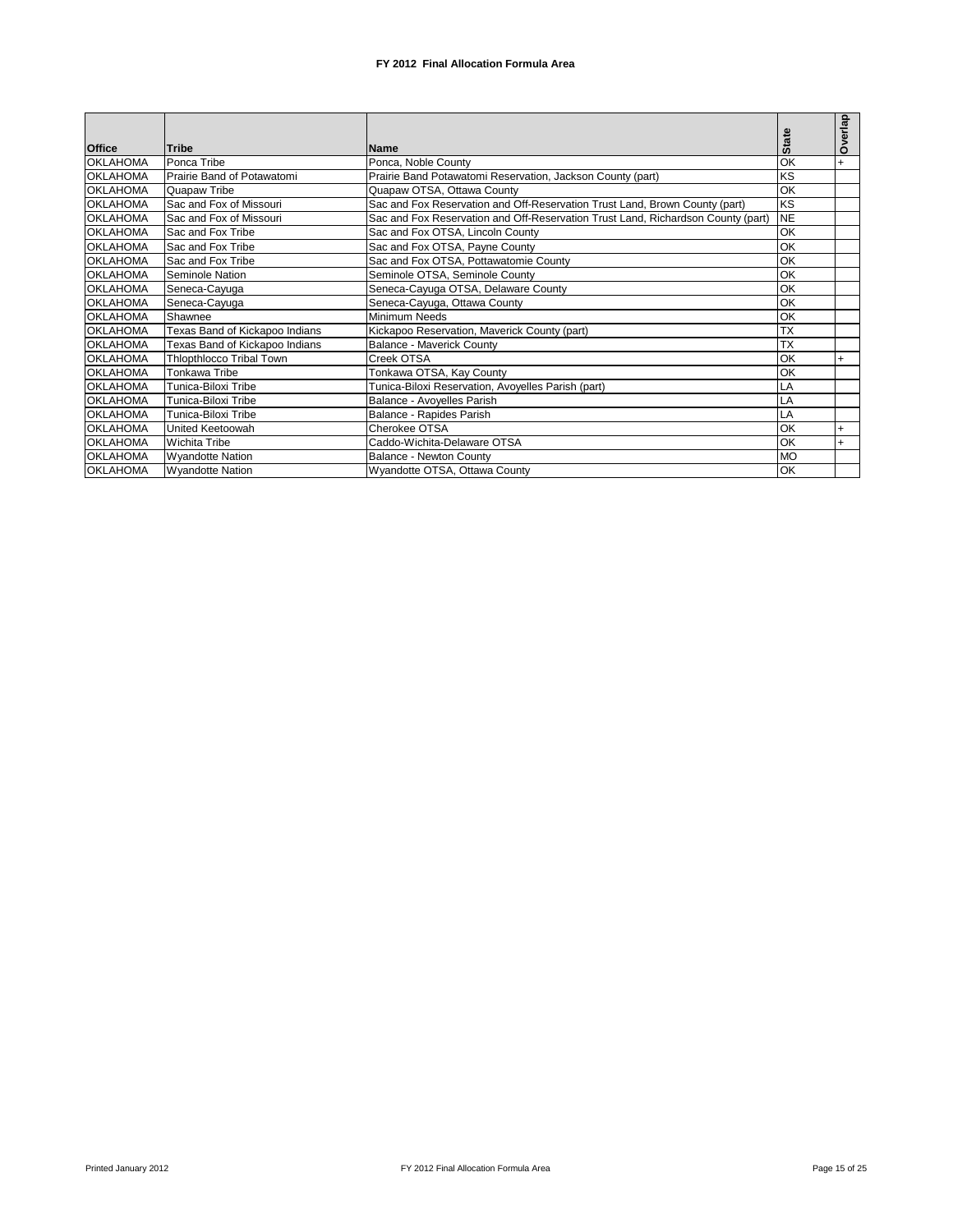# FY 2012 Final Allocation Formula Area

| Office | Tribe | Name | State | Overlap |
|---|---|---|---|---|
| OKLAHOMA | Ponca Tribe | Ponca, Noble County | OK | + |
| OKLAHOMA | Prairie Band of Potawatomi | Prairie Band Potawatomi Reservation, Jackson County (part) | KS | |
| OKLAHOMA | Quapaw Tribe | Quapaw OTSA, Ottawa County | OK | |
| OKLAHOMA | Sac and Fox of Missouri | Sac and Fox Reservation and Off-Reservation Trust Land, Brown County (part) | KS | |
| OKLAHOMA | Sac and Fox of Missouri | Sac and Fox Reservation and Off-Reservation Trust Land, Richardson County (part) | NE | |
| OKLAHOMA | Sac and Fox Tribe | Sac and Fox OTSA, Lincoln County | OK | |
| OKLAHOMA | Sac and Fox Tribe | Sac and Fox OTSA, Payne County | OK | |
| OKLAHOMA | Sac and Fox Tribe | Sac and Fox OTSA, Pottawatomie County | OK | |
| OKLAHOMA | Seminole Nation | Seminole OTSA, Seminole County | OK | |
| OKLAHOMA | Seneca-Cayuga | Seneca-Cayuga OTSA, Delaware County | OK | |
| OKLAHOMA | Seneca-Cayuga | Seneca-Cayuga, Ottawa County | OK | |
| OKLAHOMA | Shawnee | Minimum Needs | OK | |
| OKLAHOMA | Texas Band of Kickapoo Indians | Kickapoo Reservation, Maverick County (part) | TX | |
| OKLAHOMA | Texas Band of Kickapoo Indians | Balance - Maverick County | TX | |
| OKLAHOMA | Thlopthlocco Tribal Town | Creek OTSA | OK | + |
| OKLAHOMA | Tonkawa Tribe | Tonkawa OTSA, Kay County | OK | |
| OKLAHOMA | Tunica-Biloxi Tribe | Tunica-Biloxi Reservation, Avoyelles Parish (part) | LA | |
| OKLAHOMA | Tunica-Biloxi Tribe | Balance - Avoyelles Parish | LA | |
| OKLAHOMA | Tunica-Biloxi Tribe | Balance - Rapides Parish | LA | |
| OKLAHOMA | United Keetoowah | Cherokee OTSA | OK | + |
| OKLAHOMA | Wichita Tribe | Caddo-Wichita-Delaware OTSA | OK | + |
| OKLAHOMA | Wyandotte Nation | Balance - Newton County | MO | |
| OKLAHOMA | Wyandotte Nation | Wyandotte OTSA, Ottawa County | OK | |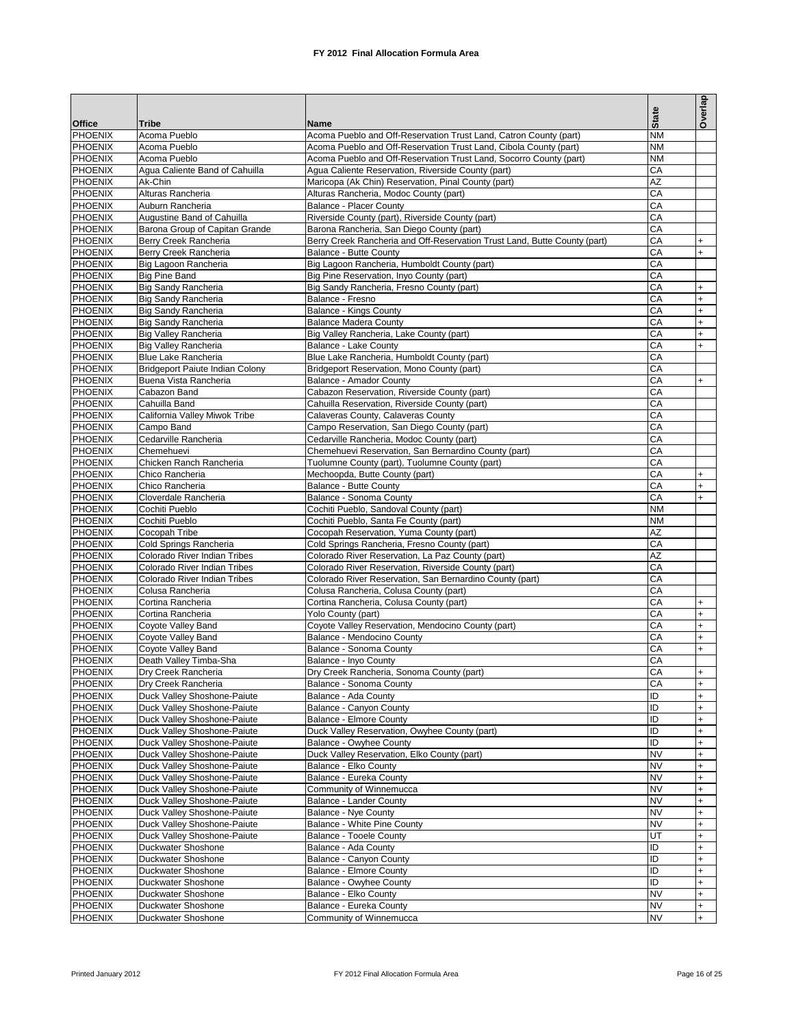# FY 2012 Final Allocation Formula Area

| Office | Tribe | Name | State | Overlap |
|---|---|---|---|---|
| PHOENIX | Acoma Pueblo | Acoma Pueblo and Off-Reservation Trust Land, Catron County (part) | NM | |
| PHOENIX | Acoma Pueblo | Acoma Pueblo and Off-Reservation Trust Land, Cibola County (part) | NM | |
| PHOENIX | Acoma Pueblo | Acoma Pueblo and Off-Reservation Trust Land, Socorro County (part) | NM | |
| PHOENIX | Agua Caliente Band of Cahuilla | Agua Caliente Reservation, Riverside County (part) | CA | |
| PHOENIX | Ak-Chin | Maricopa (Ak Chin) Reservation, Pinal County (part) | AZ | |
| PHOENIX | Alturas Rancheria | Alturas Rancheria, Modoc County (part) | CA | |
| PHOENIX | Auburn Rancheria | Balance - Placer County | CA | |
| PHOENIX | Augustine Band of Cahuilla | Riverside County (part), Riverside County (part) | CA | |
| PHOENIX | Barona Group of Capitan Grande | Barona Rancheria, San Diego County (part) | CA | |
| PHOENIX | Berry Creek Rancheria | Berry Creek Rancheria and Off-Reservation Trust Land, Butte County (part) | CA | + |
| PHOENIX | Berry Creek Rancheria | Balance - Butte County | CA | + |
| PHOENIX | Big Lagoon Rancheria | Big Lagoon Rancheria, Humboldt County (part) | CA | |
| PHOENIX | Big Pine Band | Big Pine Reservation, Inyo County (part) | CA | |
| PHOENIX | Big Sandy Rancheria | Big Sandy Rancheria, Fresno County (part) | CA | + |
| PHOENIX | Big Sandy Rancheria | Balance - Fresno | CA | + |
| PHOENIX | Big Sandy Rancheria | Balance - Kings County | CA | + |
| PHOENIX | Big Sandy Rancheria | Balance Madera County | CA | + |
| PHOENIX | Big Valley Rancheria | Big Valley Rancheria, Lake County (part) | CA | + |
| PHOENIX | Big Valley Rancheria | Balance - Lake County | CA | + |
| PHOENIX | Blue Lake Rancheria | Blue Lake Rancheria, Humboldt County (part) | CA | |
| PHOENIX | Bridgeport Paiute Indian Colony | Bridgeport Reservation, Mono County (part) | CA | |
| PHOENIX | Buena Vista Rancheria | Balance - Amador County | CA | + |
| PHOENIX | Cabazon Band | Cabazon Reservation, Riverside County (part) | CA | |
| PHOENIX | Cahuilla Band | Cahuilla Reservation, Riverside County (part) | CA | |
| PHOENIX | California Valley Miwok Tribe | Calaveras County, Calaveras County | CA | |
| PHOENIX | Campo Band | Campo Reservation, San Diego County (part) | CA | |
| PHOENIX | Cedarville Rancheria | Cedarville Rancheria, Modoc County (part) | CA | |
| PHOENIX | Chemehuevi | Chemehuevi Reservation, San Bernardino County (part) | CA | |
| PHOENIX | Chicken Ranch Rancheria | Tuolumne County (part), Tuolumne County (part) | CA | |
| PHOENIX | Chico Rancheria | Mechoopda, Butte County (part) | CA | + |
| PHOENIX | Chico Rancheria | Balance - Butte County | CA | + |
| PHOENIX | Cloverdale Rancheria | Balance - Sonoma County | CA | + |
| PHOENIX | Cochiti Pueblo | Cochiti Pueblo, Sandoval County (part) | NM | |
| PHOENIX | Cochiti Pueblo | Cochiti Pueblo, Santa Fe County (part) | NM | |
| PHOENIX | Cocopah Tribe | Cocopah Reservation, Yuma County (part) | AZ | |
| PHOENIX | Cold Springs Rancheria | Cold Springs Rancheria, Fresno County (part) | CA | |
| PHOENIX | Colorado River Indian Tribes | Colorado River Reservation, La Paz County (part) | AZ | |
| PHOENIX | Colorado River Indian Tribes | Colorado River Reservation, Riverside County (part) | CA | |
| PHOENIX | Colorado River Indian Tribes | Colorado River Reservation, San Bernardino County (part) | CA | |
| PHOENIX | Colusa Rancheria | Colusa Rancheria, Colusa County (part) | CA | |
| PHOENIX | Cortina Rancheria | Cortina Rancheria, Colusa County (part) | CA | + |
| PHOENIX | Cortina Rancheria | Yolo County (part) | CA | + |
| PHOENIX | Coyote Valley Band | Coyote Valley Reservation, Mendocino County (part) | CA | + |
| PHOENIX | Coyote Valley Band | Balance - Mendocino County | CA | + |
| PHOENIX | Coyote Valley Band | Balance - Sonoma County | CA | + |
| PHOENIX | Death Valley Timba-Sha | Balance - Inyo County | CA | |
| PHOENIX | Dry Creek Rancheria | Dry Creek Rancheria, Sonoma County (part) | CA | + |
| PHOENIX | Dry Creek Rancheria | Balance - Sonoma County | CA | + |
| PHOENIX | Duck Valley Shoshone-Paiute | Balance - Ada County | ID | + |
| PHOENIX | Duck Valley Shoshone-Paiute | Balance - Canyon County | ID | + |
| PHOENIX | Duck Valley Shoshone-Paiute | Balance - Elmore County | ID | + |
| PHOENIX | Duck Valley Shoshone-Paiute | Duck Valley Reservation, Owyhee County (part) | ID | + |
| PHOENIX | Duck Valley Shoshone-Paiute | Balance - Owyhee County | ID | + |
| PHOENIX | Duck Valley Shoshone-Paiute | Duck Valley Reservation, Elko County (part) | NV | + |
| PHOENIX | Duck Valley Shoshone-Paiute | Balance - Elko County | NV | + |
| PHOENIX | Duck Valley Shoshone-Paiute | Balance - Eureka County | NV | + |
| PHOENIX | Duck Valley Shoshone-Paiute | Community of Winnemucca | NV | + |
| PHOENIX | Duck Valley Shoshone-Paiute | Balance - Lander County | NV | + |
| PHOENIX | Duck Valley Shoshone-Paiute | Balance - Nye County | NV | + |
| PHOENIX | Duck Valley Shoshone-Paiute | Balance - White Pine County | NV | + |
| PHOENIX | Duck Valley Shoshone-Paiute | Balance - Tooele County | UT | + |
| PHOENIX | Duckwater Shoshone | Balance - Ada County | ID | + |
| PHOENIX | Duckwater Shoshone | Balance - Canyon County | ID | + |
| PHOENIX | Duckwater Shoshone | Balance - Elmore County | ID | + |
| PHOENIX | Duckwater Shoshone | Balance - Owyhee County | ID | + |
| PHOENIX | Duckwater Shoshone | Balance - Elko County | NV | + |
| PHOENIX | Duckwater Shoshone | Balance - Eureka County | NV | + |
| PHOENIX | Duckwater Shoshone | Community of Winnemucca | NV | + |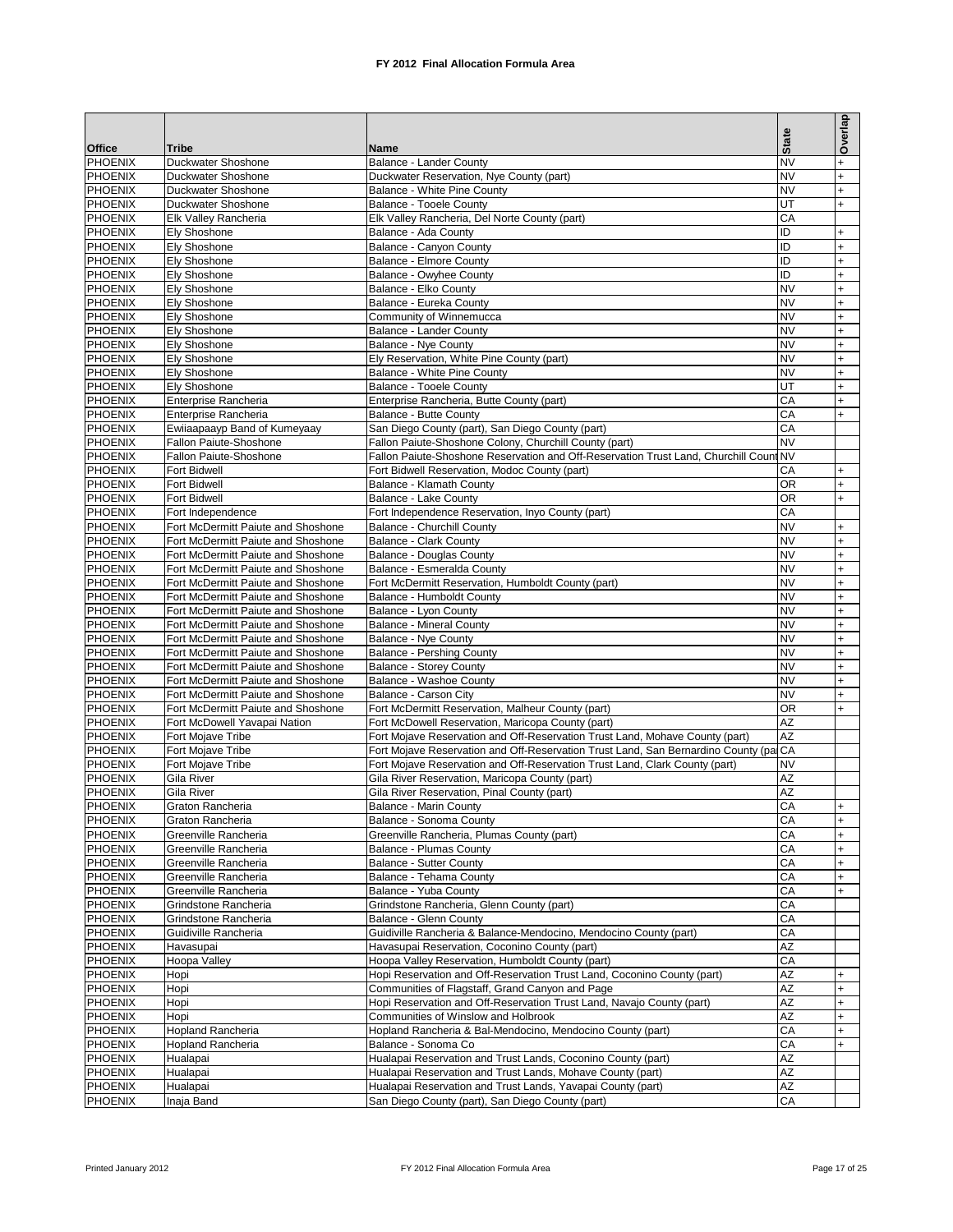## FY 2012 Final Allocation Formula Area

| Office | Tribe | Name | State | Overlap |
|---|---|---|---|---|
| PHOENIX | Duckwater Shoshone | Balance - Lander County | NV | + |
| PHOENIX | Duckwater Shoshone | Duckwater Reservation, Nye County (part) | NV | + |
| PHOENIX | Duckwater Shoshone | Balance - White Pine County | NV | + |
| PHOENIX | Duckwater Shoshone | Balance - Tooele County | UT | + |
| PHOENIX | Elk Valley Rancheria | Elk Valley Rancheria, Del Norte County (part) | CA | |
| PHOENIX | Ely Shoshone | Balance - Ada County | ID | + |
| PHOENIX | Ely Shoshone | Balance - Canyon County | ID | + |
| PHOENIX | Ely Shoshone | Balance - Elmore County | ID | + |
| PHOENIX | Ely Shoshone | Balance - Owyhee County | ID | + |
| PHOENIX | Ely Shoshone | Balance - Elko County | NV | + |
| PHOENIX | Ely Shoshone | Balance - Eureka County | NV | + |
| PHOENIX | Ely Shoshone | Community of Winnemucca | NV | + |
| PHOENIX | Ely Shoshone | Balance - Lander County | NV | + |
| PHOENIX | Ely Shoshone | Balance - Nye County | NV | + |
| PHOENIX | Ely Shoshone | Ely Reservation, White Pine County (part) | NV | + |
| PHOENIX | Ely Shoshone | Balance - White Pine County | NV | + |
| PHOENIX | Ely Shoshone | Balance - Tooele County | UT | + |
| PHOENIX | Enterprise Rancheria | Enterprise Rancheria, Butte County (part) | CA | + |
| PHOENIX | Enterprise Rancheria | Balance - Butte County | CA | + |
| PHOENIX | Ewiiaapaayp Band of Kumeyaay | San Diego County (part), San Diego County (part) | CA | |
| PHOENIX | Fallon Paiute-Shoshone | Fallon Paiute-Shoshone Colony, Churchill County (part) | NV | |
| PHOENIX | Fallon Paiute-Shoshone | Fallon Paiute-Shoshone Reservation and Off-Reservation Trust Land, Churchill Count | NV | |
| PHOENIX | Fort Bidwell | Fort Bidwell Reservation, Modoc County (part) | CA | + |
| PHOENIX | Fort Bidwell | Balance - Klamath County | OR | + |
| PHOENIX | Fort Bidwell | Balance - Lake County | OR | + |
| PHOENIX | Fort Independence | Fort Independence Reservation, Inyo County (part) | CA | |
| PHOENIX | Fort McDermitt Paiute and Shoshone | Balance - Churchill County | NV | + |
| PHOENIX | Fort McDermitt Paiute and Shoshone | Balance - Clark County | NV | + |
| PHOENIX | Fort McDermitt Paiute and Shoshone | Balance - Douglas County | NV | + |
| PHOENIX | Fort McDermitt Paiute and Shoshone | Balance - Esmeralda County | NV | + |
| PHOENIX | Fort McDermitt Paiute and Shoshone | Fort McDermitt Reservation, Humboldt County (part) | NV | + |
| PHOENIX | Fort McDermitt Paiute and Shoshone | Balance - Humboldt County | NV | + |
| PHOENIX | Fort McDermitt Paiute and Shoshone | Balance - Lyon County | NV | + |
| PHOENIX | Fort McDermitt Paiute and Shoshone | Balance - Mineral County | NV | + |
| PHOENIX | Fort McDermitt Paiute and Shoshone | Balance - Nye County | NV | + |
| PHOENIX | Fort McDermitt Paiute and Shoshone | Balance - Pershing County | NV | + |
| PHOENIX | Fort McDermitt Paiute and Shoshone | Balance - Storey County | NV | + |
| PHOENIX | Fort McDermitt Paiute and Shoshone | Balance - Washoe County | NV | + |
| PHOENIX | Fort McDermitt Paiute and Shoshone | Balance - Carson City | NV | + |
| PHOENIX | Fort McDermitt Paiute and Shoshone | Fort McDermitt Reservation, Malheur County (part) | OR | + |
| PHOENIX | Fort McDowell Yavapai Nation | Fort McDowell Reservation, Maricopa County (part) | AZ | |
| PHOENIX | Fort Mojave Tribe | Fort Mojave Reservation and Off-Reservation Trust Land, Mohave County (part) | AZ | |
| PHOENIX | Fort Mojave Tribe | Fort Mojave Reservation and Off-Reservation Trust Land, San Bernardino County (pa | CA | |
| PHOENIX | Fort Mojave Tribe | Fort Mojave Reservation and Off-Reservation Trust Land, Clark County (part) | NV | |
| PHOENIX | Gila River | Gila River Reservation, Maricopa County (part) | AZ | |
| PHOENIX | Gila River | Gila River Reservation, Pinal County (part) | AZ | |
| PHOENIX | Graton Rancheria | Balance - Marin County | CA | + |
| PHOENIX | Graton Rancheria | Balance - Sonoma County | CA | + |
| PHOENIX | Greenville Rancheria | Greenville Rancheria, Plumas County (part) | CA | + |
| PHOENIX | Greenville Rancheria | Balance - Plumas County | CA | + |
| PHOENIX | Greenville Rancheria | Balance - Sutter County | CA | + |
| PHOENIX | Greenville Rancheria | Balance - Tehama County | CA | + |
| PHOENIX | Greenville Rancheria | Balance - Yuba County | CA | + |
| PHOENIX | Grindstone Rancheria | Grindstone Rancheria, Glenn County (part) | CA | |
| PHOENIX | Grindstone Rancheria | Balance - Glenn County | CA | |
| PHOENIX | Guidiville Rancheria | Guidiville Rancheria & Balance-Mendocino, Mendocino County (part) | CA | |
| PHOENIX | Havasupai | Havasupai Reservation, Coconino County (part) | AZ | |
| PHOENIX | Hoopa Valley | Hoopa Valley Reservation, Humboldt County (part) | CA | |
| PHOENIX | Hopi | Hopi Reservation and Off-Reservation Trust Land, Coconino County (part) | AZ | + |
| PHOENIX | Hopi | Communities of Flagstaff, Grand Canyon and Page | AZ | + |
| PHOENIX | Hopi | Hopi Reservation and Off-Reservation Trust Land, Navajo County (part) | AZ | + |
| PHOENIX | Hopi | Communities of Winslow and Holbrook | AZ | + |
| PHOENIX | Hopland Rancheria | Hopland Rancheria & Bal-Mendocino, Mendocino County (part) | CA | + |
| PHOENIX | Hopland Rancheria | Balance - Sonoma Co | CA | + |
| PHOENIX | Hualapai | Hualapai Reservation and Trust Lands, Coconino County (part) | AZ | |
| PHOENIX | Hualapai | Hualapai Reservation and Trust Lands, Mohave County (part) | AZ | |
| PHOENIX | Hualapai | Hualapai Reservation and Trust Lands, Yavapai County (part) | AZ | |
| PHOENIX | Inaja Band | San Diego County (part), San Diego County (part) | CA | |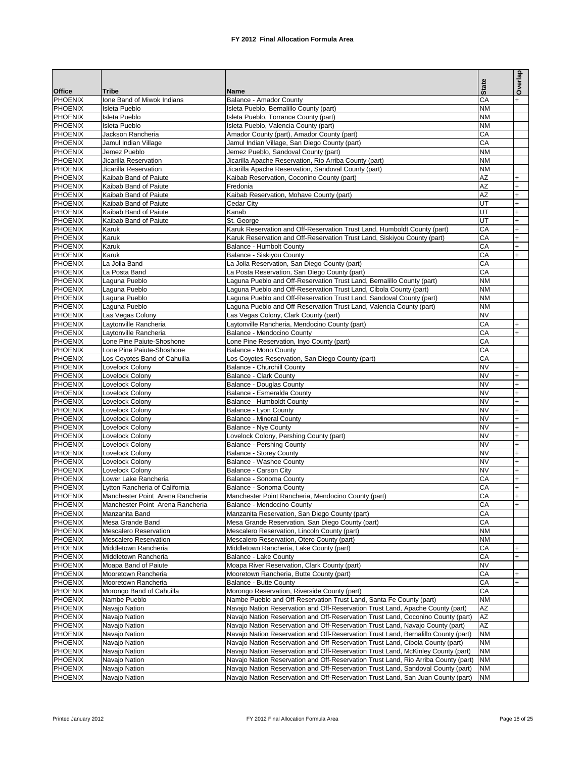# FY 2012 Final Allocation Formula Area

| Office | Tribe | Name | State | Overlap |
|---|---|---|---|---|
| PHOENIX | Ione Band of Miwok Indians | Balance - Amador County | CA | + |
| PHOENIX | Isleta Pueblo | Isleta Pueblo, Bernalillo County (part) | NM | |
| PHOENIX | Isleta Pueblo | Isleta Pueblo, Torrance County (part) | NM | |
| PHOENIX | Isleta Pueblo | Isleta Pueblo, Valencia County (part) | NM | |
| PHOENIX | Jackson Rancheria | Amador County (part), Amador County (part) | CA | |
| PHOENIX | Jamul Indian Village | Jamul Indian Village, San Diego County (part) | CA | |
| PHOENIX | Jemez Pueblo | Jemez Pueblo, Sandoval County (part) | NM | |
| PHOENIX | Jicarilla Reservation | Jicarilla Apache Reservation, Rio Arriba County (part) | NM | |
| PHOENIX | Jicarilla Reservation | Jicarilla Apache Reservation, Sandoval County (part) | NM | |
| PHOENIX | Kaibab Band of Paiute | Kaibab Reservation, Coconino County (part) | AZ | + |
| PHOENIX | Kaibab Band of Paiute | Fredonia | AZ | + |
| PHOENIX | Kaibab Band of Paiute | Kaibab Reservation, Mohave County (part) | AZ | + |
| PHOENIX | Kaibab Band of Paiute | Cedar City | UT | + |
| PHOENIX | Kaibab Band of Paiute | Kanab | UT | + |
| PHOENIX | Kaibab Band of Paiute | St. George | UT | + |
| PHOENIX | Karuk | Karuk Reservation and Off-Reservation Trust Land, Humboldt County (part) | CA | + |
| PHOENIX | Karuk | Karuk Reservation and Off-Reservation Trust Land, Siskiyou County (part) | CA | + |
| PHOENIX | Karuk | Balance - Humbolt County | CA | + |
| PHOENIX | Karuk | Balance - Siskiyou County | CA | + |
| PHOENIX | La Jolla Band | La Jolla Reservation, San Diego County (part) | CA | |
| PHOENIX | La Posta Band | La Posta Reservation, San Diego County (part) | CA | |
| PHOENIX | Laguna Pueblo | Laguna Pueblo and Off-Reservation Trust Land, Bernalillo County (part) | NM | |
| PHOENIX | Laguna Pueblo | Laguna Pueblo and Off-Reservation Trust Land, Cibola County (part) | NM | |
| PHOENIX | Laguna Pueblo | Laguna Pueblo and Off-Reservation Trust Land, Sandoval County (part) | NM | |
| PHOENIX | Laguna Pueblo | Laguna Pueblo and Off-Reservation Trust Land, Valencia County (part) | NM | |
| PHOENIX | Las Vegas Colony | Las Vegas Colony, Clark County (part) | NV | |
| PHOENIX | Laytonville Rancheria | Laytonville Rancheria, Mendocino County (part) | CA | + |
| PHOENIX | Laytonville Rancheria | Balance - Mendocino County | CA | + |
| PHOENIX | Lone Pine Paiute-Shoshone | Lone Pine Reservation, Inyo County (part) | CA | |
| PHOENIX | Lone Pine Paiute-Shoshone | Balance - Mono County | CA | |
| PHOENIX | Los Coyotes Band of Cahuilla | Los Coyotes Reservation, San Diego County (part) | CA | |
| PHOENIX | Lovelock Colony | Balance - Churchill County | NV | + |
| PHOENIX | Lovelock Colony | Balance - Clark County | NV | + |
| PHOENIX | Lovelock Colony | Balance - Douglas County | NV | + |
| PHOENIX | Lovelock Colony | Balance - Esmeralda County | NV | + |
| PHOENIX | Lovelock Colony | Balance - Humboldt County | NV | + |
| PHOENIX | Lovelock Colony | Balance - Lyon County | NV | + |
| PHOENIX | Lovelock Colony | Balance - Mineral County | NV | + |
| PHOENIX | Lovelock Colony | Balance - Nye County | NV | + |
| PHOENIX | Lovelock Colony | Lovelock Colony, Pershing County (part) | NV | + |
| PHOENIX | Lovelock Colony | Balance - Pershing County | NV | + |
| PHOENIX | Lovelock Colony | Balance - Storey County | NV | + |
| PHOENIX | Lovelock Colony | Balance - Washoe County | NV | + |
| PHOENIX | Lovelock Colony | Balance - Carson City | NV | + |
| PHOENIX | Lower Lake Rancheria | Balance - Sonoma County | CA | + |
| PHOENIX | Lytton Rancheria of California | Balance - Sonoma County | CA | + |
| PHOENIX | Manchester Point Arena Rancheria | Manchester Point Rancheria, Mendocino County (part) | CA | + |
| PHOENIX | Manchester Point Arena Rancheria | Balance - Mendocino County | CA | + |
| PHOENIX | Manzanita Band | Manzanita Reservation, San Diego County (part) | CA | |
| PHOENIX | Mesa Grande Band | Mesa Grande Reservation, San Diego County (part) | CA | |
| PHOENIX | Mescalero Reservation | Mescalero Reservation, Lincoln County (part) | NM | |
| PHOENIX | Mescalero Reservation | Mescalero Reservation, Otero County (part) | NM | |
| PHOENIX | Middletown Rancheria | Middletown Rancheria, Lake County (part) | CA | + |
| PHOENIX | Middletown Rancheria | Balance - Lake County | CA | + |
| PHOENIX | Moapa Band of Paiute | Moapa River Reservation, Clark County (part) | NV | |
| PHOENIX | Mooretown Rancheria | Mooretown Rancheria, Butte County (part) | CA | + |
| PHOENIX | Mooretown Rancheria | Balance - Butte County | CA | + |
| PHOENIX | Morongo Band of Cahuilla | Morongo Reservation, Riverside County (part) | CA | |
| PHOENIX | Nambe Pueblo | Nambe Pueblo and Off-Reservation Trust Land, Santa Fe County (part) | NM | |
| PHOENIX | Navajo Nation | Navajo Nation Reservation and Off-Reservation Trust Land, Apache County (part) | AZ | |
| PHOENIX | Navajo Nation | Navajo Nation Reservation and Off-Reservation Trust Land, Coconino County (part) | AZ | |
| PHOENIX | Navajo Nation | Navajo Nation Reservation and Off-Reservation Trust Land, Navajo County (part) | AZ | |
| PHOENIX | Navajo Nation | Navajo Nation Reservation and Off-Reservation Trust Land, Bernalillo County (part) | NM | |
| PHOENIX | Navajo Nation | Navajo Nation Reservation and Off-Reservation Trust Land, Cibola County (part) | NM | |
| PHOENIX | Navajo Nation | Navajo Nation Reservation and Off-Reservation Trust Land, McKinley County (part) | NM | |
| PHOENIX | Navajo Nation | Navajo Nation Reservation and Off-Reservation Trust Land, Rio Arriba County (part) | NM | |
| PHOENIX | Navajo Nation | Navajo Nation Reservation and Off-Reservation Trust Land, Sandoval County (part) | NM | |
| PHOENIX | Navajo Nation | Navajo Nation Reservation and Off-Reservation Trust Land, San Juan County (part) | NM | |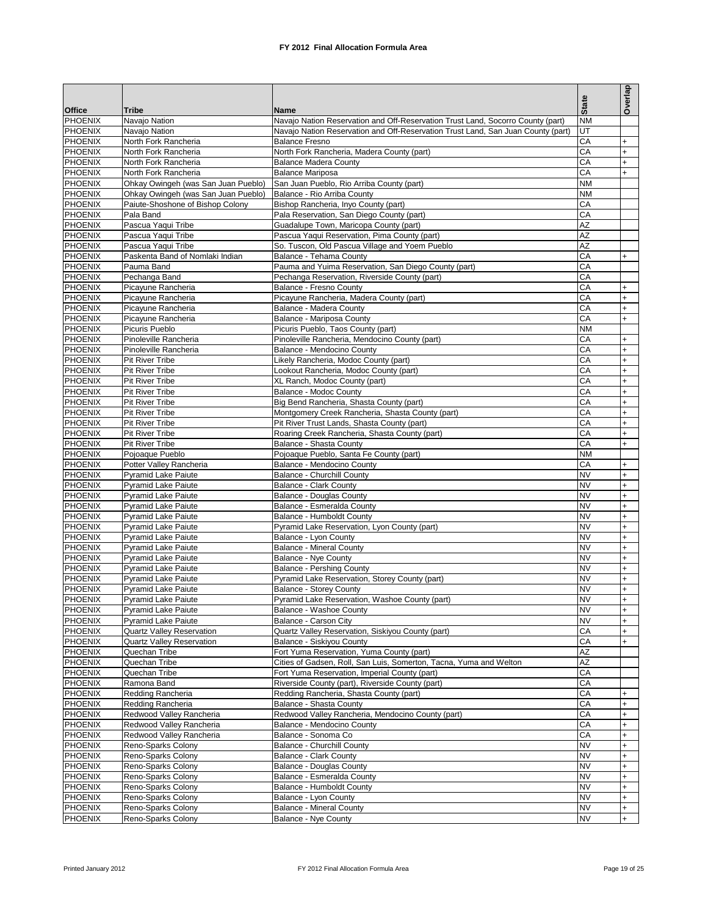# FY 2012 Final Allocation Formula Area

| Office | Tribe | Name | State | Overlap |
|---|---|---|---|---|
| PHOENIX | Navajo Nation | Navajo Nation Reservation and Off-Reservation Trust Land, Socorro County (part) | NM | |
| PHOENIX | Navajo Nation | Navajo Nation Reservation and Off-Reservation Trust Land, San Juan County (part) | UT | |
| PHOENIX | North Fork Rancheria | Balance Fresno | CA | + |
| PHOENIX | North Fork Rancheria | North Fork Rancheria, Madera County (part) | CA | + |
| PHOENIX | North Fork Rancheria | Balance Madera County | CA | + |
| PHOENIX | North Fork Rancheria | Balance Mariposa | CA | + |
| PHOENIX | Ohkay Owingeh (was San Juan Pueblo) | San Juan Pueblo, Rio Arriba County (part) | NM | |
| PHOENIX | Ohkay Owingeh (was San Juan Pueblo) | Balance - Rio Arriba County | NM | |
| PHOENIX | Paiute-Shoshone of Bishop Colony | Bishop Rancheria, Inyo County (part) | CA | |
| PHOENIX | Pala Band | Pala Reservation, San Diego County (part) | CA | |
| PHOENIX | Pascua Yaqui Tribe | Guadalupe Town, Maricopa County (part) | AZ | |
| PHOENIX | Pascua Yaqui Tribe | Pascua Yaqui Reservation, Pima County (part) | AZ | |
| PHOENIX | Pascua Yaqui Tribe | So. Tuscon, Old Pascua Village and Yoem Pueblo | AZ | |
| PHOENIX | Paskenta Band of Nomlaki Indian | Balance - Tehama County | CA | + |
| PHOENIX | Pauma Band | Pauma and Yuima Reservation, San Diego County (part) | CA | |
| PHOENIX | Pechanga Band | Pechanga Reservation, Riverside County (part) | CA | |
| PHOENIX | Picayune Rancheria | Balance - Fresno County | CA | + |
| PHOENIX | Picayune Rancheria | Picayune Rancheria, Madera County (part) | CA | + |
| PHOENIX | Picayune Rancheria | Balance - Madera County | CA | + |
| PHOENIX | Picayune Rancheria | Balance - Mariposa County | CA | + |
| PHOENIX | Picuris Pueblo | Picuris Pueblo, Taos County (part) | NM | |
| PHOENIX | Pinoleville Rancheria | Pinoleville Rancheria, Mendocino County (part) | CA | + |
| PHOENIX | Pinoleville Rancheria | Balance - Mendocino County | CA | + |
| PHOENIX | Pit River Tribe | Likely Rancheria, Modoc County (part) | CA | + |
| PHOENIX | Pit River Tribe | Lookout Rancheria, Modoc County (part) | CA | + |
| PHOENIX | Pit River Tribe | XL Ranch, Modoc County (part) | CA | + |
| PHOENIX | Pit River Tribe | Balance - Modoc County | CA | + |
| PHOENIX | Pit River Tribe | Big Bend Rancheria, Shasta County (part) | CA | + |
| PHOENIX | Pit River Tribe | Montgomery Creek Rancheria, Shasta County (part) | CA | + |
| PHOENIX | Pit River Tribe | Pit River Trust Lands, Shasta County (part) | CA | + |
| PHOENIX | Pit River Tribe | Roaring Creek Rancheria, Shasta County (part) | CA | + |
| PHOENIX | Pit River Tribe | Balance - Shasta County | CA | + |
| PHOENIX | Pojoaque Pueblo | Pojoaque Pueblo, Santa Fe County (part) | NM | |
| PHOENIX | Potter Valley Rancheria | Balance - Mendocino County | CA | + |
| PHOENIX | Pyramid Lake Paiute | Balance - Churchill County | NV | + |
| PHOENIX | Pyramid Lake Paiute | Balance - Clark County | NV | + |
| PHOENIX | Pyramid Lake Paiute | Balance - Douglas County | NV | + |
| PHOENIX | Pyramid Lake Paiute | Balance - Esmeralda County | NV | + |
| PHOENIX | Pyramid Lake Paiute | Balance - Humboldt County | NV | + |
| PHOENIX | Pyramid Lake Paiute | Pyramid Lake Reservation, Lyon County (part) | NV | + |
| PHOENIX | Pyramid Lake Paiute | Balance - Lyon County | NV | + |
| PHOENIX | Pyramid Lake Paiute | Balance - Mineral County | NV | + |
| PHOENIX | Pyramid Lake Paiute | Balance - Nye County | NV | + |
| PHOENIX | Pyramid Lake Paiute | Balance - Pershing County | NV | + |
| PHOENIX | Pyramid Lake Paiute | Pyramid Lake Reservation, Storey County (part) | NV | + |
| PHOENIX | Pyramid Lake Paiute | Balance - Storey County | NV | + |
| PHOENIX | Pyramid Lake Paiute | Pyramid Lake Reservation, Washoe County (part) | NV | + |
| PHOENIX | Pyramid Lake Paiute | Balance - Washoe County | NV | + |
| PHOENIX | Pyramid Lake Paiute | Balance - Carson City | NV | + |
| PHOENIX | Quartz Valley Reservation | Quartz Valley Reservation, Siskiyou County (part) | CA | + |
| PHOENIX | Quartz Valley Reservation | Balance - Siskiyou County | CA | + |
| PHOENIX | Quechan Tribe | Fort Yuma Reservation, Yuma County (part) | AZ | |
| PHOENIX | Quechan Tribe | Cities of Gadsen, Roll, San Luis, Somerton, Tacna, Yuma and Welton | AZ | |
| PHOENIX | Quechan Tribe | Fort Yuma Reservation, Imperial County (part) | CA | |
| PHOENIX | Ramona Band | Riverside County (part), Riverside County (part) | CA | |
| PHOENIX | Redding Rancheria | Redding Rancheria, Shasta County (part) | CA | + |
| PHOENIX | Redding Rancheria | Balance - Shasta County | CA | + |
| PHOENIX | Redwood Valley Rancheria | Redwood Valley Rancheria, Mendocino County (part) | CA | + |
| PHOENIX | Redwood Valley Rancheria | Balance - Mendocino County | CA | + |
| PHOENIX | Redwood Valley Rancheria | Balance - Sonoma Co | CA | + |
| PHOENIX | Reno-Sparks Colony | Balance - Churchill County | NV | + |
| PHOENIX | Reno-Sparks Colony | Balance - Clark County | NV | + |
| PHOENIX | Reno-Sparks Colony | Balance - Douglas County | NV | + |
| PHOENIX | Reno-Sparks Colony | Balance - Esmeralda County | NV | + |
| PHOENIX | Reno-Sparks Colony | Balance - Humboldt County | NV | + |
| PHOENIX | Reno-Sparks Colony | Balance - Lyon County | NV | + |
| PHOENIX | Reno-Sparks Colony | Balance - Mineral County | NV | + |
| PHOENIX | Reno-Sparks Colony | Balance - Nye County | NV | + |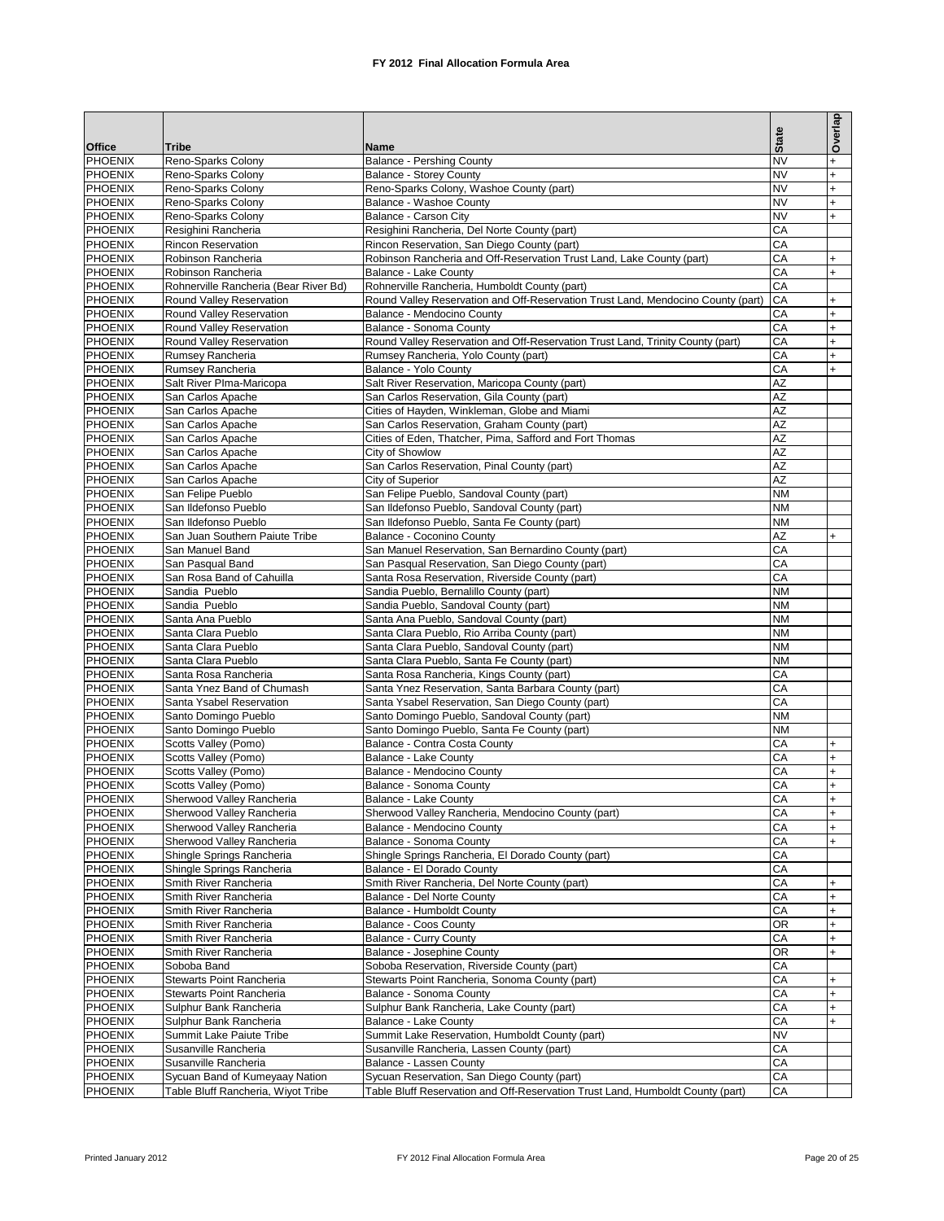# FY 2012 Final Allocation Formula Area

| Office | Tribe | Name | State | Overlap |
|---|---|---|---|---|
| PHOENIX | Reno-Sparks Colony | Balance - Pershing County | NV | + |
| PHOENIX | Reno-Sparks Colony | Balance - Storey County | NV | + |
| PHOENIX | Reno-Sparks Colony | Reno-Sparks Colony, Washoe County (part) | NV | + |
| PHOENIX | Reno-Sparks Colony | Balance - Washoe County | NV | + |
| PHOENIX | Reno-Sparks Colony | Balance - Carson City | NV | + |
| PHOENIX | Resighini Rancheria | Resighini Rancheria, Del Norte County (part) | CA | |
| PHOENIX | Rincon Reservation | Rincon Reservation, San Diego County (part) | CA | |
| PHOENIX | Robinson Rancheria | Robinson Rancheria and Off-Reservation Trust Land, Lake County (part) | CA | + |
| PHOENIX | Robinson Rancheria | Balance - Lake County | CA | + |
| PHOENIX | Rohnerville Rancheria (Bear River Bd) | Rohnerville Rancheria, Humboldt County (part) | CA | |
| PHOENIX | Round Valley Reservation | Round Valley Reservation and Off-Reservation Trust Land, Mendocino County (part) | CA | + |
| PHOENIX | Round Valley Reservation | Balance - Mendocino County | CA | + |
| PHOENIX | Round Valley Reservation | Balance - Sonoma County | CA | + |
| PHOENIX | Round Valley Reservation | Round Valley Reservation and Off-Reservation Trust Land, Trinity County (part) | CA | + |
| PHOENIX | Rumsey Rancheria | Rumsey Rancheria, Yolo County (part) | CA | + |
| PHOENIX | Rumsey Rancheria | Balance - Yolo County | CA | + |
| PHOENIX | Salt River PIma-Maricopa | Salt River Reservation, Maricopa County (part) | AZ | |
| PHOENIX | San Carlos Apache | San Carlos Reservation, Gila County (part) | AZ | |
| PHOENIX | San Carlos Apache | Cities of Hayden, Winkleman, Globe and Miami | AZ | |
| PHOENIX | San Carlos Apache | San Carlos Reservation, Graham County (part) | AZ | |
| PHOENIX | San Carlos Apache | Cities of Eden, Thatcher, Pima, Safford and Fort Thomas | AZ | |
| PHOENIX | San Carlos Apache | City of Showlow | AZ | |
| PHOENIX | San Carlos Apache | San Carlos Reservation, Pinal County (part) | AZ | |
| PHOENIX | San Carlos Apache | City of Superior | AZ | |
| PHOENIX | San Felipe Pueblo | San Felipe Pueblo, Sandoval County (part) | NM | |
| PHOENIX | San Ildefonso Pueblo | San Ildefonso Pueblo, Sandoval County (part) | NM | |
| PHOENIX | San Ildefonso Pueblo | San Ildefonso Pueblo, Santa Fe County (part) | NM | |
| PHOENIX | San Juan Southern Paiute Tribe | Balance - Coconino County | AZ | + |
| PHOENIX | San Manuel Band | San Manuel Reservation, San Bernardino County (part) | CA | |
| PHOENIX | San Pasqual Band | San Pasqual Reservation, San Diego County (part) | CA | |
| PHOENIX | San Rosa Band of Cahuilla | Santa Rosa Reservation, Riverside County (part) | CA | |
| PHOENIX | Sandia Pueblo | Sandia Pueblo, Bernalillo County (part) | NM | |
| PHOENIX | Sandia Pueblo | Sandia Pueblo, Sandoval County (part) | NM | |
| PHOENIX | Santa Ana Pueblo | Santa Ana Pueblo, Sandoval County (part) | NM | |
| PHOENIX | Santa Clara Pueblo | Santa Clara Pueblo, Rio Arriba County (part) | NM | |
| PHOENIX | Santa Clara Pueblo | Santa Clara Pueblo, Sandoval County (part) | NM | |
| PHOENIX | Santa Clara Pueblo | Santa Clara Pueblo, Santa Fe County (part) | NM | |
| PHOENIX | Santa Rosa Rancheria | Santa Rosa Rancheria, Kings County (part) | CA | |
| PHOENIX | Santa Ynez Band of Chumash | Santa Ynez Reservation, Santa Barbara County (part) | CA | |
| PHOENIX | Santa Ysabel Reservation | Santa Ysabel Reservation, San Diego County (part) | CA | |
| PHOENIX | Santo Domingo Pueblo | Santo Domingo Pueblo, Sandoval County (part) | NM | |
| PHOENIX | Santo Domingo Pueblo | Santo Domingo Pueblo, Santa Fe County (part) | NM | |
| PHOENIX | Scotts Valley (Pomo) | Balance - Contra Costa County | CA | + |
| PHOENIX | Scotts Valley (Pomo) | Balance - Lake County | CA | + |
| PHOENIX | Scotts Valley (Pomo) | Balance - Mendocino County | CA | + |
| PHOENIX | Scotts Valley (Pomo) | Balance - Sonoma County | CA | + |
| PHOENIX | Sherwood Valley Rancheria | Balance - Lake County | CA | + |
| PHOENIX | Sherwood Valley Rancheria | Sherwood Valley Rancheria, Mendocino County (part) | CA | + |
| PHOENIX | Sherwood Valley Rancheria | Balance - Mendocino County | CA | + |
| PHOENIX | Sherwood Valley Rancheria | Balance - Sonoma County | CA | + |
| PHOENIX | Shingle Springs Rancheria | Shingle Springs Rancheria, El Dorado County (part) | CA | |
| PHOENIX | Shingle Springs Rancheria | Balance - El Dorado County | CA | |
| PHOENIX | Smith River Rancheria | Smith River Rancheria, Del Norte County (part) | CA | + |
| PHOENIX | Smith River Rancheria | Balance - Del Norte County | CA | + |
| PHOENIX | Smith River Rancheria | Balance - Humboldt County | CA | + |
| PHOENIX | Smith River Rancheria | Balance - Coos County | OR | + |
| PHOENIX | Smith River Rancheria | Balance - Curry County | CA | + |
| PHOENIX | Smith River Rancheria | Balance - Josephine County | OR | + |
| PHOENIX | Soboba Band | Soboba Reservation, Riverside County (part) | CA | |
| PHOENIX | Stewarts Point Rancheria | Stewarts Point Rancheria, Sonoma County (part) | CA | + |
| PHOENIX | Stewarts Point Rancheria | Balance - Sonoma County | CA | + |
| PHOENIX | Sulphur Bank Rancheria | Sulphur Bank Rancheria, Lake County (part) | CA | + |
| PHOENIX | Sulphur Bank Rancheria | Balance - Lake County | CA | + |
| PHOENIX | Summit Lake Paiute Tribe | Summit Lake Reservation, Humboldt County (part) | NV | |
| PHOENIX | Susanville Rancheria | Susanville Rancheria, Lassen County (part) | CA | |
| PHOENIX | Susanville Rancheria | Balance - Lassen County | CA | |
| PHOENIX | Sycuan Band of Kumeyaay Nation | Sycuan Reservation, San Diego County (part) | CA | |
| PHOENIX | Table Bluff Rancheria, Wiyot Tribe | Table Bluff Reservation and Off-Reservation Trust Land, Humboldt County (part) | CA | |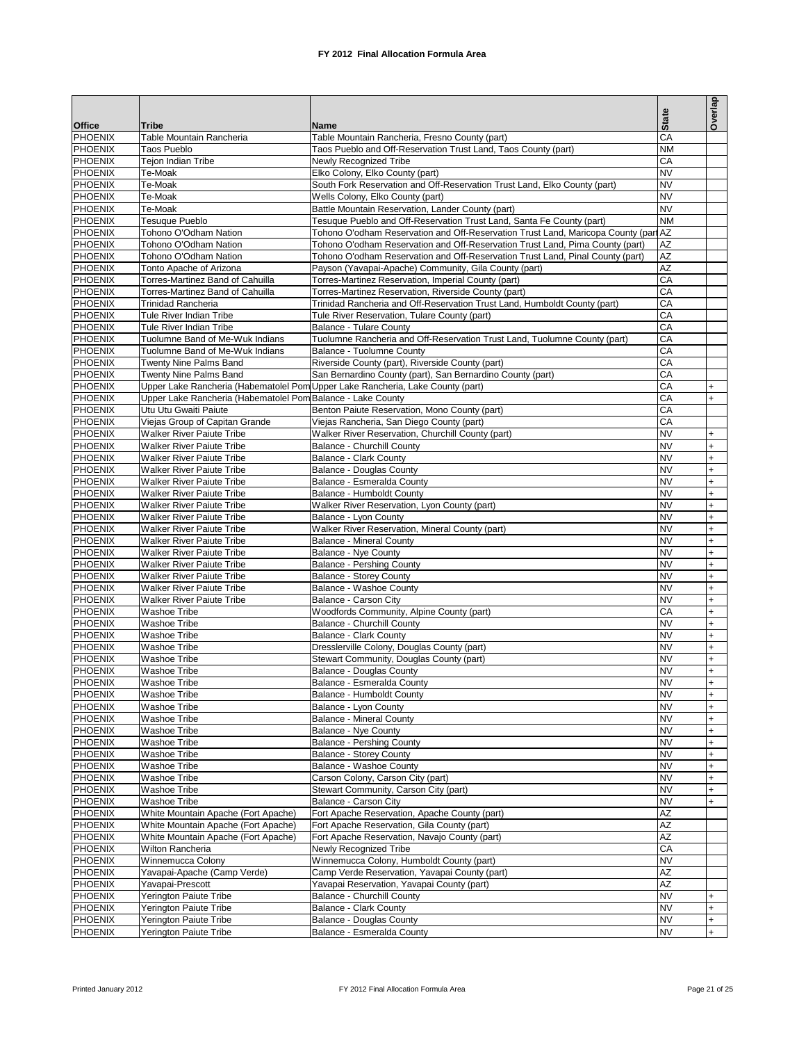# FY 2012 Final Allocation Formula Area

| Office | Tribe | Name | State | Overlap |
|---|---|---|---|---|
| PHOENIX | Table Mountain Rancheria | Table Mountain Rancheria, Fresno County (part) | CA | |
| PHOENIX | Taos Pueblo | Taos Pueblo and Off-Reservation Trust Land, Taos County (part) | NM | |
| PHOENIX | Tejon Indian Tribe | Newly Recognized Tribe | CA | |
| PHOENIX | Te-Moak | Elko Colony, Elko County (part) | NV | |
| PHOENIX | Te-Moak | South Fork Reservation and Off-Reservation Trust Land, Elko County (part) | NV | |
| PHOENIX | Te-Moak | Wells Colony, Elko County (part) | NV | |
| PHOENIX | Te-Moak | Battle Mountain Reservation, Lander County (part) | NV | |
| PHOENIX | Tesuque Pueblo | Tesuque Pueblo and Off-Reservation Trust Land, Santa Fe County (part) | NM | |
| PHOENIX | Tohono O'Odham Nation | Tohono O'odham Reservation and Off-Reservation Trust Land, Maricopa County (part | AZ | |
| PHOENIX | Tohono O'Odham Nation | Tohono O'odham Reservation and Off-Reservation Trust Land, Pima County (part) | AZ | |
| PHOENIX | Tohono O'Odham Nation | Tohono O'odham Reservation and Off-Reservation Trust Land, Pinal County (part) | AZ | |
| PHOENIX | Tonto Apache of Arizona | Payson (Yavapai-Apache) Community, Gila County (part) | AZ | |
| PHOENIX | Torres-Martinez Band of Cahuilla | Torres-Martinez Reservation, Imperial County (part) | CA | |
| PHOENIX | Torres-Martinez Band of Cahuilla | Torres-Martinez Reservation, Riverside County (part) | CA | |
| PHOENIX | Trinidad Rancheria | Trinidad Rancheria and Off-Reservation Trust Land, Humboldt County (part) | CA | |
| PHOENIX | Tule River Indian Tribe | Tule River Reservation, Tulare County (part) | CA | |
| PHOENIX | Tule River Indian Tribe | Balance - Tulare County | CA | |
| PHOENIX | Tuolumne Band of Me-Wuk Indians | Tuolumne Rancheria and Off-Reservation Trust Land, Tuolumne County (part) | CA | |
| PHOENIX | Tuolumne Band of Me-Wuk Indians | Balance - Tuolumne County | CA | |
| PHOENIX | Twenty Nine Palms Band | Riverside County (part), Riverside County (part) | CA | |
| PHOENIX | Twenty Nine Palms Band | San Bernardino County (part), San Bernardino County (part) | CA | |
| PHOENIX | Upper Lake Rancheria (Habematolel Pom | Upper Lake Rancheria, Lake County (part) | CA | + |
| PHOENIX | Upper Lake Rancheria (Habematolel Pom | Balance - Lake County | CA | + |
| PHOENIX | Utu Utu Gwaiti Paiute | Benton Paiute Reservation, Mono County (part) | CA | |
| PHOENIX | Viejas Group of Capitan Grande | Viejas Rancheria, San Diego County (part) | CA | |
| PHOENIX | Walker River Paiute Tribe | Walker River Reservation, Churchill County (part) | NV | + |
| PHOENIX | Walker River Paiute Tribe | Balance - Churchill County | NV | + |
| PHOENIX | Walker River Paiute Tribe | Balance - Clark County | NV | + |
| PHOENIX | Walker River Paiute Tribe | Balance - Douglas County | NV | + |
| PHOENIX | Walker River Paiute Tribe | Balance - Esmeralda County | NV | + |
| PHOENIX | Walker River Paiute Tribe | Balance - Humboldt County | NV | + |
| PHOENIX | Walker River Paiute Tribe | Walker River Reservation, Lyon County (part) | NV | + |
| PHOENIX | Walker River Paiute Tribe | Balance - Lyon County | NV | + |
| PHOENIX | Walker River Paiute Tribe | Walker River Reservation, Mineral County (part) | NV | + |
| PHOENIX | Walker River Paiute Tribe | Balance - Mineral County | NV | + |
| PHOENIX | Walker River Paiute Tribe | Balance - Nye County | NV | + |
| PHOENIX | Walker River Paiute Tribe | Balance - Pershing County | NV | + |
| PHOENIX | Walker River Paiute Tribe | Balance - Storey County | NV | + |
| PHOENIX | Walker River Paiute Tribe | Balance - Washoe County | NV | + |
| PHOENIX | Walker River Paiute Tribe | Balance - Carson City | NV | + |
| PHOENIX | Washoe Tribe | Woodfords Community, Alpine County (part) | CA | + |
| PHOENIX | Washoe Tribe | Balance - Churchill County | NV | + |
| PHOENIX | Washoe Tribe | Balance - Clark County | NV | + |
| PHOENIX | Washoe Tribe | Dresslerville Colony, Douglas County (part) | NV | + |
| PHOENIX | Washoe Tribe | Stewart Community, Douglas County (part) | NV | + |
| PHOENIX | Washoe Tribe | Balance - Douglas County | NV | + |
| PHOENIX | Washoe Tribe | Balance - Esmeralda County | NV | + |
| PHOENIX | Washoe Tribe | Balance - Humboldt County | NV | + |
| PHOENIX | Washoe Tribe | Balance - Lyon County | NV | + |
| PHOENIX | Washoe Tribe | Balance - Mineral County | NV | + |
| PHOENIX | Washoe Tribe | Balance - Nye County | NV | + |
| PHOENIX | Washoe Tribe | Balance - Pershing County | NV | + |
| PHOENIX | Washoe Tribe | Balance - Storey County | NV | + |
| PHOENIX | Washoe Tribe | Balance - Washoe County | NV | + |
| PHOENIX | Washoe Tribe | Carson Colony, Carson City (part) | NV | + |
| PHOENIX | Washoe Tribe | Stewart Community, Carson City (part) | NV | + |
| PHOENIX | Washoe Tribe | Balance - Carson City | NV | + |
| PHOENIX | White Mountain Apache (Fort Apache) | Fort Apache Reservation, Apache County (part) | AZ | |
| PHOENIX | White Mountain Apache (Fort Apache) | Fort Apache Reservation, Gila County (part) | AZ | |
| PHOENIX | White Mountain Apache (Fort Apache) | Fort Apache Reservation, Navajo County (part) | AZ | |
| PHOENIX | Wilton Rancheria | Newly Recognized Tribe | CA | |
| PHOENIX | Winnemucca Colony | Winnemucca Colony, Humboldt County (part) | NV | |
| PHOENIX | Yavapai-Apache (Camp Verde) | Camp Verde Reservation, Yavapai County (part) | AZ | |
| PHOENIX | Yavapai-Prescott | Yavapai Reservation, Yavapai County (part) | AZ | |
| PHOENIX | Yerington Paiute Tribe | Balance - Churchill County | NV | + |
| PHOENIX | Yerington Paiute Tribe | Balance - Clark County | NV | + |
| PHOENIX | Yerington Paiute Tribe | Balance - Douglas County | NV | + |
| PHOENIX | Yerington Paiute Tribe | Balance - Esmeralda County | NV | + |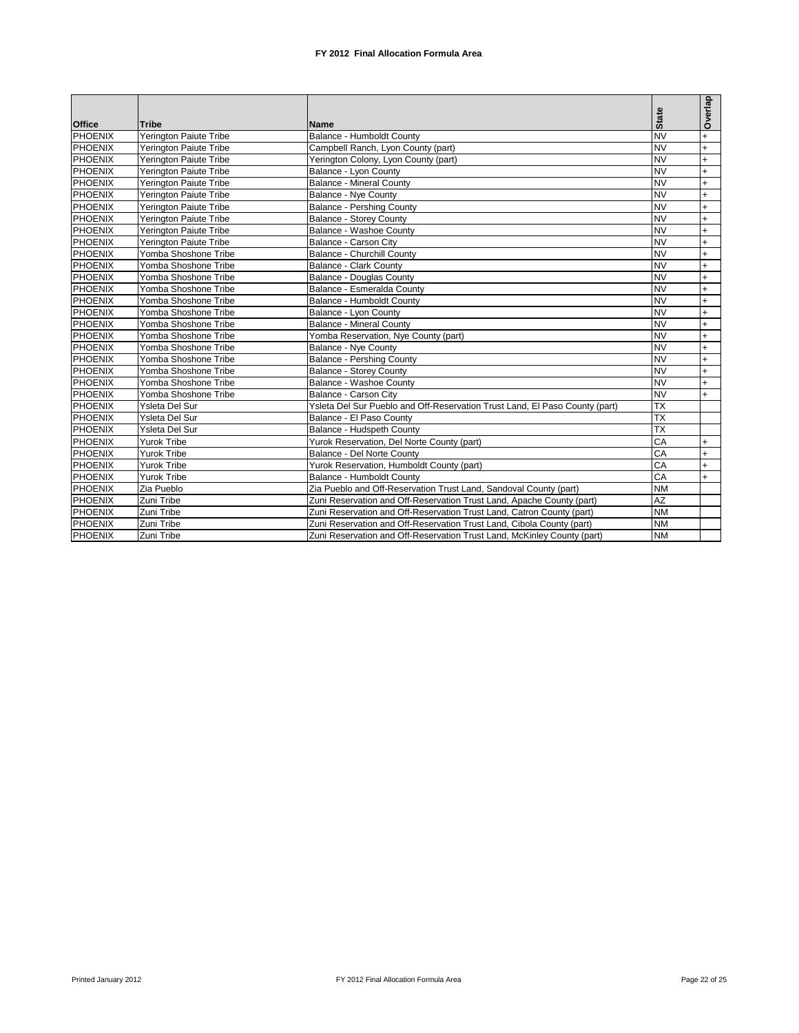### FY 2012 Final Allocation Formula Area

| Office | Tribe | Name | State | Overlap |
|---|---|---|---|---|
| PHOENIX | Yerington Paiute Tribe | Balance - Humboldt County | NV | + |
| PHOENIX | Yerington Paiute Tribe | Campbell Ranch, Lyon County (part) | NV | + |
| PHOENIX | Yerington Paiute Tribe | Yerington Colony, Lyon County (part) | NV | + |
| PHOENIX | Yerington Paiute Tribe | Balance - Lyon County | NV | + |
| PHOENIX | Yerington Paiute Tribe | Balance - Mineral County | NV | + |
| PHOENIX | Yerington Paiute Tribe | Balance - Nye County | NV | + |
| PHOENIX | Yerington Paiute Tribe | Balance - Pershing County | NV | + |
| PHOENIX | Yerington Paiute Tribe | Balance - Storey County | NV | + |
| PHOENIX | Yerington Paiute Tribe | Balance - Washoe County | NV | + |
| PHOENIX | Yerington Paiute Tribe | Balance - Carson City | NV | + |
| PHOENIX | Yomba Shoshone Tribe | Balance - Churchill County | NV | + |
| PHOENIX | Yomba Shoshone Tribe | Balance - Clark County | NV | + |
| PHOENIX | Yomba Shoshone Tribe | Balance - Douglas County | NV | + |
| PHOENIX | Yomba Shoshone Tribe | Balance - Esmeralda County | NV | + |
| PHOENIX | Yomba Shoshone Tribe | Balance - Humboldt County | NV | + |
| PHOENIX | Yomba Shoshone Tribe | Balance - Lyon County | NV | + |
| PHOENIX | Yomba Shoshone Tribe | Balance - Mineral County | NV | + |
| PHOENIX | Yomba Shoshone Tribe | Yomba Reservation, Nye County (part) | NV | + |
| PHOENIX | Yomba Shoshone Tribe | Balance - Nye County | NV | + |
| PHOENIX | Yomba Shoshone Tribe | Balance - Pershing County | NV | + |
| PHOENIX | Yomba Shoshone Tribe | Balance - Storey County | NV | + |
| PHOENIX | Yomba Shoshone Tribe | Balance - Washoe County | NV | + |
| PHOENIX | Yomba Shoshone Tribe | Balance - Carson City | NV | + |
| PHOENIX | Ysleta Del Sur | Ysleta Del Sur Pueblo and Off-Reservation Trust Land, El Paso County (part) | TX | |
| PHOENIX | Ysleta Del Sur | Balance - El Paso County | TX | |
| PHOENIX | Ysleta Del Sur | Balance - Hudspeth County | TX | |
| PHOENIX | Yurok Tribe | Yurok Reservation, Del Norte County (part) | CA | + |
| PHOENIX | Yurok Tribe | Balance - Del Norte County | CA | + |
| PHOENIX | Yurok Tribe | Yurok Reservation, Humboldt County (part) | CA | + |
| PHOENIX | Yurok Tribe | Balance - Humboldt County | CA | + |
| PHOENIX | Zia Pueblo | Zia Pueblo and Off-Reservation Trust Land, Sandoval County (part) | NM | |
| PHOENIX | Zuni Tribe | Zuni Reservation and Off-Reservation Trust Land, Apache County (part) | AZ | |
| PHOENIX | Zuni Tribe | Zuni Reservation and Off-Reservation Trust Land, Catron County (part) | NM | |
| PHOENIX | Zuni Tribe | Zuni Reservation and Off-Reservation Trust Land, Cibola County (part) | NM | |
| PHOENIX | Zuni Tribe | Zuni Reservation and Off-Reservation Trust Land, McKinley County (part) | NM | |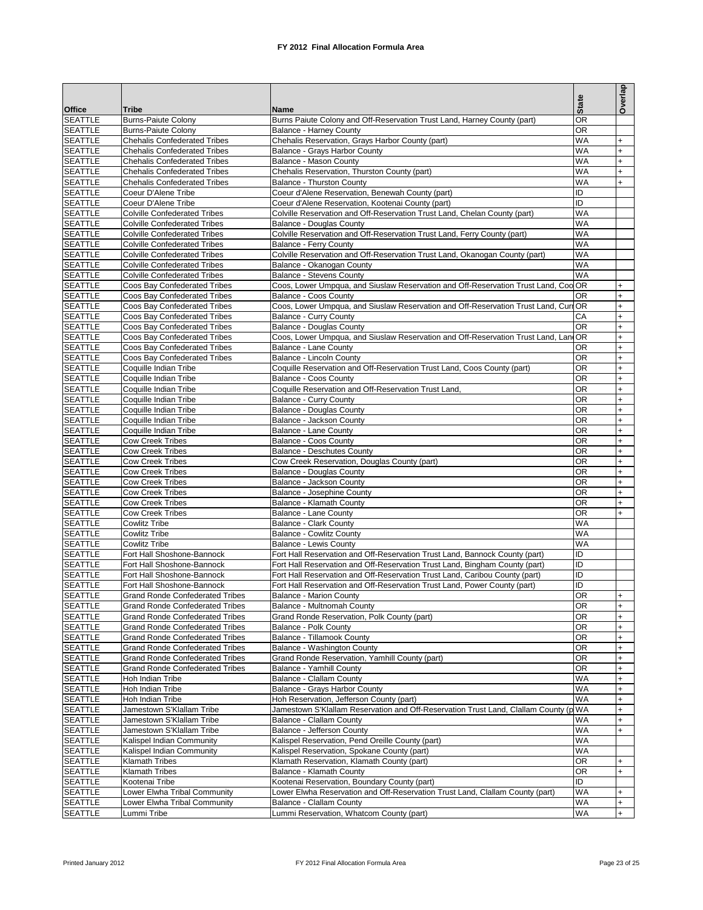# FY 2012 Final Allocation Formula Area

| Office | Tribe | Name | State | Overlap |
|---|---|---|---|---|
| SEATTLE | Burns-Paiute Colony | Burns Paiute Colony and Off-Reservation Trust Land, Harney County (part) | OR | |
| SEATTLE | Burns-Paiute Colony | Balance - Harney County | OR | |
| SEATTLE | Chehalis Confederated Tribes | Chehalis Reservation, Grays Harbor County (part) | WA | + |
| SEATTLE | Chehalis Confederated Tribes | Balance - Grays Harbor County | WA | + |
| SEATTLE | Chehalis Confederated Tribes | Balance - Mason County | WA | + |
| SEATTLE | Chehalis Confederated Tribes | Chehalis Reservation, Thurston County (part) | WA | + |
| SEATTLE | Chehalis Confederated Tribes | Balance - Thurston County | WA | + |
| SEATTLE | Coeur D'Alene Tribe | Coeur d'Alene Reservation, Benewah County (part) | ID | |
| SEATTLE | Coeur D'Alene Tribe | Coeur d'Alene Reservation, Kootenai County (part) | ID | |
| SEATTLE | Colville Confederated Tribes | Colville Reservation and Off-Reservation Trust Land, Chelan County (part) | WA | |
| SEATTLE | Colville Confederated Tribes | Balance - Douglas County | WA | |
| SEATTLE | Colville Confederated Tribes | Colville Reservation and Off-Reservation Trust Land, Ferry County (part) | WA | |
| SEATTLE | Colville Confederated Tribes | Balance - Ferry County | WA | |
| SEATTLE | Colville Confederated Tribes | Colville Reservation and Off-Reservation Trust Land, Okanogan County (part) | WA | |
| SEATTLE | Colville Confederated Tribes | Balance - Okanogan County | WA | |
| SEATTLE | Colville Confederated Tribes | Balance - Stevens County | WA | |
| SEATTLE | Coos Bay Confederated Tribes | Coos, Lower Umpqua, and Siuslaw Reservation and Off-Reservation Trust Land, Coo | OR | + |
| SEATTLE | Coos Bay Confederated Tribes | Balance - Coos County | OR | + |
| SEATTLE | Coos Bay Confederated Tribes | Coos, Lower Umpqua, and Siuslaw Reservation and Off-Reservation Trust Land, Curr | OR | + |
| SEATTLE | Coos Bay Confederated Tribes | Balance - Curry County | CA | + |
| SEATTLE | Coos Bay Confederated Tribes | Balance - Douglas County | OR | + |
| SEATTLE | Coos Bay Confederated Tribes | Coos, Lower Umpqua, and Siuslaw Reservation and Off-Reservation Trust Land, Lan | OR | + |
| SEATTLE | Coos Bay Confederated Tribes | Balance - Lane County | OR | + |
| SEATTLE | Coos Bay Confederated Tribes | Balance - Lincoln County | OR | + |
| SEATTLE | Coquille Indian Tribe | Coquille Reservation and Off-Reservation Trust Land, Coos County (part) | OR | + |
| SEATTLE | Coquille Indian Tribe | Balance - Coos County | OR | + |
| SEATTLE | Coquille Indian Tribe | Coquille Reservation and Off-Reservation Trust Land, | OR | + |
| SEATTLE | Coquille Indian Tribe | Balance - Curry County | OR | + |
| SEATTLE | Coquille Indian Tribe | Balance - Douglas County | OR | + |
| SEATTLE | Coquille Indian Tribe | Balance - Jackson County | OR | + |
| SEATTLE | Coquille Indian Tribe | Balance - Lane County | OR | + |
| SEATTLE | Cow Creek Tribes | Balance - Coos County | OR | + |
| SEATTLE | Cow Creek Tribes | Balance - Deschutes County | OR | + |
| SEATTLE | Cow Creek Tribes | Cow Creek Reservation, Douglas County (part) | OR | + |
| SEATTLE | Cow Creek Tribes | Balance - Douglas County | OR | + |
| SEATTLE | Cow Creek Tribes | Balance - Jackson County | OR | + |
| SEATTLE | Cow Creek Tribes | Balance - Josephine County | OR | + |
| SEATTLE | Cow Creek Tribes | Balance - Klamath County | OR | + |
| SEATTLE | Cow Creek Tribes | Balance - Lane County | OR | + |
| SEATTLE | Cowlitz Tribe | Balance - Clark County | WA | |
| SEATTLE | Cowlitz Tribe | Balance - Cowlitz County | WA | |
| SEATTLE | Cowlitz Tribe | Balance - Lewis County | WA | |
| SEATTLE | Fort Hall Shoshone-Bannock | Fort Hall Reservation and Off-Reservation Trust Land, Bannock County (part) | ID | |
| SEATTLE | Fort Hall Shoshone-Bannock | Fort Hall Reservation and Off-Reservation Trust Land, Bingham County (part) | ID | |
| SEATTLE | Fort Hall Shoshone-Bannock | Fort Hall Reservation and Off-Reservation Trust Land, Caribou County (part) | ID | |
| SEATTLE | Fort Hall Shoshone-Bannock | Fort Hall Reservation and Off-Reservation Trust Land, Power County (part) | ID | |
| SEATTLE | Grand Ronde Confederated Tribes | Balance - Marion County | OR | + |
| SEATTLE | Grand Ronde Confederated Tribes | Balance - Multnomah County | OR | + |
| SEATTLE | Grand Ronde Confederated Tribes | Grand Ronde Reservation, Polk County (part) | OR | + |
| SEATTLE | Grand Ronde Confederated Tribes | Balance - Polk County | OR | + |
| SEATTLE | Grand Ronde Confederated Tribes | Balance - Tillamook County | OR | + |
| SEATTLE | Grand Ronde Confederated Tribes | Balance - Washington County | OR | + |
| SEATTLE | Grand Ronde Confederated Tribes | Grand Ronde Reservation, Yamhill County (part) | OR | + |
| SEATTLE | Grand Ronde Confederated Tribes | Balance - Yamhill County | OR | + |
| SEATTLE | Hoh Indian Tribe | Balance - Clallam County | WA | + |
| SEATTLE | Hoh Indian Tribe | Balance - Grays Harbor County | WA | + |
| SEATTLE | Hoh Indian Tribe | Hoh Reservation, Jefferson County (part) | WA | + |
| SEATTLE | Jamestown S'Klallam Tribe | Jamestown S'Klallam Reservation and Off-Reservation Trust Land, Clallam County (p | WA | + |
| SEATTLE | Jamestown S'Klallam Tribe | Balance - Clallam County | WA | + |
| SEATTLE | Jamestown S'Klallam Tribe | Balance - Jefferson County | WA | + |
| SEATTLE | Kalispel Indian Community | Kalispel Reservation, Pend Oreille County (part) | WA | |
| SEATTLE | Kalispel Indian Community | Kalispel Reservation, Spokane County (part) | WA | |
| SEATTLE | Klamath Tribes | Klamath Reservation, Klamath County (part) | OR | + |
| SEATTLE | Klamath Tribes | Balance - Klamath County | OR | + |
| SEATTLE | Kootenai Tribe | Kootenai Reservation, Boundary County (part) | ID | |
| SEATTLE | Lower Elwha Tribal Community | Lower Elwha Reservation and Off-Reservation Trust Land, Clallam County (part) | WA | + |
| SEATTLE | Lower Elwha Tribal Community | Balance - Clallam County | WA | + |
| SEATTLE | Lummi Tribe | Lummi Reservation, Whatcom County (part) | WA | + |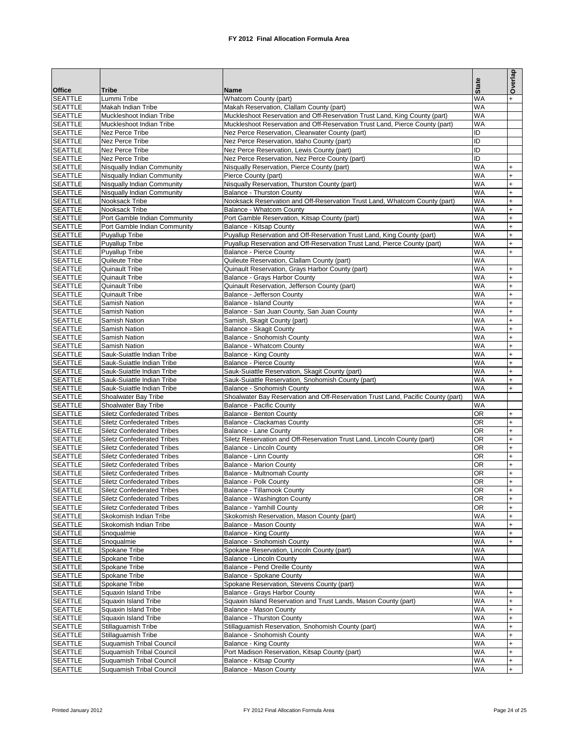# FY 2012 Final Allocation Formula Area

| Office | Tribe | Name | State | Overlap |
|---|---|---|---|---|
| SEATTLE | Lummi Tribe | Whatcom County (part) | WA | + |
| SEATTLE | Makah Indian Tribe | Makah Reservation, Clallam County (part) | WA | |
| SEATTLE | Muckleshoot Indian Tribe | Muckleshoot Reservation and Off-Reservation Trust Land, King County (part) | WA | |
| SEATTLE | Muckleshoot Indian Tribe | Muckleshoot Reservation and Off-Reservation Trust Land, Pierce County (part) | WA | |
| SEATTLE | Nez Perce Tribe | Nez Perce Reservation, Clearwater County (part) | ID | |
| SEATTLE | Nez Perce Tribe | Nez Perce Reservation, Idaho County (part) | ID | |
| SEATTLE | Nez Perce Tribe | Nez Perce Reservation, Lewis County (part) | ID | |
| SEATTLE | Nez Perce Tribe | Nez Perce Reservation, Nez Perce County (part) | ID | |
| SEATTLE | Nisqually Indian Community | Nisqually Reservation, Pierce County (part) | WA | + |
| SEATTLE | Nisqually Indian Community | Pierce County (part) | WA | + |
| SEATTLE | Nisqually Indian Community | Nisqually Reservation, Thurston County (part) | WA | + |
| SEATTLE | Nisqually Indian Community | Balance - Thurston County | WA | + |
| SEATTLE | Nooksack Tribe | Nooksack Reservation and Off-Reservation Trust Land, Whatcom County (part) | WA | + |
| SEATTLE | Nooksack Tribe | Balance - Whatcom County | WA | + |
| SEATTLE | Port Gamble Indian Community | Port Gamble Reservation, Kitsap County (part) | WA | + |
| SEATTLE | Port Gamble Indian Community | Balance - Kitsap County | WA | + |
| SEATTLE | Puyallup Tribe | Puyallup Reservation and Off-Reservation Trust Land, King County (part) | WA | + |
| SEATTLE | Puyallup Tribe | Puyallup Reservation and Off-Reservation Trust Land, Pierce County (part) | WA | + |
| SEATTLE | Puyallup Tribe | Balance - Pierce County | WA | + |
| SEATTLE | Quileute Tribe | Quileute Reservation, Clallam County (part) | WA | |
| SEATTLE | Quinault Tribe | Quinault Reservation, Grays Harbor County (part) | WA | + |
| SEATTLE | Quinault Tribe | Balance - Grays Harbor County | WA | + |
| SEATTLE | Quinault Tribe | Quinault Reservation, Jefferson County (part) | WA | + |
| SEATTLE | Quinault Tribe | Balance - Jefferson County | WA | + |
| SEATTLE | Samish Nation | Balance - Island County | WA | + |
| SEATTLE | Samish Nation | Balance - San Juan County, San Juan County | WA | + |
| SEATTLE | Samish Nation | Samish, Skagit County (part) | WA | + |
| SEATTLE | Samish Nation | Balance - Skagit County | WA | + |
| SEATTLE | Samish Nation | Balance - Snohomish County | WA | + |
| SEATTLE | Samish Nation | Balance - Whatcom County | WA | + |
| SEATTLE | Sauk-Suiattle Indian Tribe | Balance - King County | WA | + |
| SEATTLE | Sauk-Suiattle Indian Tribe | Balance - Pierce County | WA | + |
| SEATTLE | Sauk-Suiattle Indian Tribe | Sauk-Suiattle Reservation, Skagit County (part) | WA | + |
| SEATTLE | Sauk-Suiattle Indian Tribe | Sauk-Suiattle Reservation, Snohomish County (part) | WA | + |
| SEATTLE | Sauk-Suiattle Indian Tribe | Balance - Snohomish County | WA | + |
| SEATTLE | Shoalwater Bay Tribe | Shoalwater Bay Reservation and Off-Reservation Trust Land, Pacific County (part) | WA | |
| SEATTLE | Shoalwater Bay Tribe | Balance - Pacific County | WA | |
| SEATTLE | Siletz Confederated Tribes | Balance - Benton County | OR | + |
| SEATTLE | Siletz Confederated Tribes | Balance - Clackamas County | OR | + |
| SEATTLE | Siletz Confederated Tribes | Balance - Lane County | OR | + |
| SEATTLE | Siletz Confederated Tribes | Siletz Reservation and Off-Reservation Trust Land, Lincoln County (part) | OR | + |
| SEATTLE | Siletz Confederated Tribes | Balance - Lincoln County | OR | + |
| SEATTLE | Siletz Confederated Tribes | Balance - Linn County | OR | + |
| SEATTLE | Siletz Confederated Tribes | Balance - Marion County | OR | + |
| SEATTLE | Siletz Confederated Tribes | Balance - Multnomah County | OR | + |
| SEATTLE | Siletz Confederated Tribes | Balance - Polk County | OR | + |
| SEATTLE | Siletz Confederated Tribes | Balance - Tillamook County | OR | + |
| SEATTLE | Siletz Confederated Tribes | Balance - Washington County | OR | + |
| SEATTLE | Siletz Confederated Tribes | Balance - Yamhill County | OR | + |
| SEATTLE | Skokomish Indian Tribe | Skokomish Reservation, Mason County (part) | WA | + |
| SEATTLE | Skokomish Indian Tribe | Balance - Mason County | WA | + |
| SEATTLE | Snoqualmie | Balance - King County | WA | + |
| SEATTLE | Snoqualmie | Balance - Snohomish County | WA | + |
| SEATTLE | Spokane Tribe | Spokane Reservation, Lincoln County (part) | WA | |
| SEATTLE | Spokane Tribe | Balance - Lincoln County | WA | |
| SEATTLE | Spokane Tribe | Balance - Pend Oreille County | WA | |
| SEATTLE | Spokane Tribe | Balance - Spokane County | WA | |
| SEATTLE | Spokane Tribe | Spokane Reservation, Stevens County (part) | WA | |
| SEATTLE | Squaxin Island Tribe | Balance - Grays Harbor County | WA | + |
| SEATTLE | Squaxin Island Tribe | Squaxin Island Reservation and Trust Lands, Mason County (part) | WA | + |
| SEATTLE | Squaxin Island Tribe | Balance - Mason County | WA | + |
| SEATTLE | Squaxin Island Tribe | Balance - Thurston County | WA | + |
| SEATTLE | Stillaguamish Tribe | Stillaguamish Reservation, Snohomish County (part) | WA | + |
| SEATTLE | Stillaguamish Tribe | Balance - Snohomish County | WA | + |
| SEATTLE | Suquamish Tribal Council | Balance - King County | WA | + |
| SEATTLE | Suquamish Tribal Council | Port Madison Reservation, Kitsap County (part) | WA | + |
| SEATTLE | Suquamish Tribal Council | Balance - Kitsap County | WA | + |
| SEATTLE | Suquamish Tribal Council | Balance - Mason County | WA | + |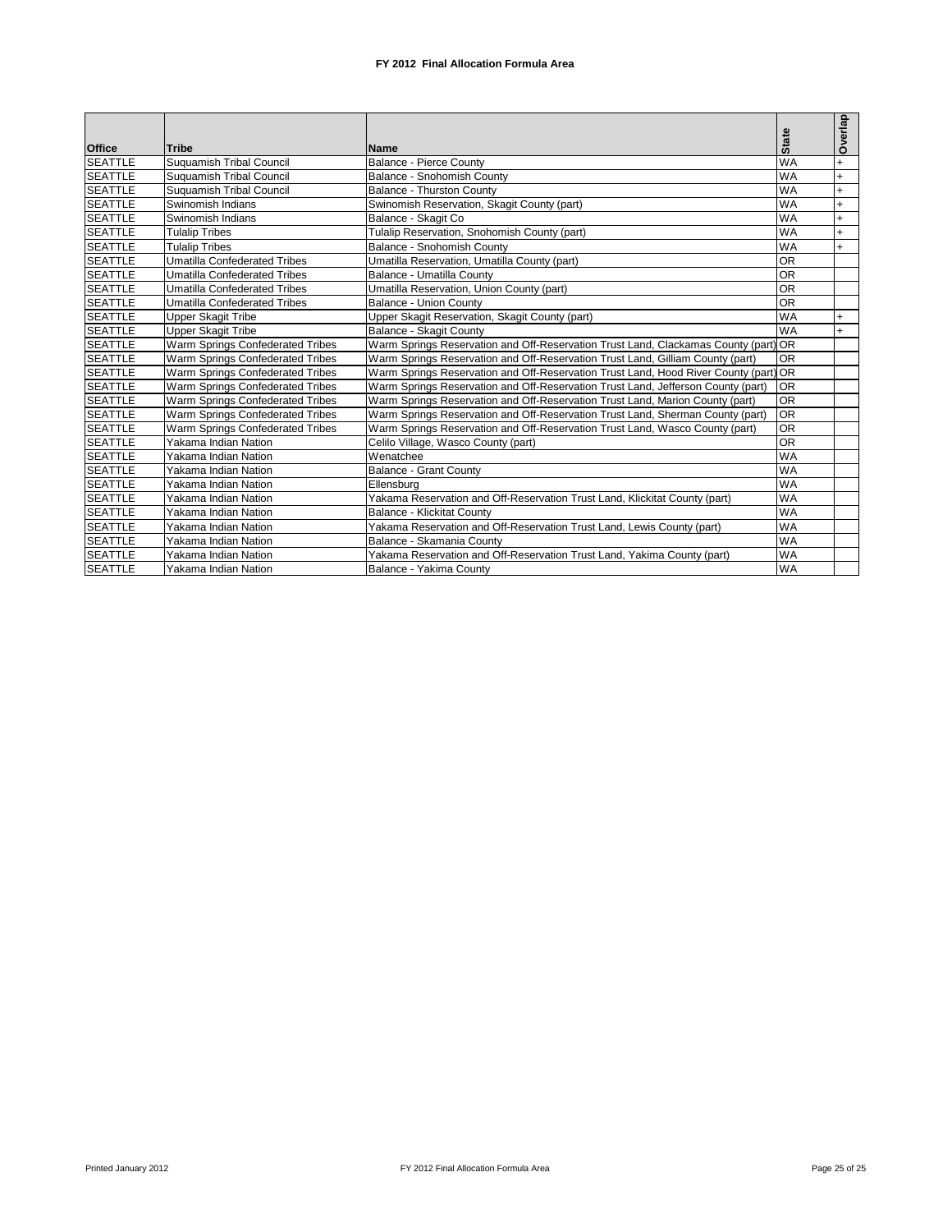**FY 2012 Final Allocation Formula Area**

| Office | Tribe | Name | State | Overlap |
|---|---|---|---|---|
| SEATTLE | Suquamish Tribal Council | Balance - Pierce County | WA | + |
| SEATTLE | Suquamish Tribal Council | Balance - Snohomish County | WA | + |
| SEATTLE | Suquamish Tribal Council | Balance - Thurston County | WA | + |
| SEATTLE | Swinomish Indians | Swinomish Reservation, Skagit County (part) | WA | + |
| SEATTLE | Swinomish Indians | Balance - Skagit Co | WA | + |
| SEATTLE | Tulalip Tribes | Tulalip Reservation, Snohomish County (part) | WA | + |
| SEATTLE | Tulalip Tribes | Balance - Snohomish County | WA | + |
| SEATTLE | Umatilla Confederated Tribes | Umatilla Reservation, Umatilla County (part) | OR | |
| SEATTLE | Umatilla Confederated Tribes | Balance - Umatilla County | OR | |
| SEATTLE | Umatilla Confederated Tribes | Umatilla Reservation, Union County (part) | OR | |
| SEATTLE | Umatilla Confederated Tribes | Balance - Union County | OR | |
| SEATTLE | Upper Skagit Tribe | Upper Skagit Reservation, Skagit County (part) | WA | + |
| SEATTLE | Upper Skagit Tribe | Balance - Skagit County | WA | + |
| SEATTLE | Warm Springs Confederated Tribes | Warm Springs Reservation and Off-Reservation Trust Land, Clackamas County (part) | OR | |
| SEATTLE | Warm Springs Confederated Tribes | Warm Springs Reservation and Off-Reservation Trust Land, Gilliam County (part) | OR | |
| SEATTLE | Warm Springs Confederated Tribes | Warm Springs Reservation and Off-Reservation Trust Land, Hood River County (part) | OR | |
| SEATTLE | Warm Springs Confederated Tribes | Warm Springs Reservation and Off-Reservation Trust Land, Jefferson County (part) | OR | |
| SEATTLE | Warm Springs Confederated Tribes | Warm Springs Reservation and Off-Reservation Trust Land, Marion County (part) | OR | |
| SEATTLE | Warm Springs Confederated Tribes | Warm Springs Reservation and Off-Reservation Trust Land, Sherman County (part) | OR | |
| SEATTLE | Warm Springs Confederated Tribes | Warm Springs Reservation and Off-Reservation Trust Land, Wasco County (part) | OR | |
| SEATTLE | Yakama Indian Nation | Celilo Village, Wasco County (part) | OR | |
| SEATTLE | Yakama Indian Nation | Wenatchee | WA | |
| SEATTLE | Yakama Indian Nation | Balance - Grant County | WA | |
| SEATTLE | Yakama Indian Nation | Ellensburg | WA | |
| SEATTLE | Yakama Indian Nation | Yakama Reservation and Off-Reservation Trust Land, Klickitat County (part) | WA | |
| SEATTLE | Yakama Indian Nation | Balance - Klickitat County | WA | |
| SEATTLE | Yakama Indian Nation | Yakama Reservation and Off-Reservation Trust Land, Lewis County (part) | WA | |
| SEATTLE | Yakama Indian Nation | Balance - Skamania County | WA | |
| SEATTLE | Yakama Indian Nation | Yakama Reservation and Off-Reservation Trust Land, Yakima County (part) | WA | |
| SEATTLE | Yakama Indian Nation | Balance - Yakima County | WA | |